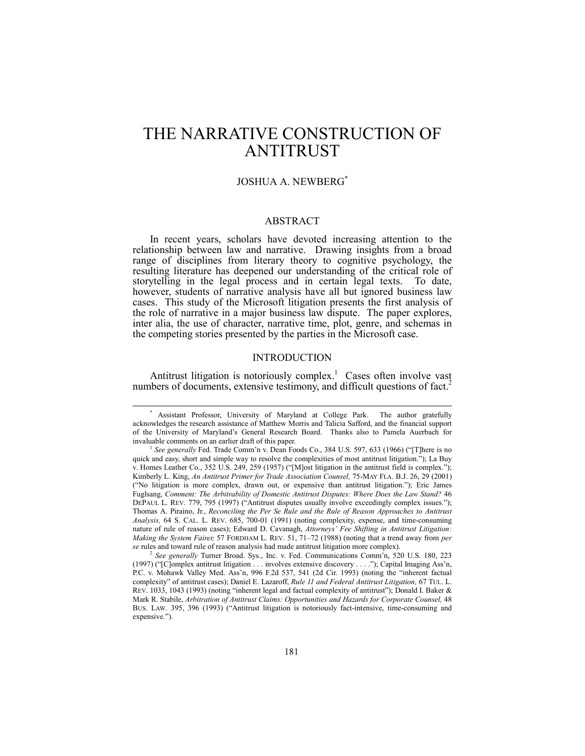# THE NARRATIVE CONSTRUCTION OF ANTITRUST

JOSHUA A. NEWBERG[*]

## ABSTRACT

In recent years, scholars have devoted increasing attention to the relationship between law and narrative. Drawing insights from a broad range of disciplines from literary theory to cognitive psychology, the resulting literature has deepened our understanding of the critical role of storytelling in the legal process and in certain legal texts. To date, however, students of narrative analysis have all but ignored business law cases. This study of the Microsoft litigation presents the first analysis of the role of narrative in a major business law dispute. The paper explores, inter alia, the use of character, narrative time, plot, genre, and schemas in the competing stories presented by the parties in the Microsoft case.

## INTRODUCTION

Antitrust litigation is notoriously complex.[1] Cases often involve vast numbers of documents, extensive testimony, and difficult questions of fact.[2]

---

[*] Assistant Professor, University of Maryland at College Park. The author gratefully acknowledges the research assistance of Matthew Morris and Talicia Safford, and the financial support of the University of Maryland's General Research Board. Thanks also to Pamela Auerbach for invaluable comments on an earlier draft of this paper.

[1] *See generally* Fed. Trade Comm'n v. Dean Foods Co., 384 U.S. 597, 633 (1966) ("[T]here is no quick and easy, short and simple way to resolve the complexities of most antitrust litigation."); La Buy v. Homes Leather Co., 352 U.S. 249, 259 (1957) ("[M]ost litigation in the antitrust field is complex."); Kimberly L. King, *An Antitrust Primer for Trade Association Counsel,* 75-MAY FLA. B.J. 26, 29 (2001) ("No litigation is more complex, drawn out, or expensive than antitrust litigation."); Eric James Fuglsang, *Comment: The Arbitrability of Domestic Antitrust Disputes: Where Does the Law Stand?* 46 DEPAUL L. REV. 779, 795 (1997) ("Antitrust disputes usually involve exceedingly complex issues."); Thomas A. Piraino, Jr., *Reconciling the Per Se Rule and the Rule of Reason Approaches to Antitrust Analysis,* 64 S. CAL. L. REV. 685, 700-01 (1991) (noting complexity, expense, and time-consuming nature of rule of reason cases); Edward D. Cavanagh, *Attorneys' Fee Shifting in Antitrust Litigation: Making the System Fairer,* 57 FORDHAM L. REV. 51, 71–72 (1988) (noting that a trend away from *per se* rules and toward rule of reason analysis had made antitrust litigation more complex).

[2] *See generally* Turner Broad. Sys., Inc. v. Fed. Communications Comm'n, 520 U.S. 180, 223 (1997) ("[C]omplex antitrust litigation . . . involves extensive discovery . . . ."); Capital Imaging Ass'n, P.C. v. Mohawk Valley Med. Ass'n, 996 F.2d 537, 541 (2d Cir. 1993) (noting the "inherent factual complexity" of antitrust cases); Daniel E. Lazaroff, *Rule 11 and Federal Antitrust Litigation,* 67 TUL. L. REV. 1033, 1043 (1993) (noting "inherent legal and factual complexity of antitrust"); Donald I. Baker & Mark R. Stabile, *Arbitration of Antitrust Claims: Opportunities and Hazards for Corporate Counsel,* 48 BUS. LAW. 395, 396 (1993) ("Antitrust litigation is notoriously fact-intensive, time-consuming and expensive.").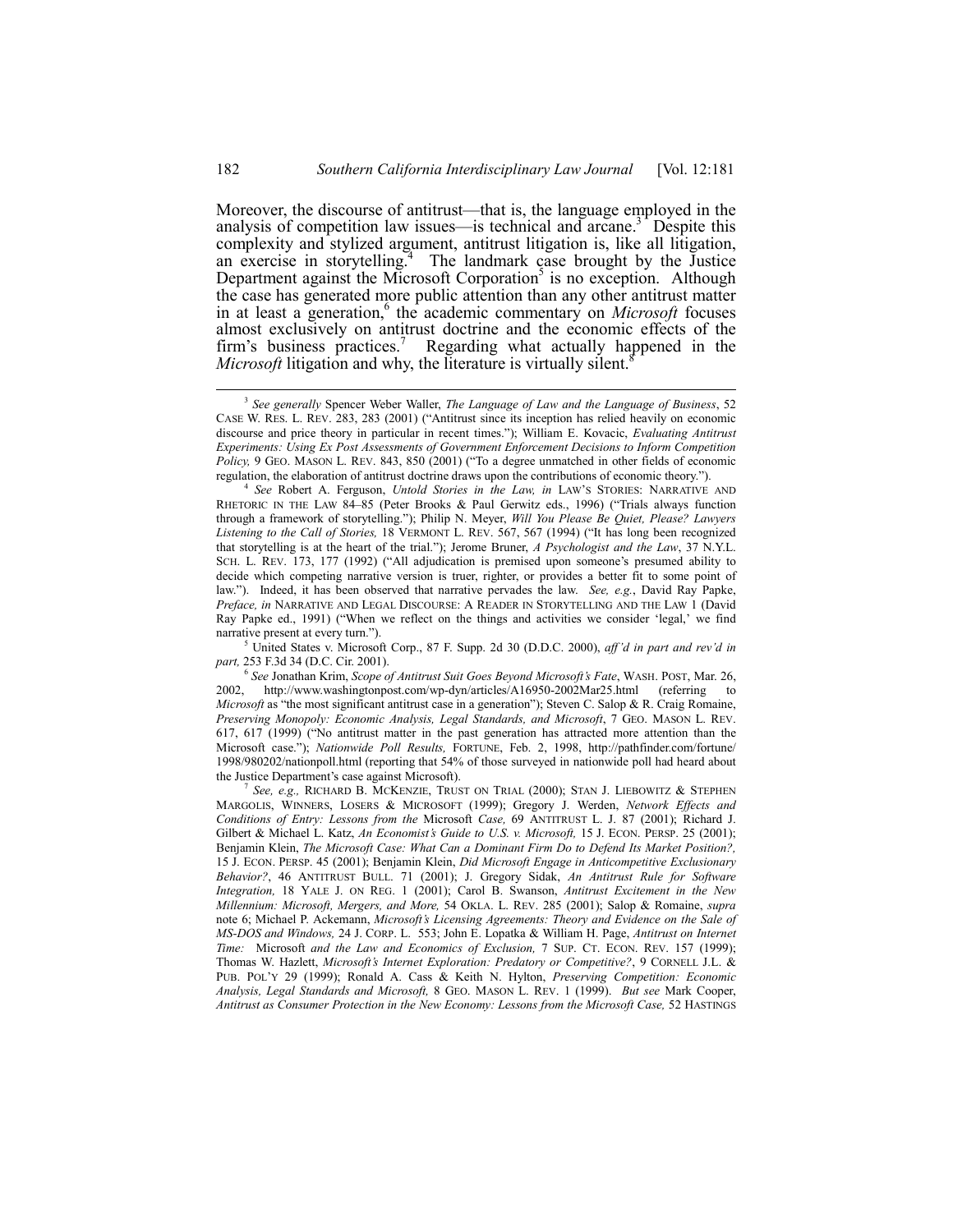Moreover, the discourse of antitrust—that is, the language employed in the analysis of competition law issues—is technical and arcane.[3] Despite this complexity and stylized argument, antitrust litigation is, like all litigation, an exercise in storytelling.[4] The landmark case brought by the Justice Department against the Microsoft Corporation[5] is no exception. Although the case has generated more public attention than any other antitrust matter in at least a generation,[6] the academic commentary on *Microsoft* focuses almost exclusively on antitrust doctrine and the economic effects of the firm's business practices.[7] Regarding what actually happened in the *Microsoft* litigation and why, the literature is virtually silent.[8]

---

[3] *See generally* Spencer Weber Waller, *The Language of Law and the Language of Business*, 52 CASE W. RES. L. REV. 283, 283 (2001) ("Antitrust since its inception has relied heavily on economic discourse and price theory in particular in recent times."); William E. Kovacic, *Evaluating Antitrust Experiments: Using Ex Post Assessments of Government Enforcement Decisions to Inform Competition Policy,* 9 GEO. MASON L. REV. 843, 850 (2001) ("To a degree unmatched in other fields of economic regulation, the elaboration of antitrust doctrine draws upon the contributions of economic theory.").

[4] *See* Robert A. Ferguson, *Untold Stories in the Law, in* LAW'S STORIES: NARRATIVE AND RHETORIC IN THE LAW 84–85 (Peter Brooks & Paul Gerwitz eds., 1996) ("Trials always function through a framework of storytelling."); Philip N. Meyer, *Will You Please Be Quiet, Please? Lawyers Listening to the Call of Stories,* 18 VERMONT L. REV. 567, 567 (1994) ("It has long been recognized that storytelling is at the heart of the trial."); Jerome Bruner, *A Psychologist and the Law*, 37 N.Y.L. SCH. L. REV. 173, 177 (1992) ("All adjudication is premised upon someone's presumed ability to decide which competing narrative version is truer, righter, or provides a better fit to some point of law."). Indeed, it has been observed that narrative pervades the law. *See, e.g.*, David Ray Papke, *Preface, in* NARRATIVE AND LEGAL DISCOURSE: A READER IN STORYTELLING AND THE LAW 1 (David Ray Papke ed., 1991) ("When we reflect on the things and activities we consider 'legal,' we find narrative present at every turn.").

[5] United States v. Microsoft Corp., 87 F. Supp. 2d 30 (D.D.C. 2000), *aff'd in part and rev'd in part,* 253 F.3d 34 (D.C. Cir. 2001).

[6] *See* Jonathan Krim, *Scope of Antitrust Suit Goes Beyond Microsoft's Fate*, WASH. POST, Mar. 26, 2002, http://www.washingtonpost.com/wp-dyn/articles/A16950-2002Mar25.html (referring to *Microsoft* as "the most significant antitrust case in a generation"); Steven C. Salop & R. Craig Romaine, *Preserving Monopoly: Economic Analysis, Legal Standards, and Microsoft*, 7 GEO. MASON L. REV. 617, 617 (1999) ("No antitrust matter in the past generation has attracted more attention than the Microsoft case."); *Nationwide Poll Results,* FORTUNE, Feb. 2, 1998, http://pathfinder.com/fortune/1998/980202/nationpoll.html (reporting that 54% of those surveyed in nationwide poll had heard about the Justice Department's case against Microsoft).

[7] *See, e.g.,* RICHARD B. MCKENZIE, TRUST ON TRIAL (2000); STAN J. LIEBOWITZ & STEPHEN MARGOLIS, WINNERS, LOSERS & MICROSOFT (1999); Gregory J. Werden, *Network Effects and Conditions of Entry: Lessons from the* Microsoft *Case,* 69 ANTITRUST L. J. 87 (2001); Richard J. Gilbert & Michael L. Katz, *An Economist's Guide to U.S. v. Microsoft,* 15 J. ECON. PERSP. 25 (2001); Benjamin Klein, *The Microsoft Case: What Can a Dominant Firm Do to Defend Its Market Position?,* 15 J. ECON. PERSP. 45 (2001); Benjamin Klein, *Did Microsoft Engage in Anticompetitive Exclusionary Behavior?*, 46 ANTITRUST BULL. 71 (2001); J. Gregory Sidak, *An Antitrust Rule for Software Integration,* 18 YALE J. ON REG. 1 (2001); Carol B. Swanson, *Antitrust Excitement in the New Millennium: Microsoft, Mergers, and More,* 54 OKLA. L. REV. 285 (2001); Salop & Romaine, *supra* note 6; Michael P. Ackemann, *Microsoft's Licensing Agreements: Theory and Evidence on the Sale of MS-DOS and Windows,* 24 J. CORP. L. 553; John E. Lopatka & William H. Page, *Antitrust on Internet Time:* Microsoft *and the Law and Economics of Exclusion,* 7 SUP. CT. ECON. REV. 157 (1999); Thomas W. Hazlett, *Microsoft's Internet Exploration: Predatory or Competitive?*, 9 CORNELL J.L. & PUB. POL'Y 29 (1999); Ronald A. Cass & Keith N. Hylton, *Preserving Competition: Economic Analysis, Legal Standards and Microsoft,* 8 GEO. MASON L. REV. 1 (1999). *But see* Mark Cooper, *Antitrust as Consumer Protection in the New Economy: Lessons from the Microsoft Case,* 52 HASTINGS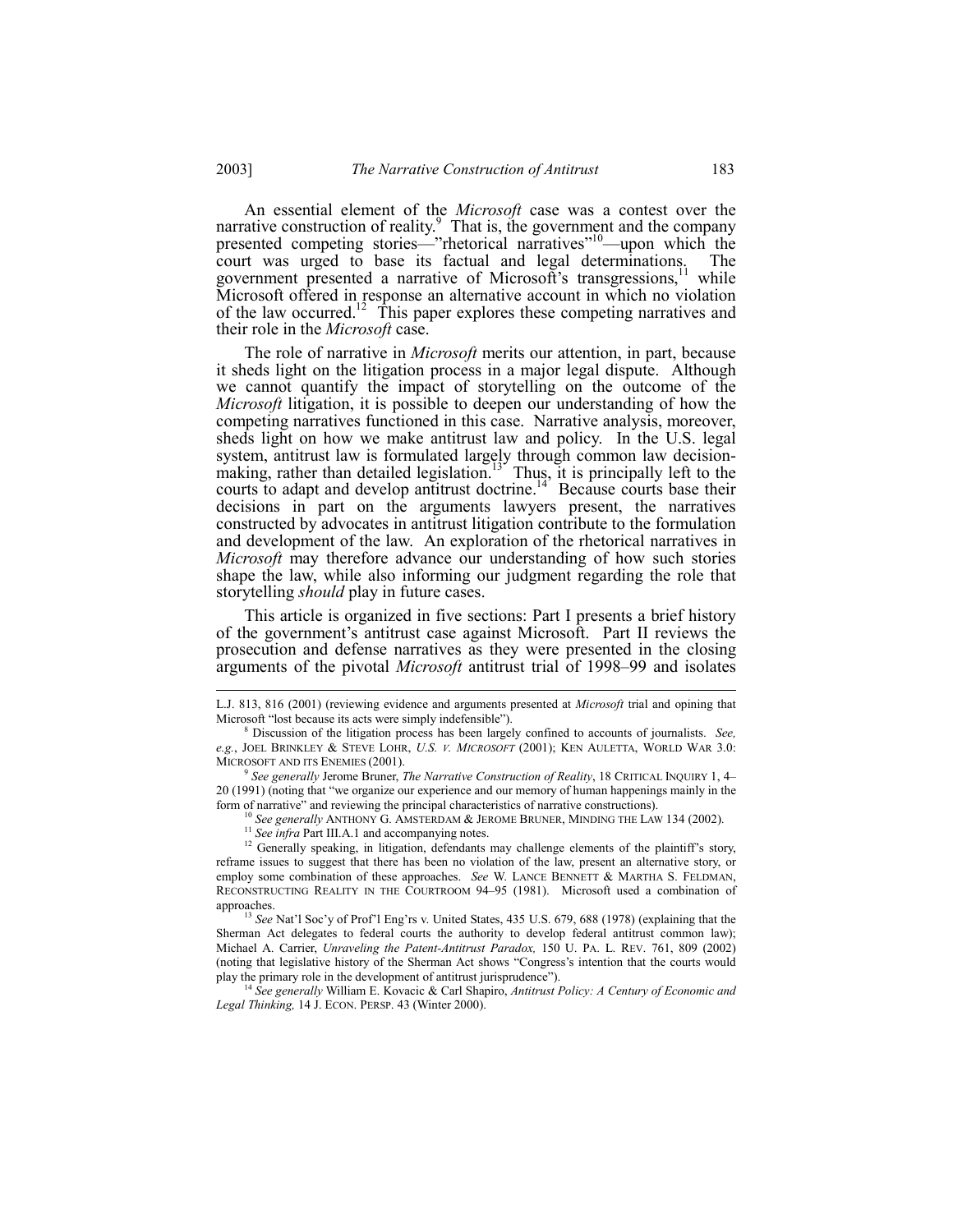An essential element of the *Microsoft* case was a contest over the narrative construction of reality.[9] That is, the government and the company presented competing stories—"rhetorical narratives"[10]—upon which the court was urged to base its factual and legal determinations. The government presented a narrative of Microsoft's transgressions,[11] while Microsoft offered in response an alternative account in which no violation of the law occurred.[12] This paper explores these competing narratives and their role in the *Microsoft* case.

The role of narrative in *Microsoft* merits our attention, in part, because it sheds light on the litigation process in a major legal dispute. Although we cannot quantify the impact of storytelling on the outcome of the *Microsoft* litigation, it is possible to deepen our understanding of how the competing narratives functioned in this case. Narrative analysis, moreover, sheds light on how we make antitrust law and policy. In the U.S. legal system, antitrust law is formulated largely through common law decision-making, rather than detailed legislation.[13] Thus, it is principally left to the courts to adapt and develop antitrust doctrine.[14] Because courts base their decisions in part on the arguments lawyers present, the narratives constructed by advocates in antitrust litigation contribute to the formulation and development of the law. An exploration of the rhetorical narratives in *Microsoft* may therefore advance our understanding of how such stories shape the law, while also informing our judgment regarding the role that storytelling *should* play in future cases.

This article is organized in five sections: Part I presents a brief history of the government's antitrust case against Microsoft. Part II reviews the prosecution and defense narratives as they were presented in the closing arguments of the pivotal *Microsoft* antitrust trial of 1998–99 and isolates

---

L.J. 813, 816 (2001) (reviewing evidence and arguments presented at *Microsoft* trial and opining that Microsoft "lost because its acts were simply indefensible").

[8] Discussion of the litigation process has been largely confined to accounts of journalists. *See, e.g.*, JOEL BRINKLEY & STEVE LOHR, *U.S. v. MICROSOFT* (2001); KEN AULETTA, WORLD WAR 3.0: MICROSOFT AND ITS ENEMIES (2001).

[9] *See generally* Jerome Bruner, *The Narrative Construction of Reality*, 18 CRITICAL INQUIRY 1, 4–20 (1991) (noting that "we organize our experience and our memory of human happenings mainly in the form of narrative" and reviewing the principal characteristics of narrative constructions).

[10] *See generally* ANTHONY G. AMSTERDAM & JEROME BRUNER, MINDING THE LAW 134 (2002).

[11] *See infra* Part III.A.1 and accompanying notes.

[12] Generally speaking, in litigation, defendants may challenge elements of the plaintiff's story, reframe issues to suggest that there has been no violation of the law, present an alternative story, or employ some combination of these approaches. *See* W. LANCE BENNETT & MARTHA S. FELDMAN, RECONSTRUCTING REALITY IN THE COURTROOM 94–95 (1981). Microsoft used a combination of approaches.

[13] *See* Nat'l Soc'y of Prof'l Eng'rs v. United States, 435 U.S. 679, 688 (1978) (explaining that the Sherman Act delegates to federal courts the authority to develop federal antitrust common law); Michael A. Carrier, *Unraveling the Patent-Antitrust Paradox,* 150 U. PA. L. REV. 761, 809 (2002) (noting that legislative history of the Sherman Act shows "Congress's intention that the courts would play the primary role in the development of antitrust jurisprudence").

[14] *See generally* William E. Kovacic & Carl Shapiro, *Antitrust Policy: A Century of Economic and Legal Thinking,* 14 J. ECON. PERSP. 43 (Winter 2000).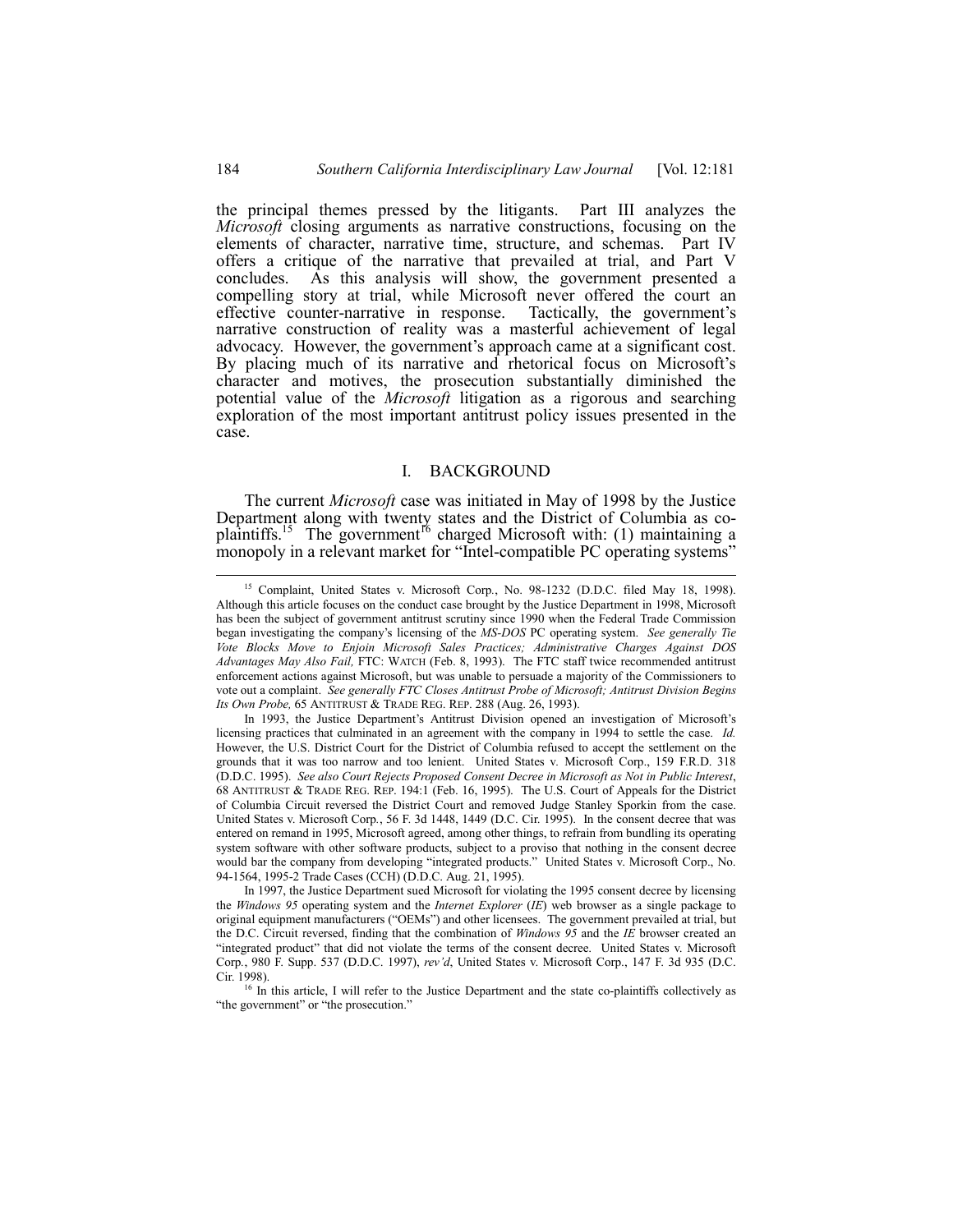the principal themes pressed by the litigants. Part III analyzes the *Microsoft* closing arguments as narrative constructions, focusing on the elements of character, narrative time, structure, and schemas. Part IV offers a critique of the narrative that prevailed at trial, and Part V concludes. As this analysis will show, the government presented a compelling story at trial, while Microsoft never offered the court an effective counter-narrative in response. Tactically, the government's narrative construction of reality was a masterful achievement of legal advocacy. However, the government's approach came at a significant cost. By placing much of its narrative and rhetorical focus on Microsoft's character and motives, the prosecution substantially diminished the potential value of the *Microsoft* litigation as a rigorous and searching exploration of the most important antitrust policy issues presented in the case.

## I. BACKGROUND

The current *Microsoft* case was initiated in May of 1998 by the Justice Department along with twenty states and the District of Columbia as co-plaintiffs.[15] The government[16] charged Microsoft with: (1) maintaining a monopoly in a relevant market for "Intel-compatible PC operating systems"

---

[15] Complaint, United States v. Microsoft Corp., No. 98-1232 (D.D.C. filed May 18, 1998). Although this article focuses on the conduct case brought by the Justice Department in 1998, Microsoft has been the subject of government antitrust scrutiny since 1990 when the Federal Trade Commission began investigating the company's licensing of the *MS-DOS* PC operating system. *See generally Tie Vote Blocks Move to Enjoin Microsoft Sales Practices; Administrative Charges Against DOS Advantages May Also Fail,* FTC: WATCH (Feb. 8, 1993). The FTC staff twice recommended antitrust enforcement actions against Microsoft, but was unable to persuade a majority of the Commissioners to vote out a complaint. *See generally FTC Closes Antitrust Probe of Microsoft; Antitrust Division Begins Its Own Probe,* 65 ANTITRUST & TRADE REG. REP. 288 (Aug. 26, 1993).

In 1993, the Justice Department's Antitrust Division opened an investigation of Microsoft's licensing practices that culminated in an agreement with the company in 1994 to settle the case. *Id.* However, the U.S. District Court for the District of Columbia refused to accept the settlement on the grounds that it was too narrow and too lenient. United States v. Microsoft Corp., 159 F.R.D. 318 (D.D.C. 1995). *See also Court Rejects Proposed Consent Decree in Microsoft as Not in Public Interest*, 68 ANTITRUST & TRADE REG. REP. 194:1 (Feb. 16, 1995). The U.S. Court of Appeals for the District of Columbia Circuit reversed the District Court and removed Judge Stanley Sporkin from the case. United States v. Microsoft Corp., 56 F. 3d 1448, 1449 (D.C. Cir. 1995). In the consent decree that was entered on remand in 1995, Microsoft agreed, among other things, to refrain from bundling its operating system software with other software products, subject to a proviso that nothing in the consent decree would bar the company from developing "integrated products." United States v. Microsoft Corp., No. 94-1564, 1995-2 Trade Cases (CCH) (D.D.C. Aug. 21, 1995).

In 1997, the Justice Department sued Microsoft for violating the 1995 consent decree by licensing the *Windows 95* operating system and the *Internet Explorer* (*IE*) web browser as a single package to original equipment manufacturers ("OEMs") and other licensees. The government prevailed at trial, but the D.C. Circuit reversed, finding that the combination of *Windows 95* and the *IE* browser created an "integrated product" that did not violate the terms of the consent decree. United States v. Microsoft Corp., 980 F. Supp. 537 (D.D.C. 1997), *rev'd*, United States v. Microsoft Corp., 147 F. 3d 935 (D.C. Cir. 1998).

[16] In this article, I will refer to the Justice Department and the state co-plaintiffs collectively as "the government" or "the prosecution."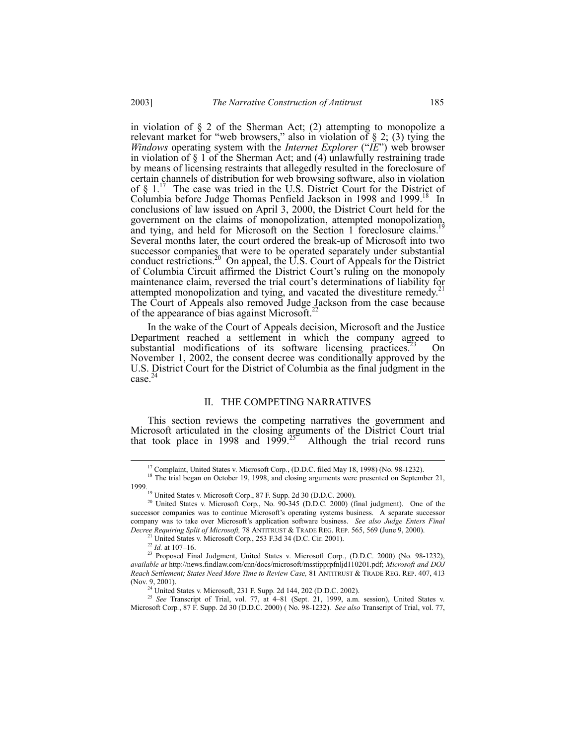in violation of § 2 of the Sherman Act; (2) attempting to monopolize a relevant market for "web browsers," also in violation of § 2; (3) tying the *Windows* operating system with the *Internet Explorer* ("*IE*") web browser in violation of § 1 of the Sherman Act; and (4) unlawfully restraining trade by means of licensing restraints that allegedly resulted in the foreclosure of certain channels of distribution for web browsing software, also in violation of § 1.[17] The case was tried in the U.S. District Court for the District of Columbia before Judge Thomas Penfield Jackson in 1998 and 1999.[18] In conclusions of law issued on April 3, 2000, the District Court held for the government on the claims of monopolization, attempted monopolization, and tying, and held for Microsoft on the Section 1 foreclosure claims.[19] Several months later, the court ordered the break-up of Microsoft into two successor companies that were to be operated separately under substantial conduct restrictions.[20] On appeal, the U.S. Court of Appeals for the District of Columbia Circuit affirmed the District Court's ruling on the monopoly maintenance claim, reversed the trial court's determinations of liability for attempted monopolization and tying, and vacated the divestiture remedy.[21] The Court of Appeals also removed Judge Jackson from the case because of the appearance of bias against Microsoft.[22]

In the wake of the Court of Appeals decision, Microsoft and the Justice Department reached a settlement in which the company agreed to substantial modifications of its software licensing practices.[23] On November 1, 2002, the consent decree was conditionally approved by the U.S. District Court for the District of Columbia as the final judgment in the case.[24]

## II. THE COMPETING NARRATIVES

This section reviews the competing narratives the government and Microsoft articulated in the closing arguments of the District Court trial that took place in 1998 and 1999.[25] Although the trial record runs

---

[17] Complaint, United States v. Microsoft Corp., (D.D.C. filed May 18, 1998) (No. 98-1232).

[18] The trial began on October 19, 1998, and closing arguments were presented on September 21, 1999.

[19] United States v. Microsoft Corp., 87 F. Supp. 2d 30 (D.D.C. 2000).

[20] United States v. Microsoft Corp., No. 90-345 (D.D.C. 2000) (final judgment). One of the successor companies was to continue Microsoft's operating systems business. A separate successor company was to take over Microsoft's application software business. *See also Judge Enters Final Decree Requiring Split of Microsoft,* 78 ANTITRUST & TRADE REG. REP. 565, 569 (June 9, 2000).

[21] United States v. Microsoft Corp., 253 F.3d 34 (D.C. Cir. 2001).

[22] *Id.* at 107–16.

[23] Proposed Final Judgment, United States v. Microsoft Corp., (D.D.C. 2000) (No. 98-1232), *available at* http://news.findlaw.com/cnn/docs/microsoft/msstipprpfnljd110201.pdf; *Microsoft and DOJ Reach Settlement; States Need More Time to Review Case,* 81 ANTITRUST & TRADE REG. REP. 407, 413 (Nov. 9, 2001).

[24] United States v. Microsoft, 231 F. Supp. 2d 144, 202 (D.D.C. 2002).

[25] *See* Transcript of Trial, vol. 77, at 4–81 (Sept. 21, 1999, a.m. session), United States v. Microsoft Corp., 87 F. Supp. 2d 30 (D.D.C. 2000) ( No. 98-1232). *See also* Transcript of Trial, vol. 77,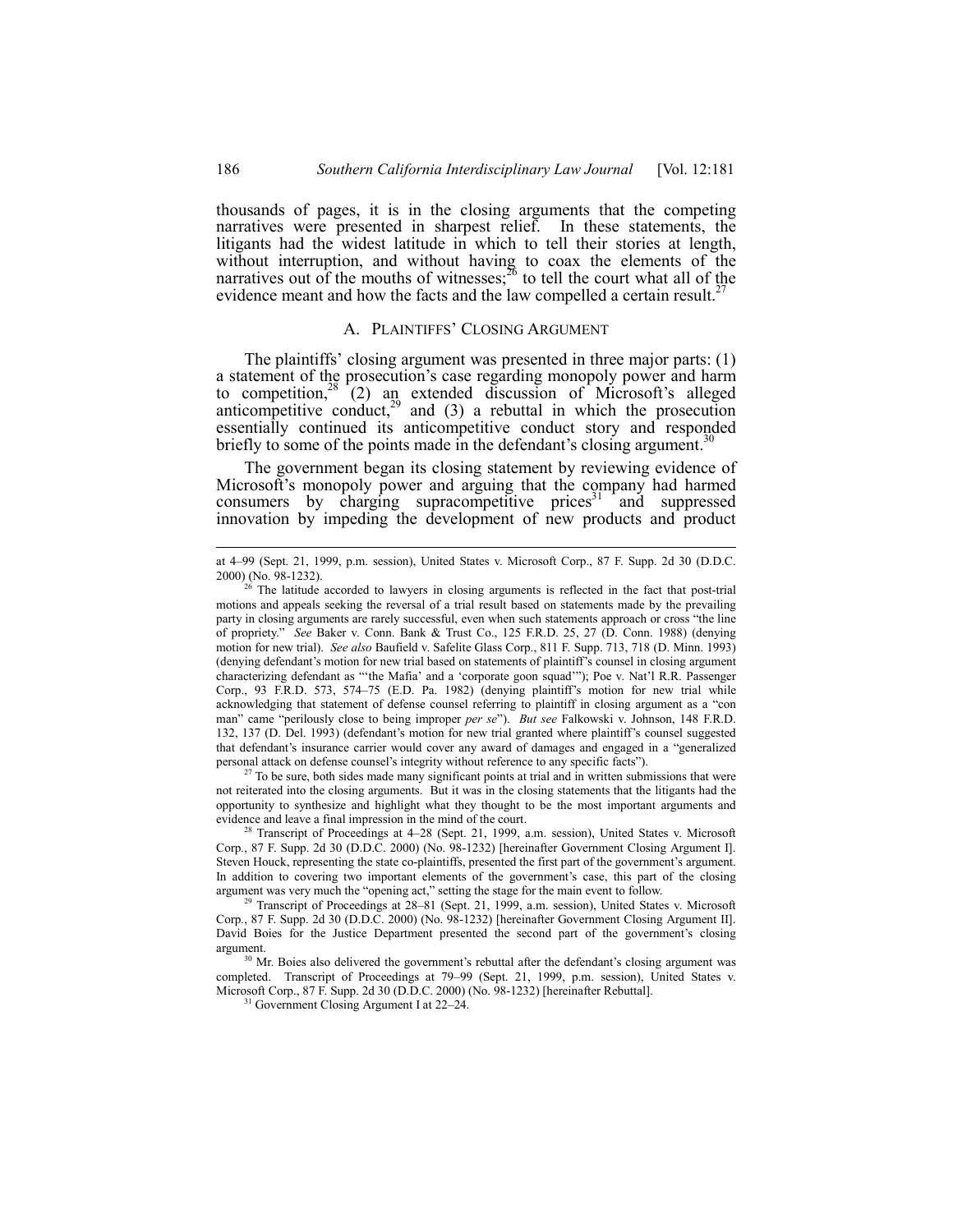thousands of pages, it is in the closing arguments that the competing narratives were presented in sharpest relief. In these statements, the litigants had the widest latitude in which to tell their stories at length, without interruption, and without having to coax the elements of the narratives out of the mouths of witnesses;[26] to tell the court what all of the evidence meant and how the facts and the law compelled a certain result.[27]

### A. PLAINTIFFS' CLOSING ARGUMENT

The plaintiffs' closing argument was presented in three major parts: (1) a statement of the prosecution's case regarding monopoly power and harm to competition,[28] (2) an extended discussion of Microsoft's alleged anticompetitive conduct,[29] and (3) a rebuttal in which the prosecution essentially continued its anticompetitive conduct story and responded briefly to some of the points made in the defendant's closing argument.[30]

The government began its closing statement by reviewing evidence of Microsoft's monopoly power and arguing that the company had harmed consumers by charging supracompetitive prices[31] and suppressed innovation by impeding the development of new products and product

---

at 4–99 (Sept. 21, 1999, p.m. session), United States v. Microsoft Corp., 87 F. Supp. 2d 30 (D.D.C. 2000) (No. 98-1232).

[26] The latitude accorded to lawyers in closing arguments is reflected in the fact that post-trial motions and appeals seeking the reversal of a trial result based on statements made by the prevailing party in closing arguments are rarely successful, even when such statements approach or cross "the line of propriety." *See* Baker v. Conn. Bank & Trust Co., 125 F.R.D. 25, 27 (D. Conn. 1988) (denying motion for new trial). *See also* Baufield v. Safelite Glass Corp., 811 F. Supp. 713, 718 (D. Minn. 1993) (denying defendant's motion for new trial based on statements of plaintiff's counsel in closing argument characterizing defendant as "'the Mafia' and a 'corporate goon squad'"); Poe v. Nat'l R.R. Passenger Corp., 93 F.R.D. 573, 574–75 (E.D. Pa. 1982) (denying plaintiff's motion for new trial while acknowledging that statement of defense counsel referring to plaintiff in closing argument as a "con man" came "perilously close to being improper *per se*"). *But see* Falkowski v. Johnson, 148 F.R.D. 132, 137 (D. Del. 1993) (defendant's motion for new trial granted where plaintiff's counsel suggested that defendant's insurance carrier would cover any award of damages and engaged in a "generalized personal attack on defense counsel's integrity without reference to any specific facts").

[27] To be sure, both sides made many significant points at trial and in written submissions that were not reiterated into the closing arguments. But it was in the closing statements that the litigants had the opportunity to synthesize and highlight what they thought to be the most important arguments and evidence and leave a final impression in the mind of the court.

[28] Transcript of Proceedings at 4–28 (Sept. 21, 1999, a.m. session), United States v. Microsoft Corp., 87 F. Supp. 2d 30 (D.D.C. 2000) (No. 98-1232) [hereinafter Government Closing Argument I]. Steven Houck, representing the state co-plaintiffs, presented the first part of the government's argument. In addition to covering two important elements of the government's case, this part of the closing argument was very much the "opening act," setting the stage for the main event to follow.

[29] Transcript of Proceedings at 28–81 (Sept. 21, 1999, a.m. session), United States v. Microsoft Corp., 87 F. Supp. 2d 30 (D.D.C. 2000) (No. 98-1232) [hereinafter Government Closing Argument II]. David Boies for the Justice Department presented the second part of the government's closing argument.

[30] Mr. Boies also delivered the government's rebuttal after the defendant's closing argument was completed. Transcript of Proceedings at 79–99 (Sept. 21, 1999, p.m. session), United States v. Microsoft Corp., 87 F. Supp. 2d 30 (D.D.C. 2000) (No. 98-1232) [hereinafter Rebuttal].

[31] Government Closing Argument I at 22–24.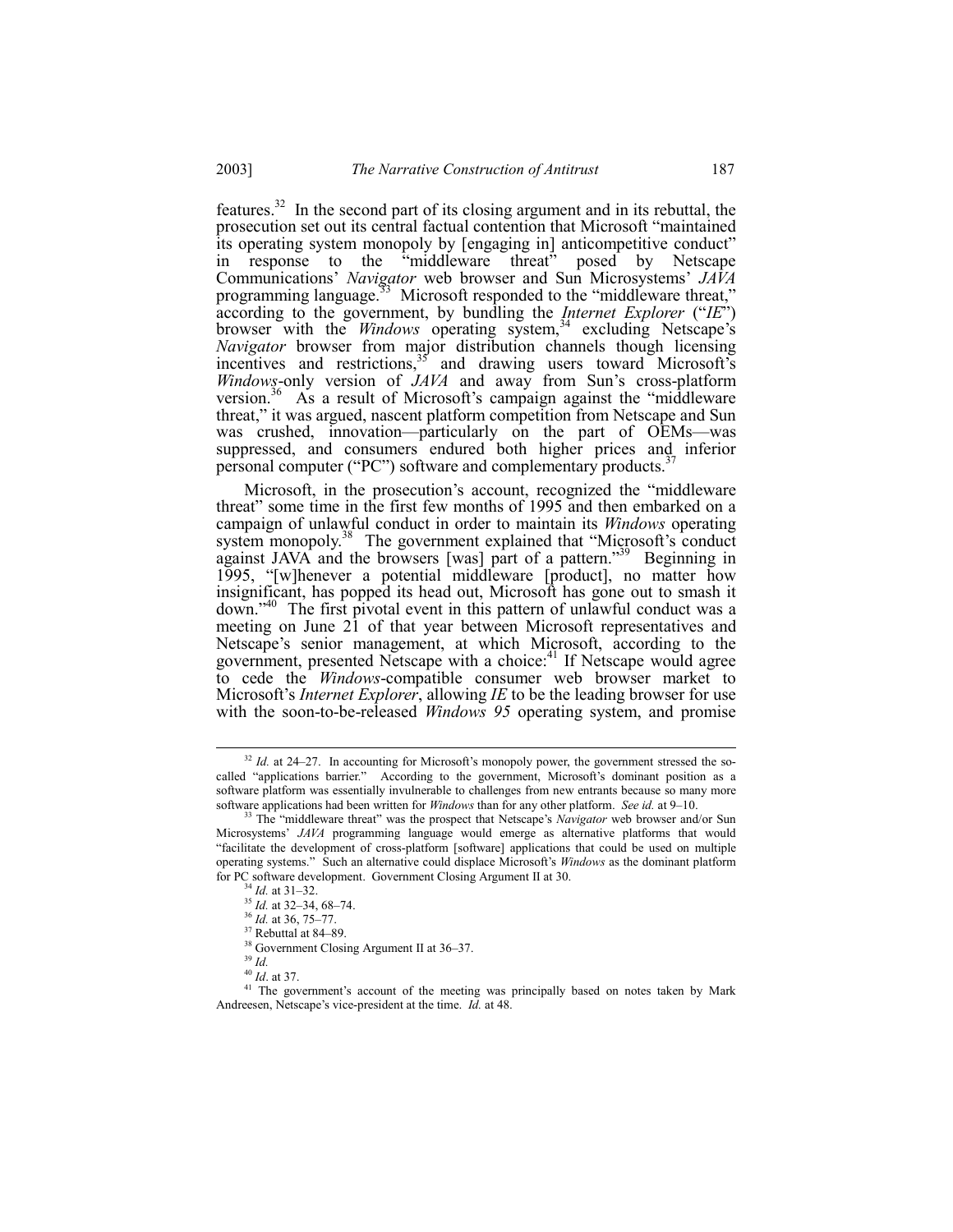features.[32] In the second part of its closing argument and in its rebuttal, the prosecution set out its central factual contention that Microsoft "maintained its operating system monopoly by [engaging in] anticompetitive conduct" in response to the "middleware threat" posed by Netscape Communications' *Navigator* web browser and Sun Microsystems' *JAVA* programming language.[33] Microsoft responded to the "middleware threat," according to the government, by bundling the *Internet Explorer* ("*IE*") browser with the *Windows* operating system,[34] excluding Netscape's *Navigator* browser from major distribution channels though licensing incentives and restrictions,[35] and drawing users toward Microsoft's *Windows*-only version of *JAVA* and away from Sun's cross-platform version.[36] As a result of Microsoft's campaign against the "middleware threat," it was argued, nascent platform competition from Netscape and Sun was crushed, innovation—particularly on the part of OEMs—was suppressed, and consumers endured both higher prices and inferior personal computer ("PC") software and complementary products.[37]

Microsoft, in the prosecution's account, recognized the "middleware threat" some time in the first few months of 1995 and then embarked on a campaign of unlawful conduct in order to maintain its *Windows* operating system monopoly.[38] The government explained that "Microsoft's conduct against JAVA and the browsers [was] part of a pattern."[39] Beginning in 1995, "[w]henever a potential middleware [product], no matter how insignificant, has popped its head out, Microsoft has gone out to smash it down."[40] The first pivotal event in this pattern of unlawful conduct was a meeting on June 21 of that year between Microsoft representatives and Netscape's senior management, at which Microsoft, according to the government, presented Netscape with a choice:[41] If Netscape would agree to cede the *Windows*-compatible consumer web browser market to Microsoft's *Internet Explorer*, allowing *IE* to be the leading browser for use with the soon-to-be-released *Windows 95* operating system, and promise

---

[32] *Id.* at 24–27. In accounting for Microsoft's monopoly power, the government stressed the so-called "applications barrier." According to the government, Microsoft's dominant position as a software platform was essentially invulnerable to challenges from new entrants because so many more software applications had been written for *Windows* than for any other platform. *See id.* at 9–10.

[33] The "middleware threat" was the prospect that Netscape's *Navigator* web browser and/or Sun Microsystems' *JAVA* programming language would emerge as alternative platforms that would "facilitate the development of cross-platform [software] applications that could be used on multiple operating systems." Such an alternative could displace Microsoft's *Windows* as the dominant platform for PC software development. Government Closing Argument II at 30.

[34] *Id.* at 31–32.

[35] *Id.* at 32–34, 68–74.

[36] *Id.* at 36, 75–77.

[37] Rebuttal at 84–89.

[38] Government Closing Argument II at 36–37.

[39] *Id.*

[40] *Id*. at 37.

[41] The government's account of the meeting was principally based on notes taken by Mark Andreesen, Netscape's vice-president at the time. *Id.* at 48.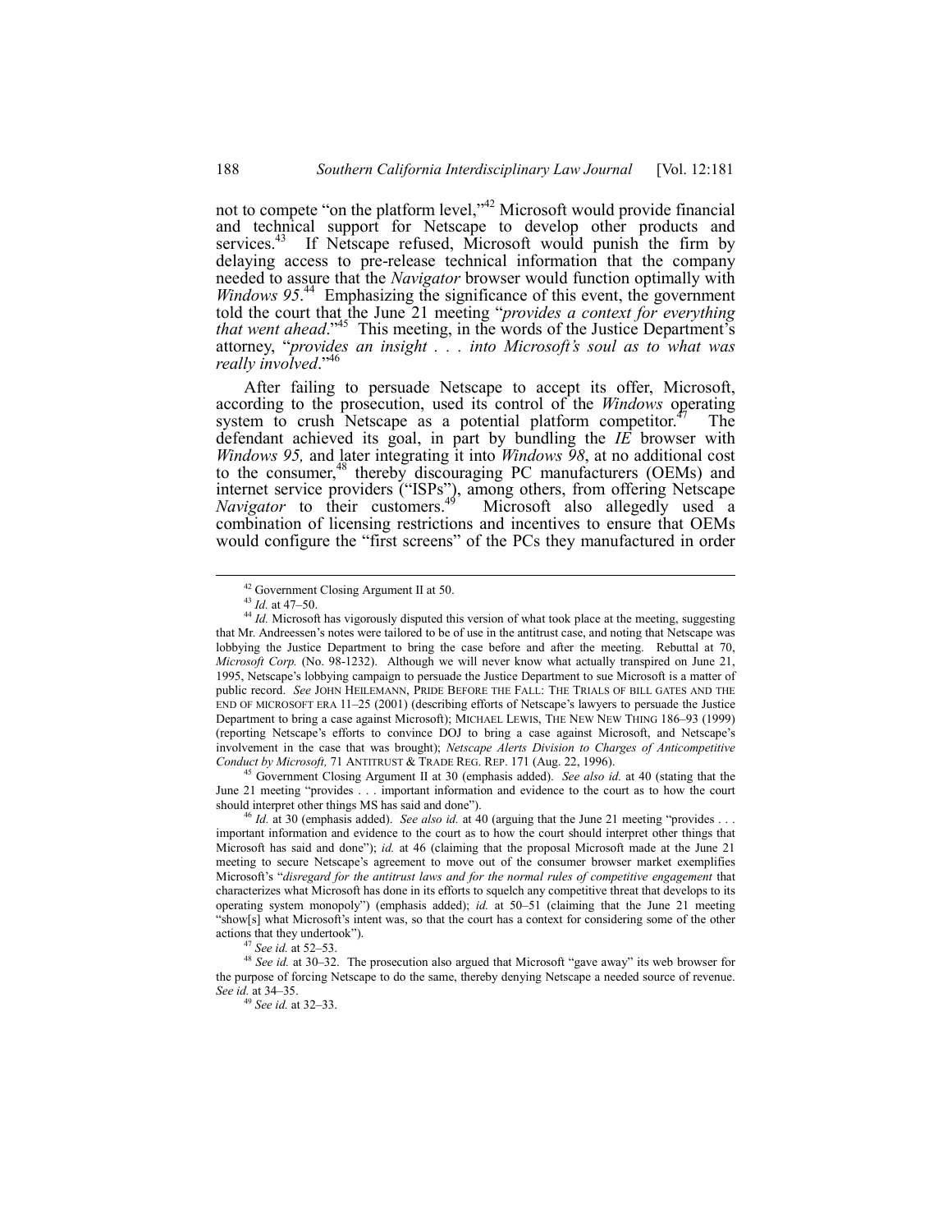not to compete "on the platform level,"[42] Microsoft would provide financial and technical support for Netscape to develop other products and services.[43] If Netscape refused, Microsoft would punish the firm by delaying access to pre-release technical information that the company needed to assure that the *Navigator* browser would function optimally with *Windows 95*.[44] Emphasizing the significance of this event, the government told the court that the June 21 meeting "*provides a context for everything that went ahead*."[45] This meeting, in the words of the Justice Department's attorney, "*provides an insight . . . into Microsoft's soul as to what was really involved*."[46]

After failing to persuade Netscape to accept its offer, Microsoft, according to the prosecution, used its control of the *Windows* operating system to crush Netscape as a potential platform competitor.[47] The defendant achieved its goal, in part by bundling the *IE* browser with *Windows 95,* and later integrating it into *Windows 98*, at no additional cost to the consumer,[48] thereby discouraging PC manufacturers (OEMs) and internet service providers ("ISPs"), among others, from offering Netscape *Navigator* to their customers.[49] Microsoft also allegedly used a combination of licensing restrictions and incentives to ensure that OEMs would configure the "first screens" of the PCs they manufactured in order

---

[42] Government Closing Argument II at 50.

[43] *Id.* at 47–50.

[44] *Id.* Microsoft has vigorously disputed this version of what took place at the meeting, suggesting that Mr. Andreessen's notes were tailored to be of use in the antitrust case, and noting that Netscape was lobbying the Justice Department to bring the case before and after the meeting. Rebuttal at 70, *Microsoft Corp.* (No. 98-1232). Although we will never know what actually transpired on June 21, 1995, Netscape's lobbying campaign to persuade the Justice Department to sue Microsoft is a matter of public record. *See* JOHN HEILEMANN, PRIDE BEFORE THE FALL: THE TRIALS OF BILL GATES AND THE END OF MICROSOFT ERA 11–25 (2001) (describing efforts of Netscape's lawyers to persuade the Justice Department to bring a case against Microsoft); MICHAEL LEWIS, THE NEW NEW THING 186–93 (1999) (reporting Netscape's efforts to convince DOJ to bring a case against Microsoft, and Netscape's involvement in the case that was brought); *Netscape Alerts Division to Charges of Anticompetitive Conduct by Microsoft,* 71 ANTITRUST & TRADE REG. REP. 171 (Aug. 22, 1996).

[45] Government Closing Argument II at 30 (emphasis added). *See also id.* at 40 (stating that the June 21 meeting "provides . . . important information and evidence to the court as to how the court should interpret other things MS has said and done").

[46] *Id.* at 30 (emphasis added). *See also id.* at 40 (arguing that the June 21 meeting "provides . . . important information and evidence to the court as to how the court should interpret other things that Microsoft has said and done"); *id.* at 46 (claiming that the proposal Microsoft made at the June 21 meeting to secure Netscape's agreement to move out of the consumer browser market exemplifies Microsoft's "*disregard for the antitrust laws and for the normal rules of competitive engagement* that characterizes what Microsoft has done in its efforts to squelch any competitive threat that develops to its operating system monopoly") (emphasis added); *id.* at 50–51 (claiming that the June 21 meeting "show[s] what Microsoft's intent was, so that the court has a context for considering some of the other actions that they undertook").

[47] *See id.* at 52–53.

[48] *See id.* at 30–32. The prosecution also argued that Microsoft "gave away" its web browser for the purpose of forcing Netscape to do the same, thereby denying Netscape a needed source of revenue. *See id.* at 34–35.

[49] *See id.* at 32–33.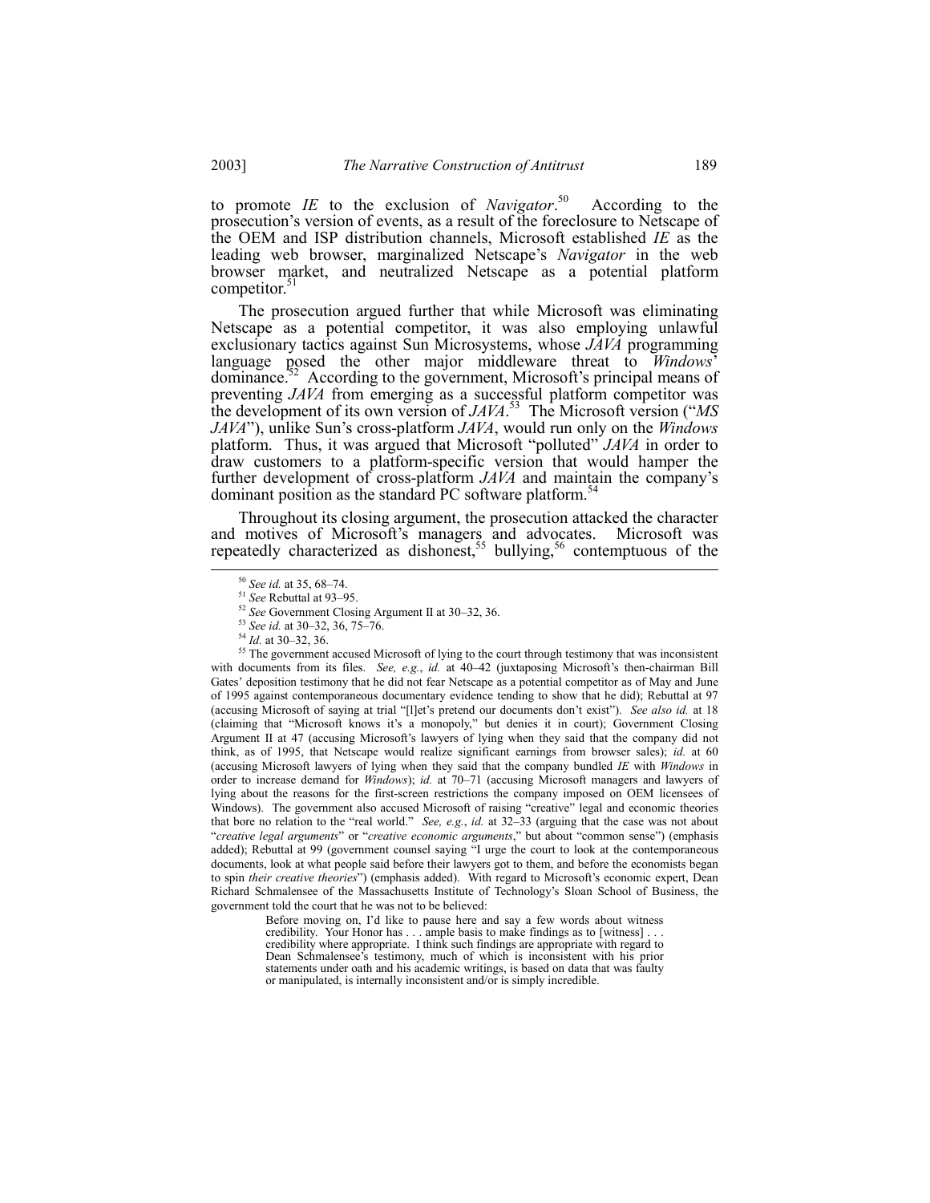to promote *IE* to the exclusion of *Navigator*.[50] According to the prosecution's version of events, as a result of the foreclosure to Netscape of the OEM and ISP distribution channels, Microsoft established *IE* as the leading web browser, marginalized Netscape's *Navigator* in the web browser market, and neutralized Netscape as a potential platform competitor.[51]

The prosecution argued further that while Microsoft was eliminating Netscape as a potential competitor, it was also employing unlawful exclusionary tactics against Sun Microsystems, whose *JAVA* programming language posed the other major middleware threat to *Windows*' dominance.[52] According to the government, Microsoft's principal means of preventing *JAVA* from emerging as a successful platform competitor was the development of its own version of *JAVA*.[53] The Microsoft version ("*MS JAVA*"), unlike Sun's cross-platform *JAVA*, would run only on the *Windows* platform. Thus, it was argued that Microsoft "polluted" *JAVA* in order to draw customers to a platform-specific version that would hamper the further development of cross-platform *JAVA* and maintain the company's dominant position as the standard PC software platform.[54]

Throughout its closing argument, the prosecution attacked the character and motives of Microsoft's managers and advocates. Microsoft was repeatedly characterized as dishonest,[55] bullying,[56] contemptuous of the

---

[50] *See id.* at 35, 68–74.

[51] *See* Rebuttal at 93–95.

[52] *See* Government Closing Argument II at 30–32, 36.

[53] *See id.* at 30–32, 36, 75–76.

[54] *Id.* at 30–32, 36.

[55] The government accused Microsoft of lying to the court through testimony that was inconsistent with documents from its files. *See, e.g.*, *id.* at 40–42 (juxtaposing Microsoft's then-chairman Bill Gates' deposition testimony that he did not fear Netscape as a potential competitor as of May and June of 1995 against contemporaneous documentary evidence tending to show that he did); Rebuttal at 97 (accusing Microsoft of saying at trial "[l]et's pretend our documents don't exist"). *See also id.* at 18 (claiming that "Microsoft knows it's a monopoly," but denies it in court); Government Closing Argument II at 47 (accusing Microsoft's lawyers of lying when they said that the company did not think, as of 1995, that Netscape would realize significant earnings from browser sales); *id.* at 60 (accusing Microsoft lawyers of lying when they said that the company bundled *IE* with *Windows* in order to increase demand for *Windows*); *id.* at 70–71 (accusing Microsoft managers and lawyers of lying about the reasons for the first-screen restrictions the company imposed on OEM licensees of Windows). The government also accused Microsoft of raising "creative" legal and economic theories that bore no relation to the "real world." *See, e.g.*, *id.* at 32–33 (arguing that the case was not about "*creative legal arguments*" or "*creative economic arguments*," but about "common sense") (emphasis added); Rebuttal at 99 (government counsel saying "I urge the court to look at the contemporaneous documents, look at what people said before their lawyers got to them, and before the economists began to spin *their creative theories*") (emphasis added). With regard to Microsoft's economic expert, Dean Richard Schmalensee of the Massachusetts Institute of Technology's Sloan School of Business, the government told the court that he was not to be believed:

> Before moving on, I'd like to pause here and say a few words about witness credibility. Your Honor has . . . ample basis to make findings as to [witness] . . . credibility where appropriate. I think such findings are appropriate with regard to Dean Schmalensee's testimony, much of which is inconsistent with his prior statements under oath and his academic writings, is based on data that was faulty or manipulated, is internally inconsistent and/or is simply incredible.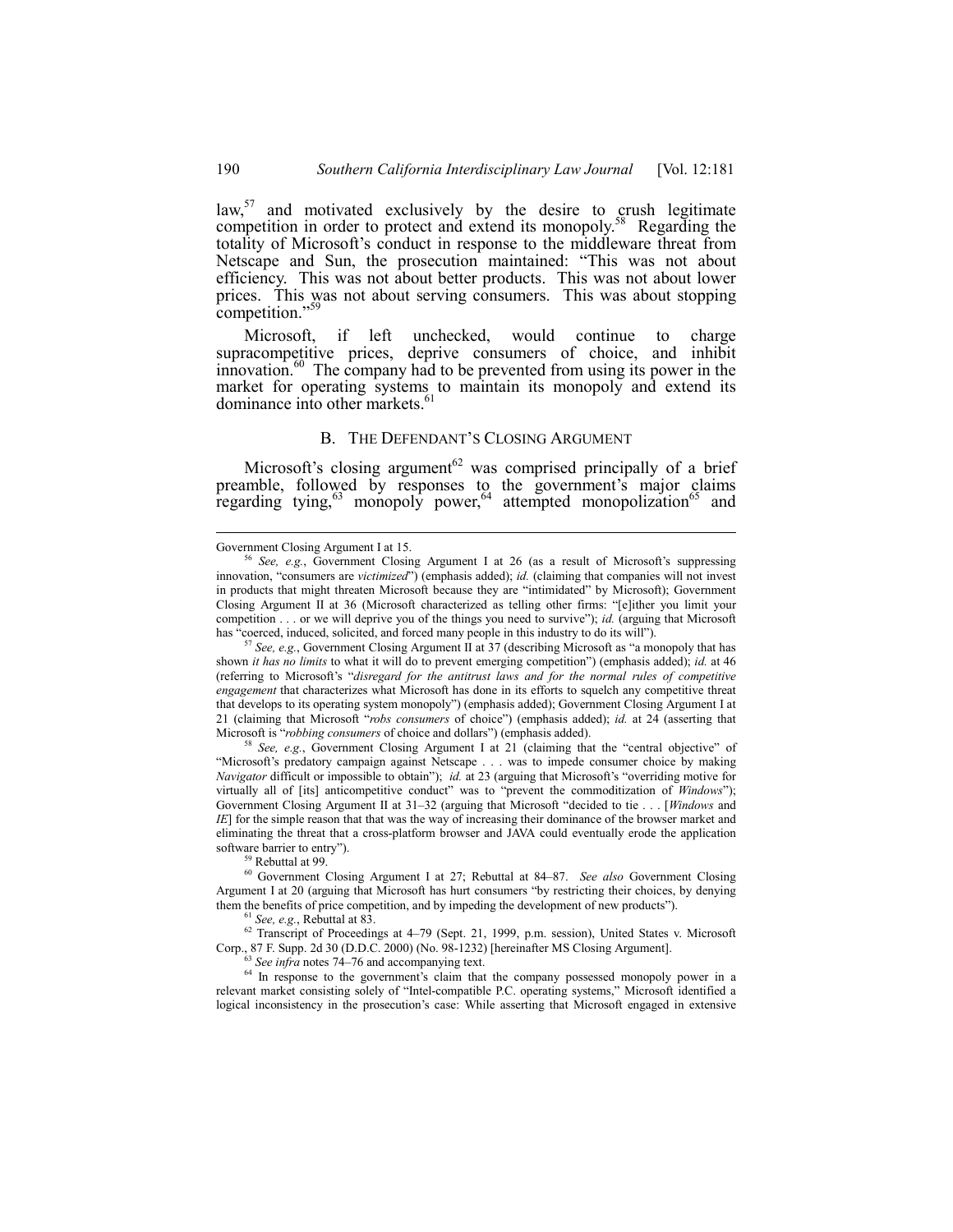law,[57] and motivated exclusively by the desire to crush legitimate competition in order to protect and extend its monopoly.[58] Regarding the totality of Microsoft's conduct in response to the middleware threat from Netscape and Sun, the prosecution maintained: "This was not about efficiency. This was not about better products. This was not about lower prices. This was not about serving consumers. This was about stopping competition."[59]

Microsoft, if left unchecked, would continue to charge supracompetitive prices, deprive consumers of choice, and inhibit innovation.[60] The company had to be prevented from using its power in the market for operating systems to maintain its monopoly and extend its dominance into other markets.[61]

### B. The Defendant's Closing Argument

Microsoft's closing argument[62] was comprised principally of a brief preamble, followed by responses to the government's major claims regarding tying,[63] monopoly power,[64] attempted monopolization[65] and

---

Government Closing Argument I at 15.

[56] *See, e.g.*, Government Closing Argument I at 26 (as a result of Microsoft's suppressing innovation, "consumers are *victimized*") (emphasis added); *id.* (claiming that companies will not invest in products that might threaten Microsoft because they are "intimidated" by Microsoft); Government Closing Argument II at 36 (Microsoft characterized as telling other firms: "[e]ither you limit your competition . . . or we will deprive you of the things you need to survive"); *id.* (arguing that Microsoft has "coerced, induced, solicited, and forced many people in this industry to do its will").

[57] *See, e.g.*, Government Closing Argument II at 37 (describing Microsoft as "a monopoly that has shown *it has no limits* to what it will do to prevent emerging competition") (emphasis added); *id.* at 46 (referring to Microsoft's "*disregard for the antitrust laws and for the normal rules of competitive engagement* that characterizes what Microsoft has done in its efforts to squelch any competitive threat that develops to its operating system monopoly") (emphasis added); Government Closing Argument I at 21 (claiming that Microsoft "*robs consumers* of choice") (emphasis added); *id.* at 24 (asserting that Microsoft is "*robbing consumers* of choice and dollars") (emphasis added).

[58] *See, e.g.*, Government Closing Argument I at 21 (claiming that the "central objective" of "Microsoft's predatory campaign against Netscape . . . was to impede consumer choice by making *Navigator* difficult or impossible to obtain"); *id.* at 23 (arguing that Microsoft's "overriding motive for virtually all of [its] anticompetitive conduct" was to "prevent the commoditization of *Windows*"); Government Closing Argument II at 31–32 (arguing that Microsoft "decided to tie . . . [*Windows* and *IE*] for the simple reason that that was the way of increasing their dominance of the browser market and eliminating the threat that a cross-platform browser and JAVA could eventually erode the application software barrier to entry").

[59] Rebuttal at 99.

[60] Government Closing Argument I at 27; Rebuttal at 84–87. *See also* Government Closing Argument I at 20 (arguing that Microsoft has hurt consumers "by restricting their choices, by denying them the benefits of price competition, and by impeding the development of new products").

[61] *See, e.g.*, Rebuttal at 83.

[62] Transcript of Proceedings at 4–79 (Sept. 21, 1999, p.m. session), United States v. Microsoft Corp., 87 F. Supp. 2d 30 (D.D.C. 2000) (No. 98-1232) [hereinafter MS Closing Argument].

[63] *See infra* notes 74–76 and accompanying text.

[64] In response to the government's claim that the company possessed monopoly power in a relevant market consisting solely of "Intel-compatible P.C. operating systems," Microsoft identified a logical inconsistency in the prosecution's case: While asserting that Microsoft engaged in extensive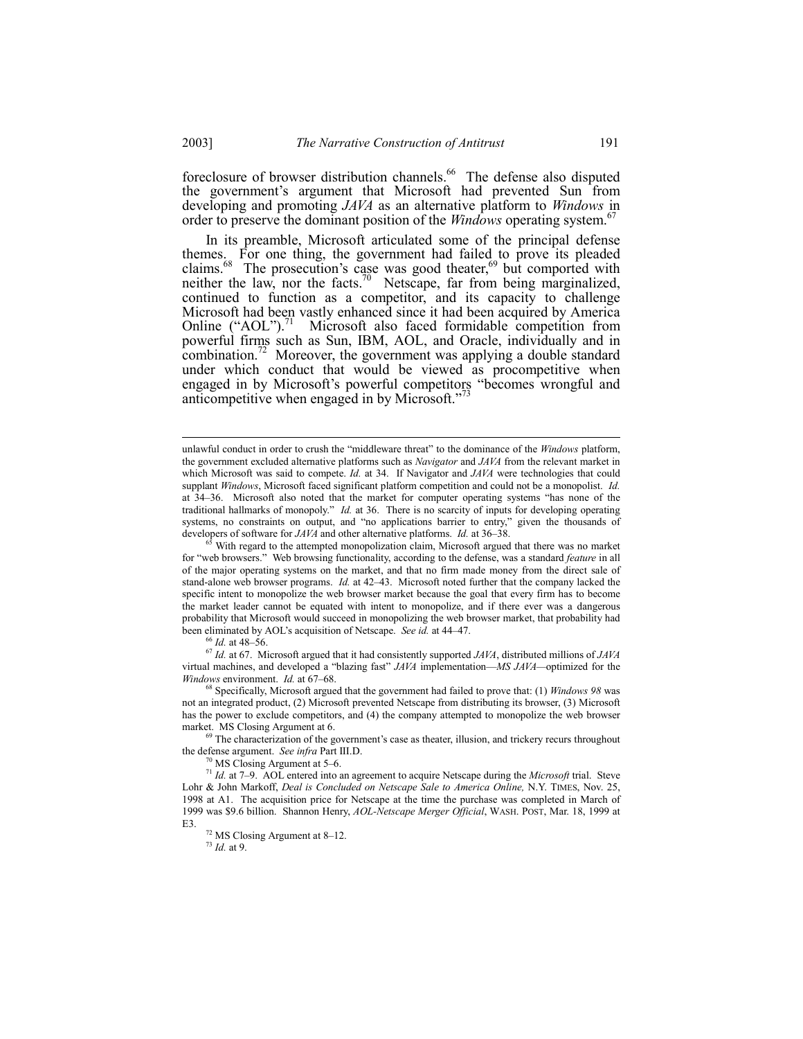foreclosure of browser distribution channels.[66] The defense also disputed the government's argument that Microsoft had prevented Sun from developing and promoting *JAVA* as an alternative platform to *Windows* in order to preserve the dominant position of the *Windows* operating system.[67]

In its preamble, Microsoft articulated some of the principal defense themes. For one thing, the government had failed to prove its pleaded claims.[68] The prosecution's case was good theater,[69] but comported with neither the law, nor the facts.[70] Netscape, far from being marginalized, continued to function as a competitor, and its capacity to challenge Microsoft had been vastly enhanced since it had been acquired by America Online ("AOL").[71] Microsoft also faced formidable competition from powerful firms such as Sun, IBM, AOL, and Oracle, individually and in combination.[72] Moreover, the government was applying a double standard under which conduct that would be viewed as procompetitive when engaged in by Microsoft's powerful competitors "becomes wrongful and anticompetitive when engaged in by Microsoft."[73]

---

unlawful conduct in order to crush the "middleware threat" to the dominance of the *Windows* platform, the government excluded alternative platforms such as *Navigator* and *JAVA* from the relevant market in which Microsoft was said to compete. *Id.* at 34. If Navigator and *JAVA* were technologies that could supplant *Windows*, Microsoft faced significant platform competition and could not be a monopolist. *Id.* at 34–36. Microsoft also noted that the market for computer operating systems "has none of the traditional hallmarks of monopoly." *Id.* at 36. There is no scarcity of inputs for developing operating systems, no constraints on output, and "no applications barrier to entry," given the thousands of developers of software for *JAVA* and other alternative platforms. *Id.* at 36–38.

[65] With regard to the attempted monopolization claim, Microsoft argued that there was no market for "web browsers." Web browsing functionality, according to the defense, was a standard *feature* in all of the major operating systems on the market, and that no firm made money from the direct sale of stand-alone web browser programs. *Id.* at 42–43. Microsoft noted further that the company lacked the specific intent to monopolize the web browser market because the goal that every firm has to become the market leader cannot be equated with intent to monopolize, and if there ever was a dangerous probability that Microsoft would succeed in monopolizing the web browser market, that probability had been eliminated by AOL's acquisition of Netscape. *See id.* at 44–47.

[66] *Id.* at 48–56.

[67] *Id.* at 67. Microsoft argued that it had consistently supported *JAVA*, distributed millions of *JAVA* virtual machines, and developed a "blazing fast" *JAVA* implementation—*MS JAVA*—optimized for the *Windows* environment. *Id.* at 67–68.

[68] Specifically, Microsoft argued that the government had failed to prove that: (1) *Windows 98* was not an integrated product, (2) Microsoft prevented Netscape from distributing its browser, (3) Microsoft has the power to exclude competitors, and (4) the company attempted to monopolize the web browser market. MS Closing Argument at 6.

[69] The characterization of the government's case as theater, illusion, and trickery recurs throughout the defense argument. *See infra* Part III.D.

[70] MS Closing Argument at 5–6.

[71] *Id.* at 7–9. AOL entered into an agreement to acquire Netscape during the *Microsoft* trial. Steve Lohr & John Markoff, *Deal is Concluded on Netscape Sale to America Online,* N.Y. TIMES, Nov. 25, 1998 at A1. The acquisition price for Netscape at the time the purchase was completed in March of 1999 was $9.6 billion. Shannon Henry, *AOL-Netscape Merger Official*, WASH. POST, Mar. 18, 1999 at E3.

[72] MS Closing Argument at 8–12.

[73] *Id.* at 9.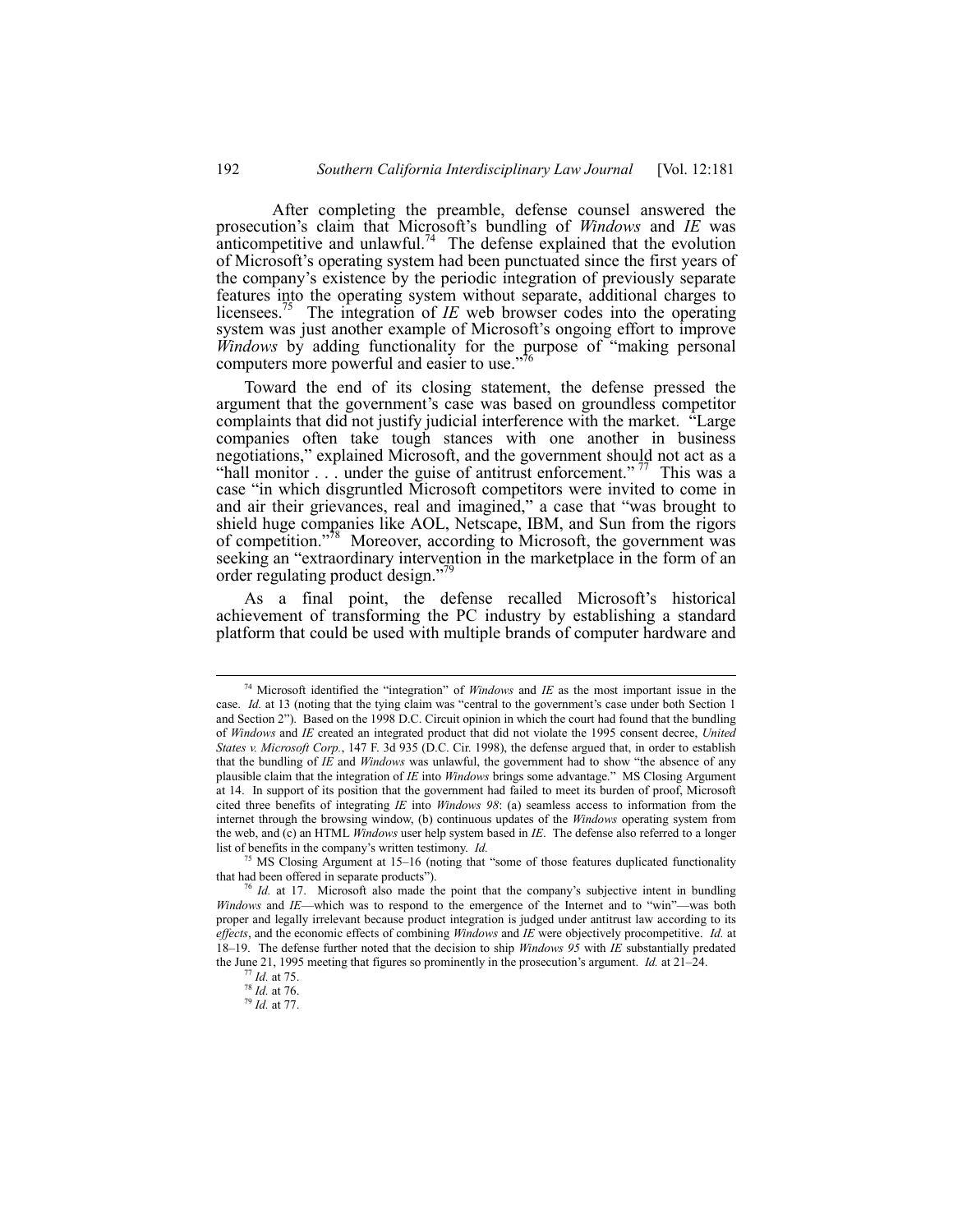After completing the preamble, defense counsel answered the prosecution's claim that Microsoft's bundling of *Windows* and *IE* was anticompetitive and unlawful.[74] The defense explained that the evolution of Microsoft's operating system had been punctuated since the first years of the company's existence by the periodic integration of previously separate features into the operating system without separate, additional charges to licensees.[75] The integration of *IE* web browser codes into the operating system was just another example of Microsoft's ongoing effort to improve *Windows* by adding functionality for the purpose of "making personal computers more powerful and easier to use."[76]

Toward the end of its closing statement, the defense pressed the argument that the government's case was based on groundless competitor complaints that did not justify judicial interference with the market. "Large companies often take tough stances with one another in business negotiations," explained Microsoft, and the government should not act as a "hall monitor . . . under the guise of antitrust enforcement."[77] This was a case "in which disgruntled Microsoft competitors were invited to come in and air their grievances, real and imagined," a case that "was brought to shield huge companies like AOL, Netscape, IBM, and Sun from the rigors of competition."[78] Moreover, according to Microsoft, the government was seeking an "extraordinary intervention in the marketplace in the form of an order regulating product design."[79]

As a final point, the defense recalled Microsoft's historical achievement of transforming the PC industry by establishing a standard platform that could be used with multiple brands of computer hardware and

---

[74] Microsoft identified the "integration" of *Windows* and *IE* as the most important issue in the case. *Id.* at 13 (noting that the tying claim was "central to the government's case under both Section 1 and Section 2"). Based on the 1998 D.C. Circuit opinion in which the court had found that the bundling of *Windows* and *IE* created an integrated product that did not violate the 1995 consent decree, *United States v. Microsoft Corp.*, 147 F. 3d 935 (D.C. Cir. 1998), the defense argued that, in order to establish that the bundling of *IE* and *Windows* was unlawful, the government had to show "the absence of any plausible claim that the integration of *IE* into *Windows* brings some advantage." MS Closing Argument at 14. In support of its position that the government had failed to meet its burden of proof, Microsoft cited three benefits of integrating *IE* into *Windows 98*: (a) seamless access to information from the internet through the browsing window, (b) continuous updates of the *Windows* operating system from the web, and (c) an HTML *Windows* user help system based in *IE*. The defense also referred to a longer list of benefits in the company's written testimony. *Id.*

[75] MS Closing Argument at 15–16 (noting that "some of those features duplicated functionality that had been offered in separate products").

[76] *Id.* at 17. Microsoft also made the point that the company's subjective intent in bundling *Windows* and *IE*—which was to respond to the emergence of the Internet and to "win"—was both proper and legally irrelevant because product integration is judged under antitrust law according to its *effects*, and the economic effects of combining *Windows* and *IE* were objectively procompetitive. *Id.* at 18–19. The defense further noted that the decision to ship *Windows 95* with *IE* substantially predated the June 21, 1995 meeting that figures so prominently in the prosecution's argument. *Id.* at 21–24.

[77] *Id.* at 75.

[78] *Id.* at 76.

[79] *Id.* at 77.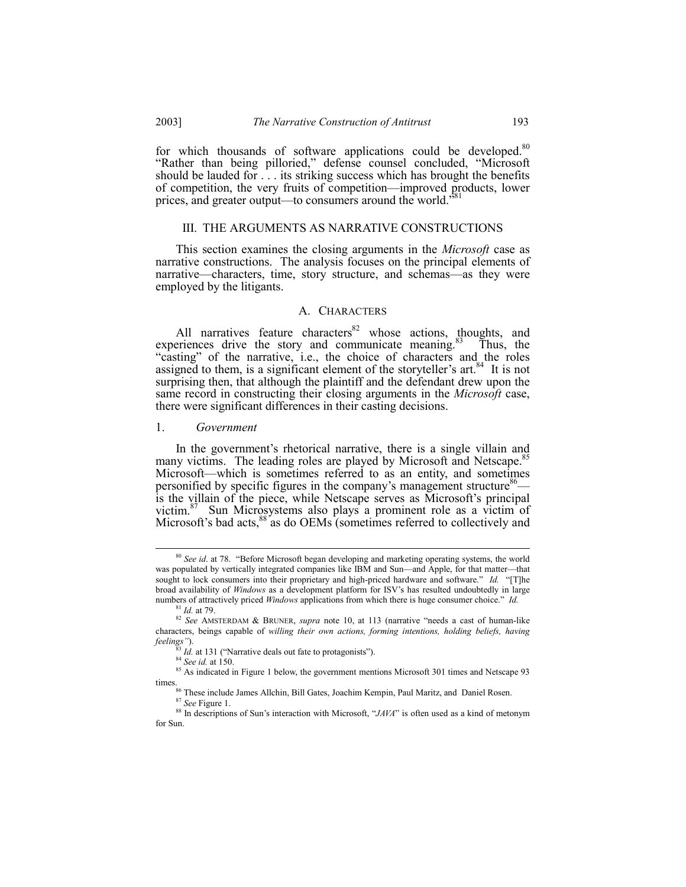for which thousands of software applications could be developed.[80] "Rather than being pilloried," defense counsel concluded, "Microsoft should be lauded for . . . its striking success which has brought the benefits of competition, the very fruits of competition—improved products, lower prices, and greater output—to consumers around the world."[81]

## III. THE ARGUMENTS AS NARRATIVE CONSTRUCTIONS

This section examines the closing arguments in the *Microsoft* case as narrative constructions. The analysis focuses on the principal elements of narrative—characters, time, story structure, and schemas—as they were employed by the litigants.

### A. CHARACTERS

All narratives feature characters[82] whose actions, thoughts, and experiences drive the story and communicate meaning.[83] Thus, the "casting" of the narrative, i.e., the choice of characters and the roles assigned to them, is a significant element of the storyteller's art.[84] It is not surprising then, that although the plaintiff and the defendant drew upon the same record in constructing their closing arguments in the *Microsoft* case, there were significant differences in their casting decisions.

#### 1. *Government*

In the government's rhetorical narrative, there is a single villain and many victims. The leading roles are played by Microsoft and Netscape.[85] Microsoft—which is sometimes referred to as an entity, and sometimes personified by specific figures in the company's management structure[86]—is the villain of the piece, while Netscape serves as Microsoft's principal victim.[87] Sun Microsystems also plays a prominent role as a victim of Microsoft's bad acts,[88] as do OEMs (sometimes referred to collectively and

---

[80] *See id*. at 78. "Before Microsoft began developing and marketing operating systems, the world was populated by vertically integrated companies like IBM and Sun—and Apple, for that matter—that sought to lock consumers into their proprietary and high-priced hardware and software." *Id.* "[T]he broad availability of *Windows* as a development platform for ISV's has resulted undoubtedly in large numbers of attractively priced *Windows* applications from which there is huge consumer choice." *Id.*

[81] *Id.* at 79.

[82] *See* AMSTERDAM & BRUNER, *supra* note 10, at 113 (narrative "needs a cast of human-like characters, beings capable of *willing their own actions, forming intentions, holding beliefs, having feelings"*).

[83] *Id.* at 131 ("Narrative deals out fate to protagonists").

[84] *See id.* at 150.

[85] As indicated in Figure 1 below, the government mentions Microsoft 301 times and Netscape 93 times.

[86] These include James Allchin, Bill Gates, Joachim Kempin, Paul Maritz, and Daniel Rosen.

[87] *See* Figure 1.

[88] In descriptions of Sun's interaction with Microsoft, "*JAVA*" is often used as a kind of metonym for Sun.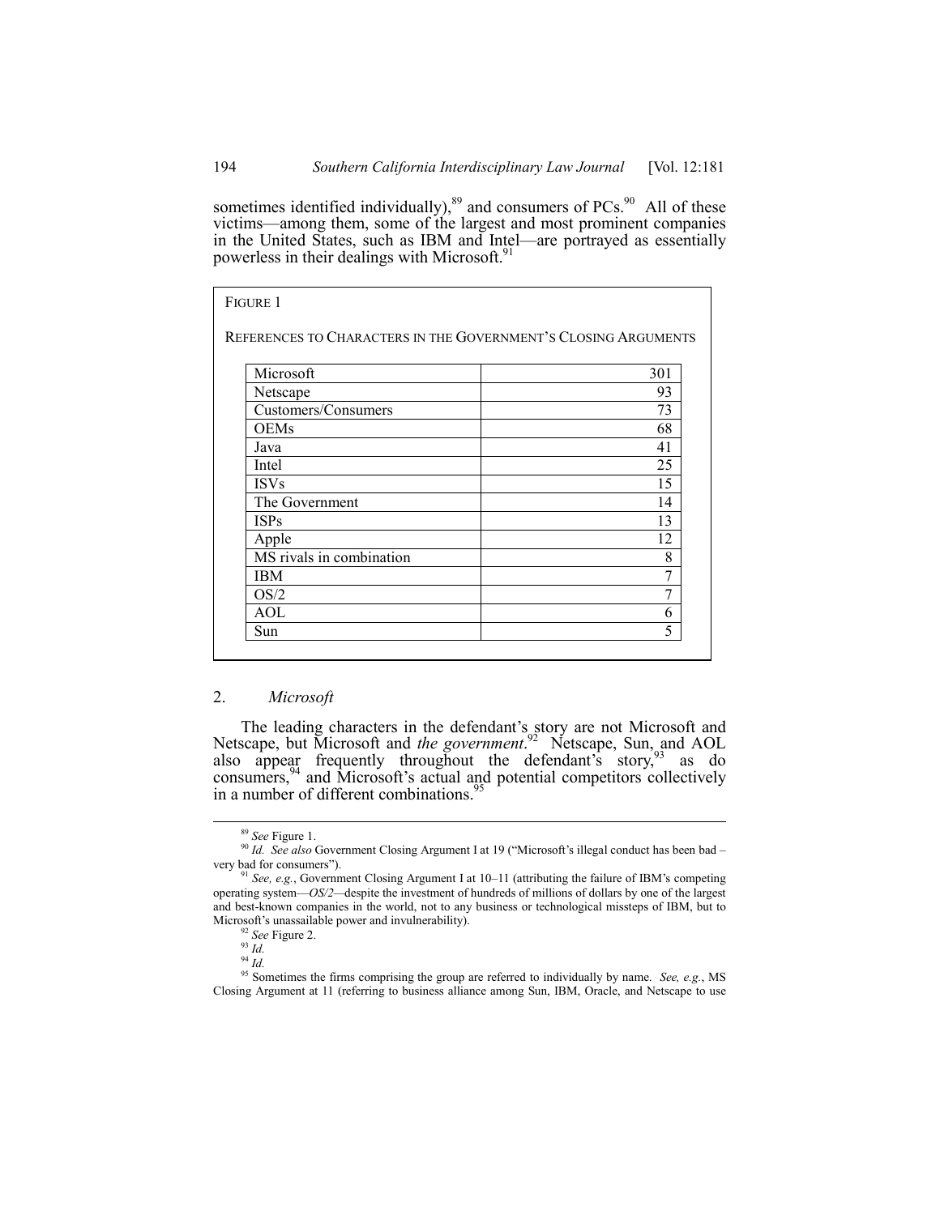sometimes identified individually),[89] and consumers of PCs.[90] All of these victims—among them, some of the largest and most prominent companies in the United States, such as IBM and Intel—are portrayed as essentially powerless in their dealings with Microsoft.[91]

FIGURE 1

REFERENCES TO CHARACTERS IN THE GOVERNMENT'S CLOSING ARGUMENTS

| Character | References |
|---|---|
| Microsoft | 301 |
| Netscape | 93 |
| Customers/Consumers | 73 |
| OEMs | 68 |
| Java | 41 |
| Intel | 25 |
| ISVs | 15 |
| The Government | 14 |
| ISPs | 13 |
| Apple | 12 |
| MS rivals in combination | 8 |
| IBM | 7 |
| OS/2 | 7 |
| AOL | 6 |
| Sun | 5 |

### 2. *Microsoft*

The leading characters in the defendant's story are not Microsoft and Netscape, but Microsoft and *the government*.[92] Netscape, Sun, and AOL also appear frequently throughout the defendant's story,[93] as do consumers,[94] and Microsoft's actual and potential competitors collectively in a number of different combinations.[95]

---

[89] *See* Figure 1.

[90] *Id. See also* Government Closing Argument I at 19 ("Microsoft's illegal conduct has been bad – very bad for consumers").

[91] *See, e.g.*, Government Closing Argument I at 10–11 (attributing the failure of IBM's competing operating system—*OS/2*—despite the investment of hundreds of millions of dollars by one of the largest and best-known companies in the world, not to any business or technological missteps of IBM, but to Microsoft's unassailable power and invulnerability).

[92] *See* Figure 2.

[93] *Id.*

[94] *Id.*

[95] Sometimes the firms comprising the group are referred to individually by name. *See, e.g.*, MS Closing Argument at 11 (referring to business alliance among Sun, IBM, Oracle, and Netscape to use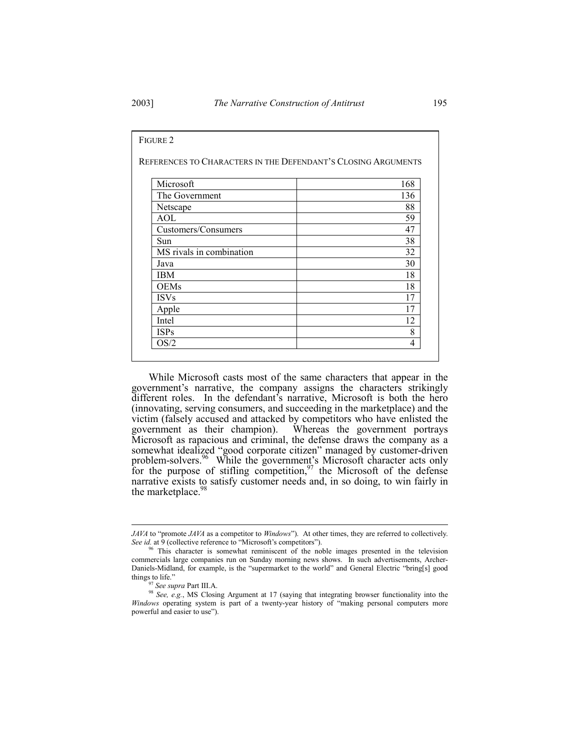FIGURE 2

REFERENCES TO CHARACTERS IN THE DEFENDANT'S CLOSING ARGUMENTS

| Character | References |
|---|---|
| Microsoft | 168 |
| The Government | 136 |
| Netscape | 88 |
| AOL | 59 |
| Customers/Consumers | 47 |
| Sun | 38 |
| MS rivals in combination | 32 |
| Java | 30 |
| IBM | 18 |
| OEMs | 18 |
| ISVs | 17 |
| Apple | 17 |
| Intel | 12 |
| ISPs | 8 |
| OS/2 | 4 |

While Microsoft casts most of the same characters that appear in the government's narrative, the company assigns the characters strikingly different roles. In the defendant's narrative, Microsoft is both the hero (innovating, serving consumers, and succeeding in the marketplace) and the victim (falsely accused and attacked by competitors who have enlisted the government as their champion). Whereas the government portrays Microsoft as rapacious and criminal, the defense draws the company as a somewhat idealized "good corporate citizen" managed by customer-driven problem-solvers.[96] While the government's Microsoft character acts only for the purpose of stifling competition,[97] the Microsoft of the defense narrative exists to satisfy customer needs and, in so doing, to win fairly in the marketplace.[98]

---

*JAVA* to "promote *JAVA* as a competitor to *Windows*"). At other times, they are referred to collectively. *See id.* at 9 (collective reference to "Microsoft's competitors").

[96] This character is somewhat reminiscent of the noble images presented in the television commercials large companies run on Sunday morning news shows. In such advertisements, Archer-Daniels-Midland, for example, is the "supermarket to the world" and General Electric "bring[s] good things to life."

[97] *See supra* Part III.A.

[98] *See, e.g.*, MS Closing Argument at 17 (saying that integrating browser functionality into the *Windows* operating system is part of a twenty-year history of "making personal computers more powerful and easier to use").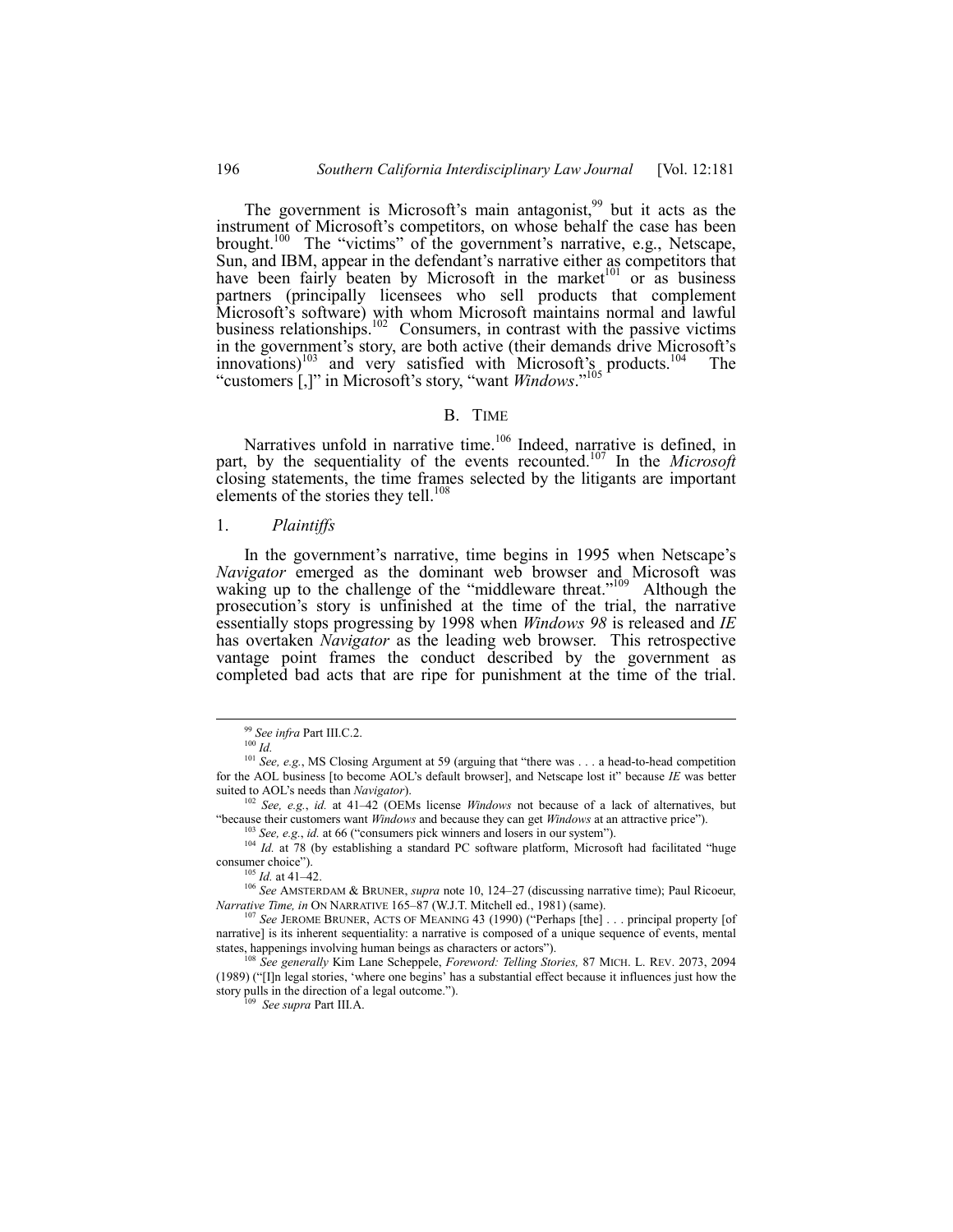The government is Microsoft's main antagonist,[99] but it acts as the instrument of Microsoft's competitors, on whose behalf the case has been brought.[100] The "victims" of the government's narrative, e.g., Netscape, Sun, and IBM, appear in the defendant's narrative either as competitors that have been fairly beaten by Microsoft in the market[101] or as business partners (principally licensees who sell products that complement Microsoft's software) with whom Microsoft maintains normal and lawful business relationships.[102] Consumers, in contrast with the passive victims in the government's story, are both active (their demands drive Microsoft's innovations)[103] and very satisfied with Microsoft's products.[104] The "customers [,]" in Microsoft's story, "want *Windows*."[105]

## B. TIME

Narratives unfold in narrative time.[106] Indeed, narrative is defined, in part, by the sequentiality of the events recounted.[107] In the *Microsoft* closing statements, the time frames selected by the litigants are important elements of the stories they tell.[108]

### 1. *Plaintiffs*

In the government's narrative, time begins in 1995 when Netscape's *Navigator* emerged as the dominant web browser and Microsoft was waking up to the challenge of the "middleware threat."[109] Although the prosecution's story is unfinished at the time of the trial, the narrative essentially stops progressing by 1998 when *Windows 98* is released and *IE* has overtaken *Navigator* as the leading web browser. This retrospective vantage point frames the conduct described by the government as completed bad acts that are ripe for punishment at the time of the trial.

---

[99] *See infra* Part III.C.2.

[100] *Id.*

[101] *See, e.g.*, MS Closing Argument at 59 (arguing that "there was . . . a head-to-head competition for the AOL business [to become AOL's default browser], and Netscape lost it" because *IE* was better suited to AOL's needs than *Navigator*).

[102] *See, e.g.*, *id.* at 41–42 (OEMs license *Windows* not because of a lack of alternatives, but "because their customers want *Windows* and because they can get *Windows* at an attractive price").

[103] *See, e.g.*, *id.* at 66 ("consumers pick winners and losers in our system").

[104] *Id.* at 78 (by establishing a standard PC software platform, Microsoft had facilitated "huge consumer choice").

[105] *Id.* at 41–42.

[106] *See* AMSTERDAM & BRUNER, *supra* note 10, 124–27 (discussing narrative time); Paul Ricoeur, *Narrative Time, in* ON NARRATIVE 165–87 (W.J.T. Mitchell ed., 1981) (same).

[107] *See* JEROME BRUNER, ACTS OF MEANING 43 (1990) ("Perhaps [the] . . . principal property [of narrative] is its inherent sequentiality: a narrative is composed of a unique sequence of events, mental states, happenings involving human beings as characters or actors").

[108] *See generally* Kim Lane Scheppele, *Foreword: Telling Stories,* 87 MICH. L. REV. 2073, 2094 (1989) ("[I]n legal stories, 'where one begins' has a substantial effect because it influences just how the story pulls in the direction of a legal outcome.").

[109] *See supra* Part III.A.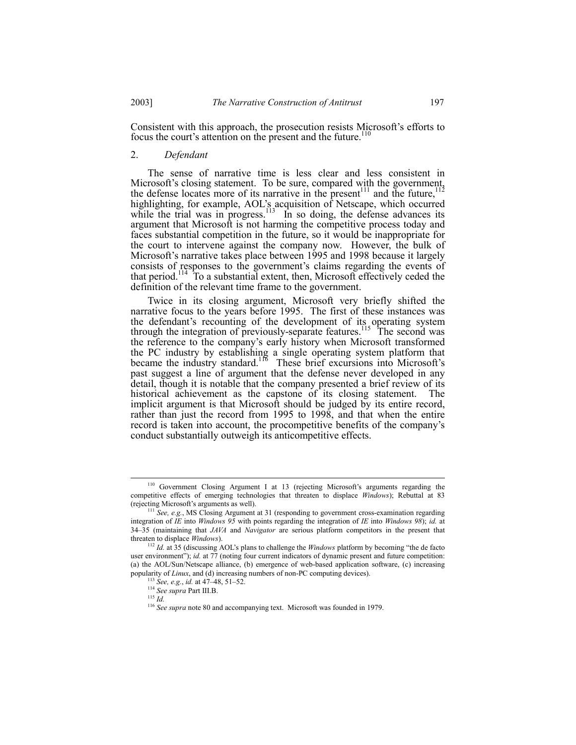Consistent with this approach, the prosecution resists Microsoft's efforts to focus the court's attention on the present and the future.[110]

### 2. *Defendant*

The sense of narrative time is less clear and less consistent in Microsoft's closing statement. To be sure, compared with the government, the defense locates more of its narrative in the present[111] and the future,[112] highlighting, for example, AOL's acquisition of Netscape, which occurred while the trial was in progress.[113] In so doing, the defense advances its argument that Microsoft is not harming the competitive process today and faces substantial competition in the future, so it would be inappropriate for the court to intervene against the company now. However, the bulk of Microsoft's narrative takes place between 1995 and 1998 because it largely consists of responses to the government's claims regarding the events of that period.[114] To a substantial extent, then, Microsoft effectively ceded the definition of the relevant time frame to the government.

Twice in its closing argument, Microsoft very briefly shifted the narrative focus to the years before 1995. The first of these instances was the defendant's recounting of the development of its operating system through the integration of previously-separate features.[115] The second was the reference to the company's early history when Microsoft transformed the PC industry by establishing a single operating system platform that became the industry standard.[116] These brief excursions into Microsoft's past suggest a line of argument that the defense never developed in any detail, though it is notable that the company presented a brief review of its historical achievement as the capstone of its closing statement. The implicit argument is that Microsoft should be judged by its entire record, rather than just the record from 1995 to 1998, and that when the entire record is taken into account, the procompetitive benefits of the company's conduct substantially outweigh its anticompetitive effects.

---

[110] Government Closing Argument I at 13 (rejecting Microsoft's arguments regarding the competitive effects of emerging technologies that threaten to displace *Windows*); Rebuttal at 83 (rejecting Microsoft's arguments as well).

[111] *See, e.g.*, MS Closing Argument at 31 (responding to government cross-examination regarding integration of *IE* into *Windows 95* with points regarding the integration of *IE* into *Windows 98*); *id.* at 34–35 (maintaining that *JAVA* and *Navigator* are serious platform competitors in the present that threaten to displace *Windows*).

[112] *Id.* at 35 (discussing AOL's plans to challenge the *Windows* platform by becoming "the de facto user environment"); *id.* at 77 (noting four current indicators of dynamic present and future competition: (a) the AOL/Sun/Netscape alliance, (b) emergence of web-based application software, (c) increasing popularity of *Linux*, and (d) increasing numbers of non-PC computing devices).

[113] *See, e.g.*, *id.* at 47–48, 51–52.

[114] *See supra* Part III.B.

[115] *Id.*

[116] *See supra* note 80 and accompanying text. Microsoft was founded in 1979.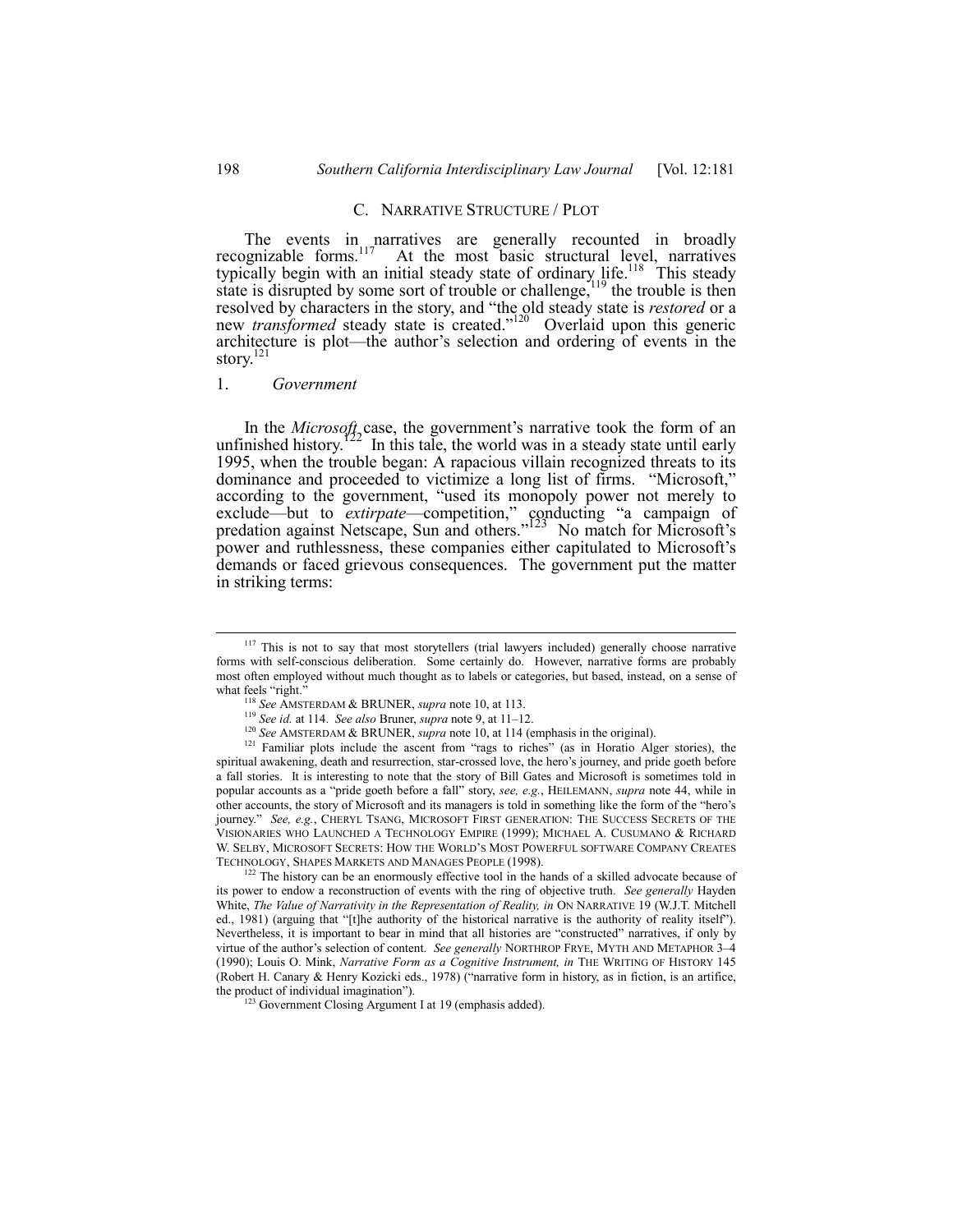### C. NARRATIVE STRUCTURE / PLOT

The events in narratives are generally recounted in broadly recognizable forms.[117] At the most basic structural level, narratives typically begin with an initial steady state of ordinary life.[118] This steady state is disrupted by some sort of trouble or challenge,[119] the trouble is then resolved by characters in the story, and "the old steady state is *restored* or a new *transformed* steady state is created."[120] Overlaid upon this generic architecture is plot—the author's selection and ordering of events in the story.[121]

#### 1. *Government*

In the *Microsoft* case, the government's narrative took the form of an unfinished history.[122] In this tale, the world was in a steady state until early 1995, when the trouble began: A rapacious villain recognized threats to its dominance and proceeded to victimize a long list of firms. "Microsoft," according to the government, "used its monopoly power not merely to exclude—but to *extirpate*—competition," conducting "a campaign of predation against Netscape, Sun and others."[123] No match for Microsoft's power and ruthlessness, these companies either capitulated to Microsoft's demands or faced grievous consequences. The government put the matter in striking terms:

---

[117] This is not to say that most storytellers (trial lawyers included) generally choose narrative forms with self-conscious deliberation. Some certainly do. However, narrative forms are probably most often employed without much thought as to labels or categories, but based, instead, on a sense of what feels "right."

[118] *See* AMSTERDAM & BRUNER, *supra* note 10, at 113.

[119] *See id.* at 114. *See also* Bruner, *supra* note 9, at 11–12.

[120] *See* AMSTERDAM & BRUNER, *supra* note 10, at 114 (emphasis in the original).

[121] Familiar plots include the ascent from "rags to riches" (as in Horatio Alger stories), the spiritual awakening, death and resurrection, star-crossed love, the hero's journey, and pride goeth before a fall stories. It is interesting to note that the story of Bill Gates and Microsoft is sometimes told in popular accounts as a "pride goeth before a fall" story, *see, e.g.*, HEILEMANN, *supra* note 44, while in other accounts, the story of Microsoft and its managers is told in something like the form of the "hero's journey." *See, e.g.*, CHERYL TSANG, MICROSOFT FIRST GENERATION: THE SUCCESS SECRETS OF THE VISIONARIES WHO LAUNCHED A TECHNOLOGY EMPIRE (1999); MICHAEL A. CUSUMANO & RICHARD W. SELBY, MICROSOFT SECRETS: HOW THE WORLD'S MOST POWERFUL SOFTWARE COMPANY CREATES TECHNOLOGY, SHAPES MARKETS AND MANAGES PEOPLE (1998).

[122] The history can be an enormously effective tool in the hands of a skilled advocate because of its power to endow a reconstruction of events with the ring of objective truth. *See generally* Hayden White, *The Value of Narrativity in the Representation of Reality, in* ON NARRATIVE 19 (W.J.T. Mitchell ed., 1981) (arguing that "[t]he authority of the historical narrative is the authority of reality itself"). Nevertheless, it is important to bear in mind that all histories are "constructed" narratives, if only by virtue of the author's selection of content. *See generally* NORTHROP FRYE, MYTH AND METAPHOR 3–4 (1990); Louis O. Mink, *Narrative Form as a Cognitive Instrument, in* THE WRITING OF HISTORY 145 (Robert H. Canary & Henry Kozicki eds., 1978) ("narrative form in history, as in fiction, is an artifice, the product of individual imagination").

[123] Government Closing Argument I at 19 (emphasis added).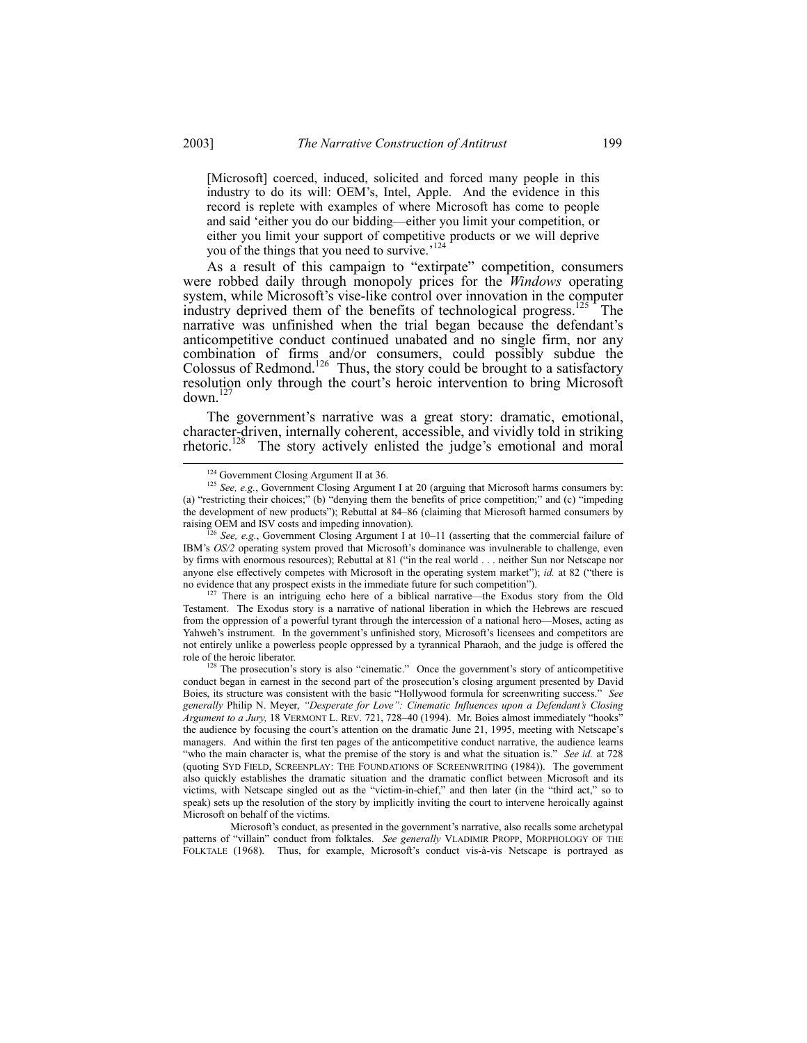> [Microsoft] coerced, induced, solicited and forced many people in this industry to do its will: OEM's, Intel, Apple. And the evidence in this record is replete with examples of where Microsoft has come to people and said 'either you do our bidding—either you limit your competition, or either you limit your support of competitive products or we will deprive you of the things that you need to survive.'[124]

As a result of this campaign to "extirpate" competition, consumers were robbed daily through monopoly prices for the *Windows* operating system, while Microsoft's vise-like control over innovation in the computer industry deprived them of the benefits of technological progress.[125] The narrative was unfinished when the trial began because the defendant's anticompetitive conduct continued unabated and no single firm, nor any combination of firms and/or consumers, could possibly subdue the Colossus of Redmond.[126] Thus, the story could be brought to a satisfactory resolution only through the court's heroic intervention to bring Microsoft down.[127]

The government's narrative was a great story: dramatic, emotional, character-driven, internally coherent, accessible, and vividly told in striking rhetoric.[128] The story actively enlisted the judge's emotional and moral

---

[124] Government Closing Argument II at 36.

[125] *See, e.g.*, Government Closing Argument I at 20 (arguing that Microsoft harms consumers by: (a) "restricting their choices;" (b) "denying them the benefits of price competition;" and (c) "impeding the development of new products"); Rebuttal at 84–86 (claiming that Microsoft harmed consumers by raising OEM and ISV costs and impeding innovation).

[126] *See, e.g.*, Government Closing Argument I at 10–11 (asserting that the commercial failure of IBM's *OS/2* operating system proved that Microsoft's dominance was invulnerable to challenge, even by firms with enormous resources); Rebuttal at 81 ("in the real world . . . neither Sun nor Netscape nor anyone else effectively competes with Microsoft in the operating system market"); *id.* at 82 ("there is no evidence that any prospect exists in the immediate future for such competition").

[127] There is an intriguing echo here of a biblical narrative—the Exodus story from the Old Testament. The Exodus story is a narrative of national liberation in which the Hebrews are rescued from the oppression of a powerful tyrant through the intercession of a national hero—Moses, acting as Yahweh's instrument. In the government's unfinished story, Microsoft's licensees and competitors are not entirely unlike a powerless people oppressed by a tyrannical Pharaoh, and the judge is offered the role of the heroic liberator.

[128] The prosecution's story is also "cinematic." Once the government's story of anticompetitive conduct began in earnest in the second part of the prosecution's closing argument presented by David Boies, its structure was consistent with the basic "Hollywood formula for screenwriting success." *See generally* Philip N. Meyer, *"Desperate for Love": Cinematic Influences upon a Defendant's Closing Argument to a Jury,* 18 VERMONT L. REV. 721, 728–40 (1994). Mr. Boies almost immediately "hooks" the audience by focusing the court's attention on the dramatic June 21, 1995, meeting with Netscape's managers. And within the first ten pages of the anticompetitive conduct narrative, the audience learns "who the main character is, what the premise of the story is and what the situation is." *See id.* at 728 (quoting SYD FIELD, SCREENPLAY: THE FOUNDATIONS OF SCREENWRITING (1984)). The government also quickly establishes the dramatic situation and the dramatic conflict between Microsoft and its victims, with Netscape singled out as the "victim-in-chief," and then later (in the "third act," so to speak) sets up the resolution of the story by implicitly inviting the court to intervene heroically against Microsoft on behalf of the victims.

Microsoft's conduct, as presented in the government's narrative, also recalls some archetypal patterns of "villain" conduct from folktales. *See generally* VLADIMIR PROPP, MORPHOLOGY OF THE FOLKTALE (1968). Thus, for example, Microsoft's conduct vis-à-vis Netscape is portrayed as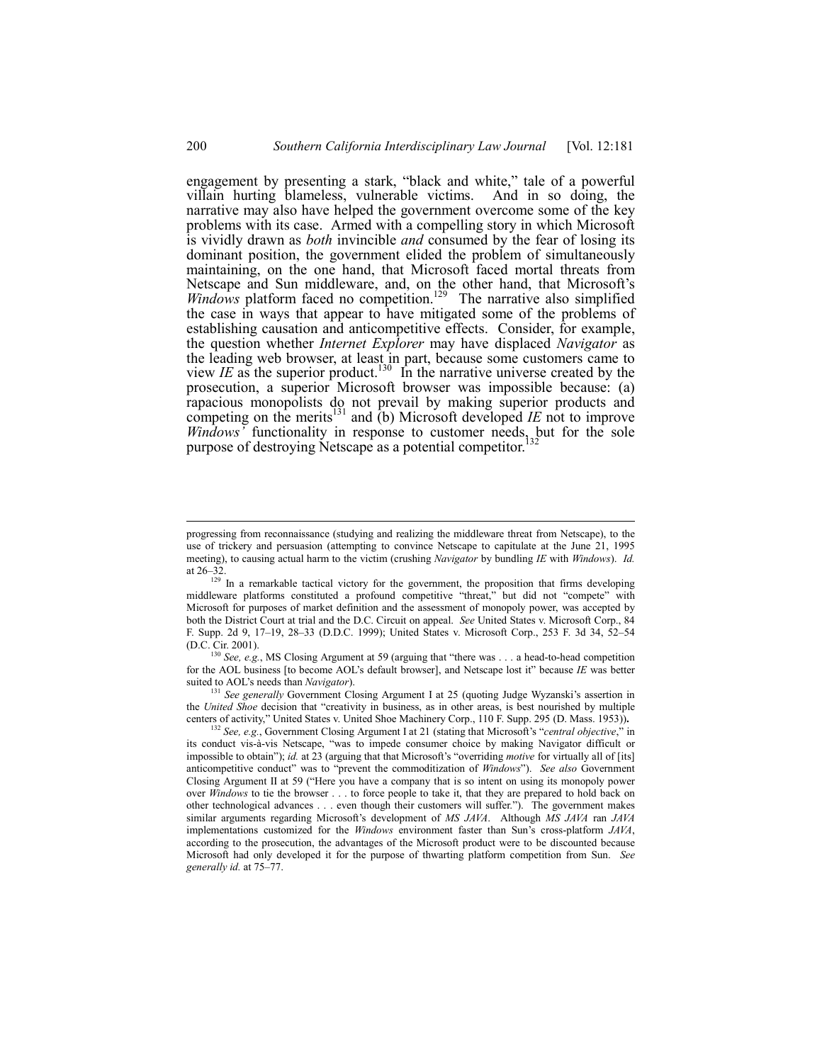engagement by presenting a stark, "black and white," tale of a powerful villain hurting blameless, vulnerable victims. And in so doing, the narrative may also have helped the government overcome some of the key problems with its case. Armed with a compelling story in which Microsoft is vividly drawn as *both* invincible *and* consumed by the fear of losing its dominant position, the government elided the problem of simultaneously maintaining, on the one hand, that Microsoft faced mortal threats from Netscape and Sun middleware, and, on the other hand, that Microsoft's *Windows* platform faced no competition.[129] The narrative also simplified the case in ways that appear to have mitigated some of the problems of establishing causation and anticompetitive effects. Consider, for example, the question whether *Internet Explorer* may have displaced *Navigator* as the leading web browser, at least in part, because some customers came to view *IE* as the superior product.[130] In the narrative universe created by the prosecution, a superior Microsoft browser was impossible because: (a) rapacious monopolists do not prevail by making superior products and competing on the merits[131] and (b) Microsoft developed *IE* not to improve *Windows'* functionality in response to customer needs, but for the sole purpose of destroying Netscape as a potential competitor.[132]

---

progressing from reconnaissance (studying and realizing the middleware threat from Netscape), to the use of trickery and persuasion (attempting to convince Netscape to capitulate at the June 21, 1995 meeting), to causing actual harm to the victim (crushing *Navigator* by bundling *IE* with *Windows*). *Id.* at 26–32.

[129] In a remarkable tactical victory for the government, the proposition that firms developing middleware platforms constituted a profound competitive "threat," but did not "compete" with Microsoft for purposes of market definition and the assessment of monopoly power, was accepted by both the District Court at trial and the D.C. Circuit on appeal. *See* United States v. Microsoft Corp., 84 F. Supp. 2d 9, 17–19, 28–33 (D.D.C. 1999); United States v. Microsoft Corp., 253 F. 3d 34, 52–54 (D.C. Cir. 2001).

[130] *See, e.g.*, MS Closing Argument at 59 (arguing that "there was . . . a head-to-head competition for the AOL business [to become AOL's default browser], and Netscape lost it" because *IE* was better suited to AOL's needs than *Navigator*).

[131] *See generally* Government Closing Argument I at 25 (quoting Judge Wyzanski's assertion in the *United Shoe* decision that "creativity in business, as in other areas, is best nourished by multiple centers of activity," United States v. United Shoe Machinery Corp., 110 F. Supp. 295 (D. Mass. 1953)).

[132] *See, e.g.*, Government Closing Argument I at 21 (stating that Microsoft's "*central objective*," in its conduct vis-à-vis Netscape, "was to impede consumer choice by making Navigator difficult or impossible to obtain"); *id.* at 23 (arguing that that Microsoft's "*overriding motive* for virtually all of [its] anticompetitive conduct" was to "prevent the commoditization of *Windows*"). *See also* Government Closing Argument II at 59 ("Here you have a company that is so intent on using its monopoly power over *Windows* to tie the browser . . . to force people to take it, that they are prepared to hold back on other technological advances . . . even though their customers will suffer."). The government makes similar arguments regarding Microsoft's development of *MS JAVA*. Although *MS JAVA* ran *JAVA* implementations customized for the *Windows* environment faster than Sun's cross-platform *JAVA*, according to the prosecution, the advantages of the Microsoft product were to be discounted because Microsoft had only developed it for the purpose of thwarting platform competition from Sun. *See generally id.* at 75–77.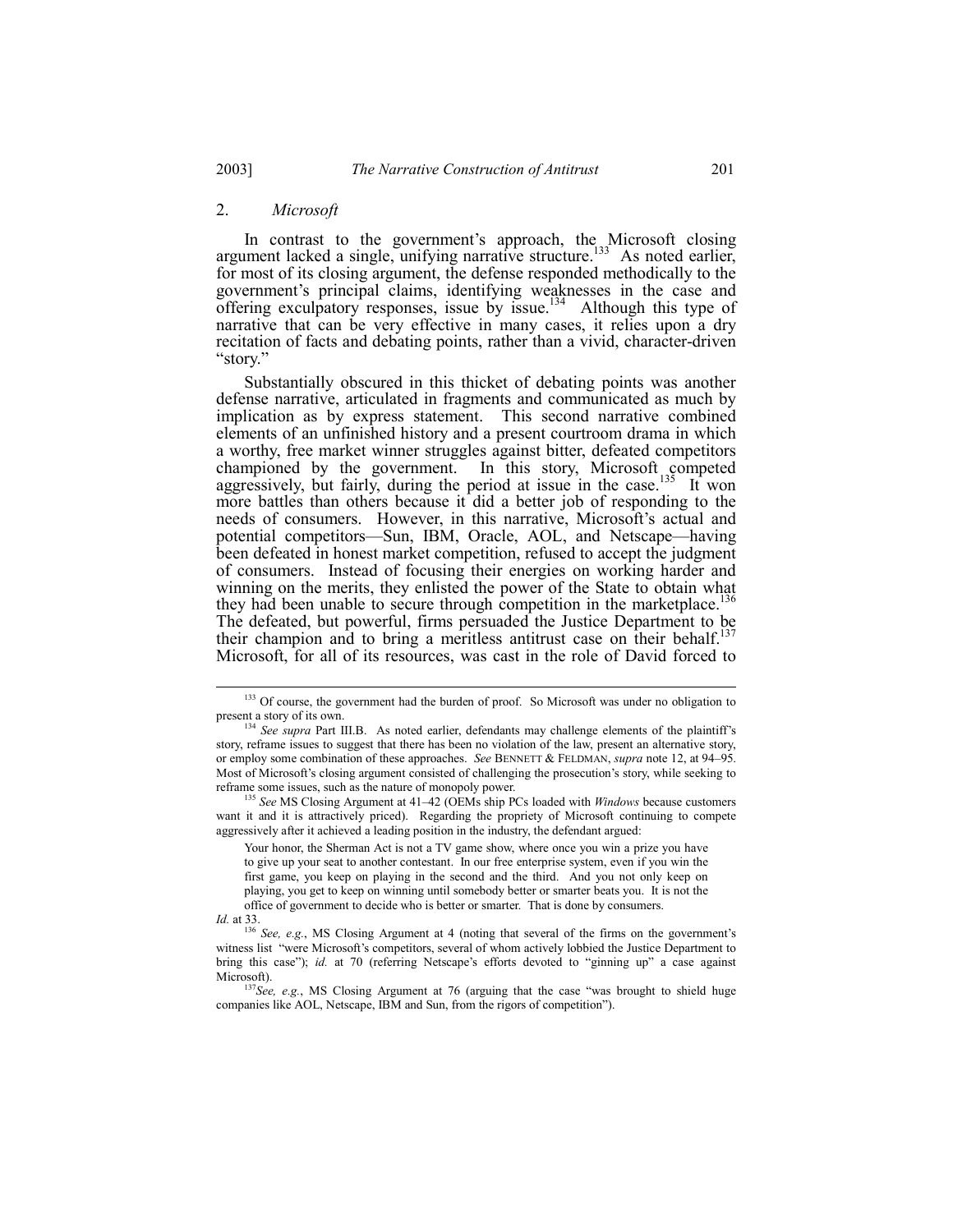### 2. *Microsoft*

In contrast to the government's approach, the Microsoft closing argument lacked a single, unifying narrative structure.[133] As noted earlier, for most of its closing argument, the defense responded methodically to the government's principal claims, identifying weaknesses in the case and offering exculpatory responses, issue by issue.[134] Although this type of narrative that can be very effective in many cases, it relies upon a dry recitation of facts and debating points, rather than a vivid, character-driven "story."

Substantially obscured in this thicket of debating points was another defense narrative, articulated in fragments and communicated as much by implication as by express statement. This second narrative combined elements of an unfinished history and a present courtroom drama in which a worthy, free market winner struggles against bitter, defeated competitors championed by the government. In this story, Microsoft competed aggressively, but fairly, during the period at issue in the case.[135] It won more battles than others because it did a better job of responding to the needs of consumers. However, in this narrative, Microsoft's actual and potential competitors—Sun, IBM, Oracle, AOL, and Netscape—having been defeated in honest market competition, refused to accept the judgment of consumers. Instead of focusing their energies on working harder and winning on the merits, they enlisted the power of the State to obtain what they had been unable to secure through competition in the marketplace.[136] The defeated, but powerful, firms persuaded the Justice Department to be their champion and to bring a meritless antitrust case on their behalf.[137] Microsoft, for all of its resources, was cast in the role of David forced to

---

[133] Of course, the government had the burden of proof. So Microsoft was under no obligation to present a story of its own.

[134] *See supra* Part III.B. As noted earlier, defendants may challenge elements of the plaintiff's story, reframe issues to suggest that there has been no violation of the law, present an alternative story, or employ some combination of these approaches. *See* BENNETT & FELDMAN, *supra* note 12, at 94–95. Most of Microsoft's closing argument consisted of challenging the prosecution's story, while seeking to reframe some issues, such as the nature of monopoly power.

[135] *See* MS Closing Argument at 41–42 (OEMs ship PCs loaded with *Windows* because customers want it and it is attractively priced). Regarding the propriety of Microsoft continuing to compete aggressively after it achieved a leading position in the industry, the defendant argued:

> Your honor, the Sherman Act is not a TV game show, where once you win a prize you have to give up your seat to another contestant. In our free enterprise system, even if you win the first game, you keep on playing in the second and the third. And you not only keep on playing, you get to keep on winning until somebody better or smarter beats you. It is not the office of government to decide who is better or smarter. That is done by consumers.

*Id.* at 33.

[136] *See, e.g.*, MS Closing Argument at 4 (noting that several of the firms on the government's witness list "were Microsoft's competitors, several of whom actively lobbied the Justice Department to bring this case"); *id.* at 70 (referring Netscape's efforts devoted to "ginning up" a case against Microsoft).

[137] *See, e.g.*, MS Closing Argument at 76 (arguing that the case "was brought to shield huge companies like AOL, Netscape, IBM and Sun, from the rigors of competition").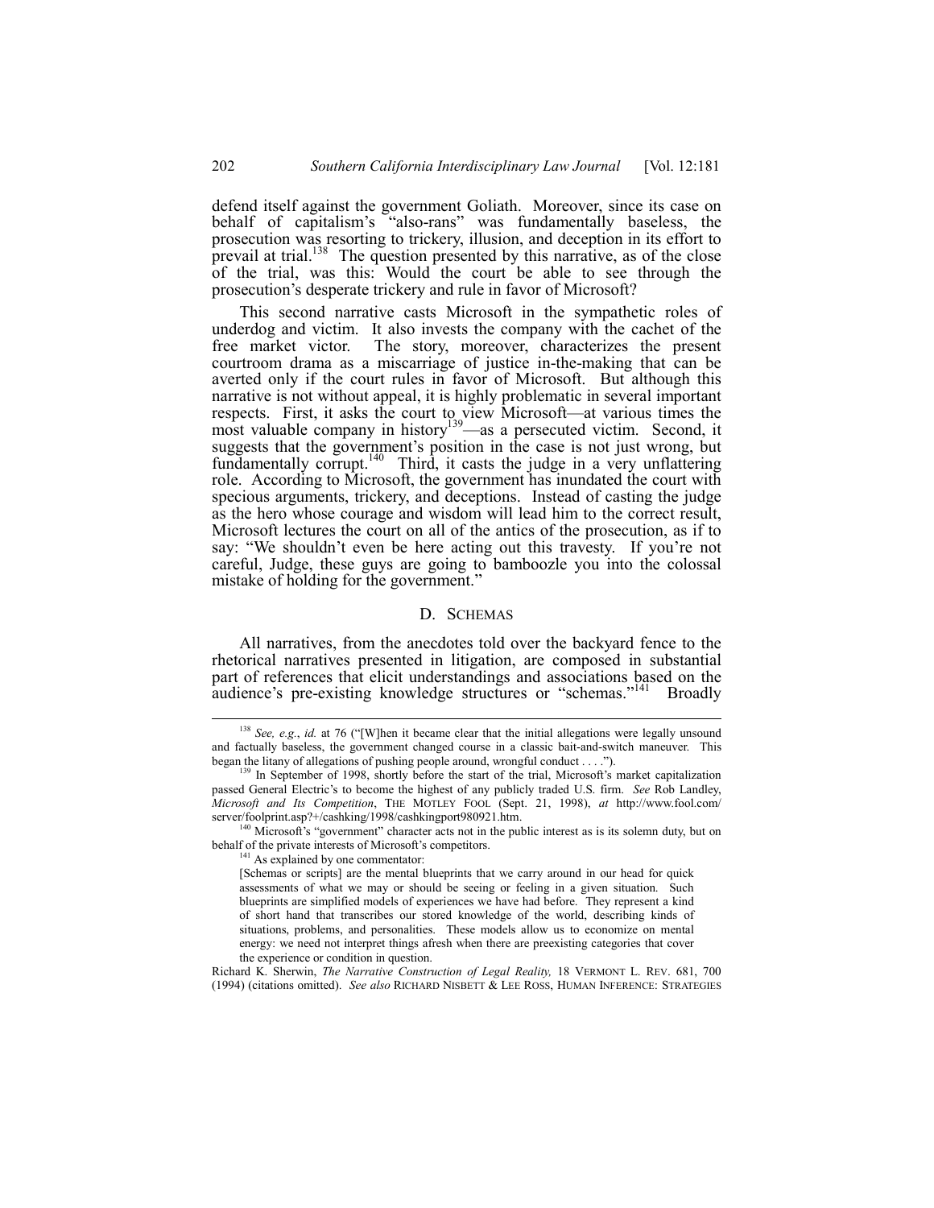defend itself against the government Goliath. Moreover, since its case on behalf of capitalism's "also-rans" was fundamentally baseless, the prosecution was resorting to trickery, illusion, and deception in its effort to prevail at trial.[138] The question presented by this narrative, as of the close of the trial, was this: Would the court be able to see through the prosecution's desperate trickery and rule in favor of Microsoft?

This second narrative casts Microsoft in the sympathetic roles of underdog and victim. It also invests the company with the cachet of the free market victor. The story, moreover, characterizes the present courtroom drama as a miscarriage of justice in-the-making that can be averted only if the court rules in favor of Microsoft. But although this narrative is not without appeal, it is highly problematic in several important respects. First, it asks the court to view Microsoft—at various times the most valuable company in history[139]—as a persecuted victim. Second, it suggests that the government's position in the case is not just wrong, but fundamentally corrupt.[140] Third, it casts the judge in a very unflattering role. According to Microsoft, the government has inundated the court with specious arguments, trickery, and deceptions. Instead of casting the judge as the hero whose courage and wisdom will lead him to the correct result, Microsoft lectures the court on all of the antics of the prosecution, as if to say: "We shouldn't even be here acting out this travesty. If you're not careful, Judge, these guys are going to bamboozle you into the colossal mistake of holding for the government."

### D. SCHEMAS

All narratives, from the anecdotes told over the backyard fence to the rhetorical narratives presented in litigation, are composed in substantial part of references that elicit understandings and associations based on the audience's pre-existing knowledge structures or "schemas."[141] Broadly

---

[138] *See, e.g.*, *id.* at 76 ("[W]hen it became clear that the initial allegations were legally unsound and factually baseless, the government changed course in a classic bait-and-switch maneuver. This began the litany of allegations of pushing people around, wrongful conduct . . . .").

[139] In September of 1998, shortly before the start of the trial, Microsoft's market capitalization passed General Electric's to become the highest of any publicly traded U.S. firm. *See* Rob Landley, *Microsoft and Its Competition*, THE MOTLEY FOOL (Sept. 21, 1998), *at* http://www.fool.com/server/foolprint.asp?+/cashking/1998/cashkingport980921.htm.

[140] Microsoft's "government" character acts not in the public interest as is its solemn duty, but on behalf of the private interests of Microsoft's competitors.

[141] As explained by one commentator:

> [Schemas or scripts] are the mental blueprints that we carry around in our head for quick assessments of what we may or should be seeing or feeling in a given situation. Such blueprints are simplified models of experiences we have had before. They represent a kind of short hand that transcribes our stored knowledge of the world, describing kinds of situations, problems, and personalities. These models allow us to economize on mental energy: we need not interpret things afresh when there are preexisting categories that cover the experience or condition in question.

Richard K. Sherwin, *The Narrative Construction of Legal Reality,* 18 VERMONT L. REV. 681, 700 (1994) (citations omitted). *See also* RICHARD NISBETT & LEE ROSS, HUMAN INFERENCE: STRATEGIES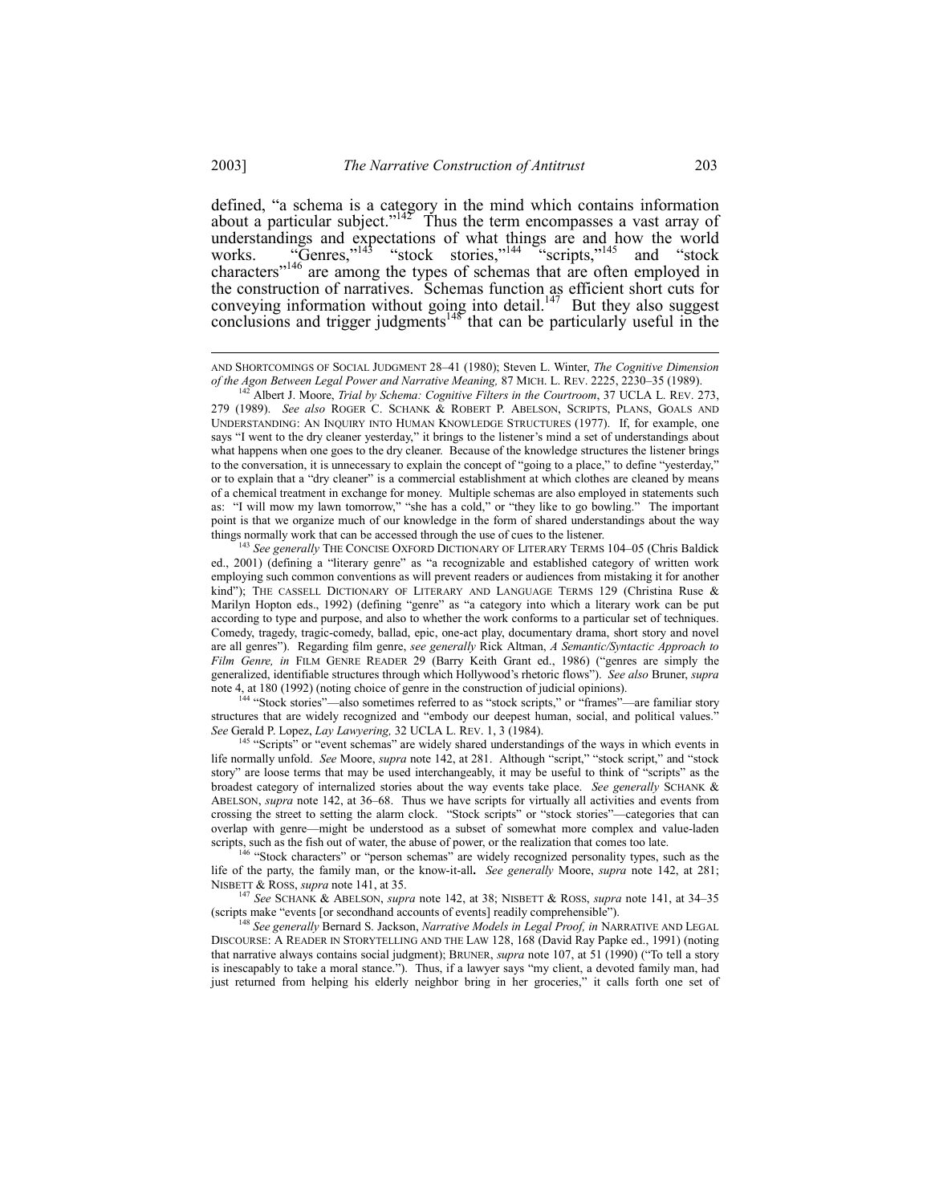defined, "a schema is a category in the mind which contains information about a particular subject."[142] Thus the term encompasses a vast array of understandings and expectations of what things are and how the world works. "Genres,"[143] "stock stories,"[144] "scripts,"[145] and "stock characters"[146] are among the types of schemas that are often employed in the construction of narratives. Schemas function as efficient short cuts for conveying information without going into detail.[147] But they also suggest conclusions and trigger judgments[148] that can be particularly useful in the

---

AND SHORTCOMINGS OF SOCIAL JUDGMENT 28–41 (1980); Steven L. Winter, *The Cognitive Dimension of the Agon Between Legal Power and Narrative Meaning,* 87 MICH. L. REV. 2225, 2230–35 (1989).

[142] Albert J. Moore, *Trial by Schema: Cognitive Filters in the Courtroom*, 37 UCLA L. REV. 273, 279 (1989). *See also* ROGER C. SCHANK & ROBERT P. ABELSON, SCRIPTS, PLANS, GOALS AND UNDERSTANDING: AN INQUIRY INTO HUMAN KNOWLEDGE STRUCTURES (1977). If, for example, one says "I went to the dry cleaner yesterday," it brings to the listener's mind a set of understandings about what happens when one goes to the dry cleaner. Because of the knowledge structures the listener brings to the conversation, it is unnecessary to explain the concept of "going to a place," to define "yesterday," or to explain that a "dry cleaner" is a commercial establishment at which clothes are cleaned by means of a chemical treatment in exchange for money. Multiple schemas are also employed in statements such as: "I will mow my lawn tomorrow," "she has a cold," or "they like to go bowling." The important point is that we organize much of our knowledge in the form of shared understandings about the way things normally work that can be accessed through the use of cues to the listener.

[143] *See generally* THE CONCISE OXFORD DICTIONARY OF LITERARY TERMS 104–05 (Chris Baldick ed., 2001) (defining a "literary genre" as "a recognizable and established category of written work employing such common conventions as will prevent readers or audiences from mistaking it for another kind"); THE CASSELL DICTIONARY OF LITERARY AND LANGUAGE TERMS 129 (Christina Ruse & Marilyn Hopton eds., 1992) (defining "genre" as "a category into which a literary work can be put according to type and purpose, and also to whether the work conforms to a particular set of techniques. Comedy, tragedy, tragic-comedy, ballad, epic, one-act play, documentary drama, short story and novel are all genres"). Regarding film genre, *see generally* Rick Altman, *A Semantic/Syntactic Approach to Film Genre, in* FILM GENRE READER 29 (Barry Keith Grant ed., 1986) ("genres are simply the generalized, identifiable structures through which Hollywood's rhetoric flows"). *See also* Bruner, *supra* note 4, at 180 (1992) (noting choice of genre in the construction of judicial opinions).

[144] "Stock stories"—also sometimes referred to as "stock scripts," or "frames"—are familiar story structures that are widely recognized and "embody our deepest human, social, and political values." *See* Gerald P. Lopez, *Lay Lawyering,* 32 UCLA L. REV. 1, 3 (1984).

[145] "Scripts" or "event schemas" are widely shared understandings of the ways in which events in life normally unfold. *See* Moore, *supra* note 142, at 281. Although "script," "stock script," and "stock story" are loose terms that may be used interchangeably, it may be useful to think of "scripts" as the broadest category of internalized stories about the way events take place. *See generally* SCHANK & ABELSON, *supra* note 142, at 36–68. Thus we have scripts for virtually all activities and events from crossing the street to setting the alarm clock. "Stock scripts" or "stock stories"—categories that can overlap with genre—might be understood as a subset of somewhat more complex and value-laden scripts, such as the fish out of water, the abuse of power, or the realization that comes too late.

[146] "Stock characters" or "person schemas" are widely recognized personality types, such as the life of the party, the family man, or the know-it-all**.** *See generally* Moore, *supra* note 142, at 281; NISBETT & ROSS, *supra* note 141, at 35.

[147] *See* SCHANK & ABELSON, *supra* note 142, at 38; NISBETT & ROSS, *supra* note 141, at 34–35 (scripts make "events [or secondhand accounts of events] readily comprehensible").

[148] *See generally* Bernard S. Jackson, *Narrative Models in Legal Proof, in* NARRATIVE AND LEGAL DISCOURSE: A READER IN STORYTELLING AND THE LAW 128, 168 (David Ray Papke ed., 1991) (noting that narrative always contains social judgment); BRUNER, *supra* note 107, at 51 (1990) ("To tell a story is inescapably to take a moral stance."). Thus, if a lawyer says "my client, a devoted family man, had just returned from helping his elderly neighbor bring in her groceries," it calls forth one set of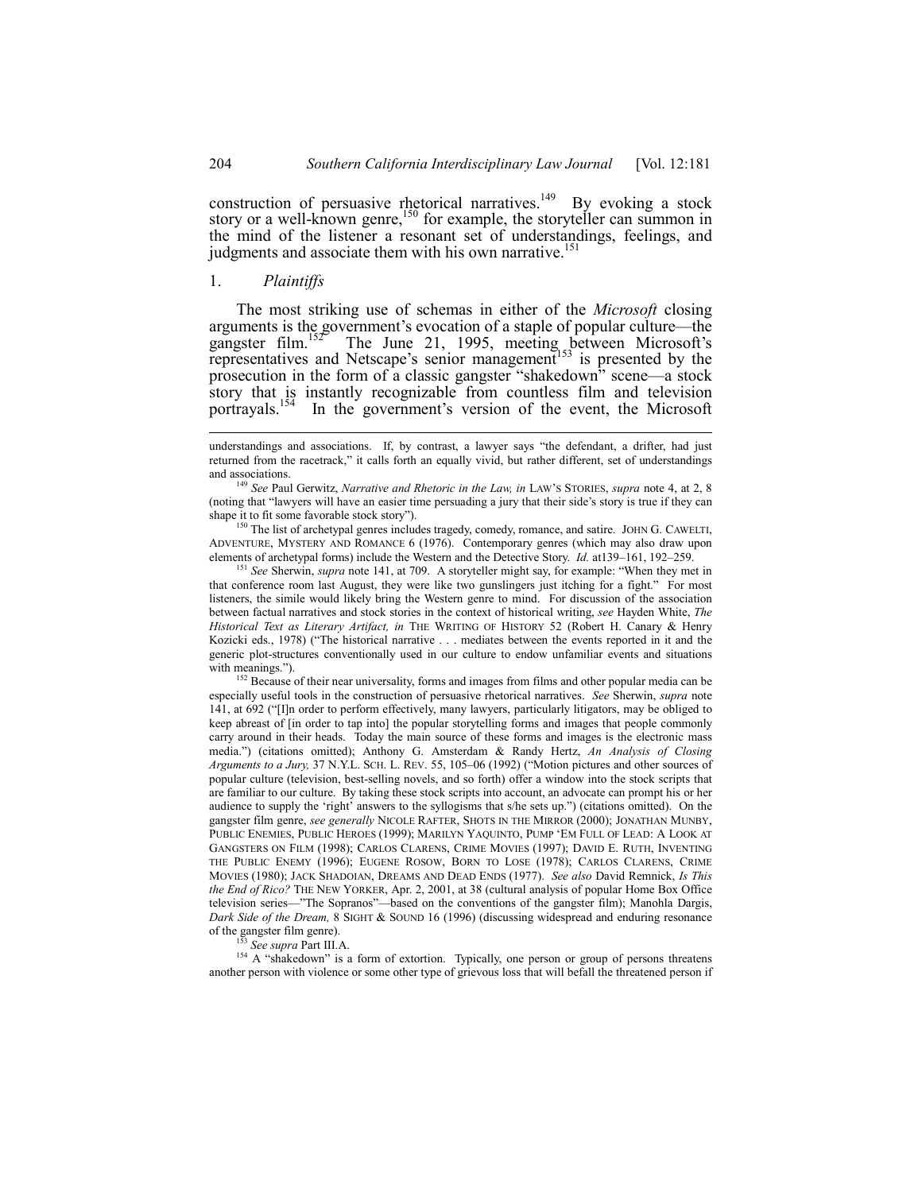construction of persuasive rhetorical narratives.[149] By evoking a stock story or a well-known genre,[150] for example, the storyteller can summon in the mind of the listener a resonant set of understandings, feelings, and judgments and associate them with his own narrative.[151]

### 1. *Plaintiffs*

The most striking use of schemas in either of the *Microsoft* closing arguments is the government's evocation of a staple of popular culture—the gangster film.[152] The June 21, 1995, meeting between Microsoft's representatives and Netscape's senior management[153] is presented by the prosecution in the form of a classic gangster "shakedown" scene—a stock story that is instantly recognizable from countless film and television portrayals.[154] In the government's version of the event, the Microsoft

---

understandings and associations. If, by contrast, a lawyer says "the defendant, a drifter, had just returned from the racetrack," it calls forth an equally vivid, but rather different, set of understandings and associations.

[149] *See* Paul Gerwitz, *Narrative and Rhetoric in the Law, in* LAW'S STORIES, *supra* note 4, at 2, 8 (noting that "lawyers will have an easier time persuading a jury that their side's story is true if they can shape it to fit some favorable stock story").

[150] The list of archetypal genres includes tragedy, comedy, romance, and satire. JOHN G. CAWELTI, ADVENTURE, MYSTERY AND ROMANCE 6 (1976). Contemporary genres (which may also draw upon elements of archetypal forms) include the Western and the Detective Story. *Id.* at139–161, 192–259.

[151] *See* Sherwin, *supra* note 141, at 709. A storyteller might say, for example: "When they met in that conference room last August, they were like two gunslingers just itching for a fight." For most listeners, the simile would likely bring the Western genre to mind. For discussion of the association between factual narratives and stock stories in the context of historical writing, *see* Hayden White, *The Historical Text as Literary Artifact, in* THE WRITING OF HISTORY 52 (Robert H. Canary & Henry Kozicki eds., 1978) ("The historical narrative . . . mediates between the events reported in it and the generic plot-structures conventionally used in our culture to endow unfamiliar events and situations with meanings.").

[152] Because of their near universality, forms and images from films and other popular media can be especially useful tools in the construction of persuasive rhetorical narratives. *See* Sherwin, *supra* note 141, at 692 ("[I]n order to perform effectively, many lawyers, particularly litigators, may be obliged to keep abreast of [in order to tap into] the popular storytelling forms and images that people commonly carry around in their heads. Today the main source of these forms and images is the electronic mass media.") (citations omitted); Anthony G. Amsterdam & Randy Hertz, *An Analysis of Closing Arguments to a Jury,* 37 N.Y.L. SCH. L. REV. 55, 105–06 (1992) ("Motion pictures and other sources of popular culture (television, best-selling novels, and so forth) offer a window into the stock scripts that are familiar to our culture. By taking these stock scripts into account, an advocate can prompt his or her audience to supply the 'right' answers to the syllogisms that s/he sets up.") (citations omitted). On the gangster film genre, *see generally* NICOLE RAFTER, SHOTS IN THE MIRROR (2000); JONATHAN MUNBY, PUBLIC ENEMIES, PUBLIC HEROES (1999); MARILYN YAQUINTO, PUMP 'EM FULL OF LEAD: A LOOK AT GANGSTERS ON FILM (1998); CARLOS CLARENS, CRIME MOVIES (1997); DAVID E. RUTH, INVENTING THE PUBLIC ENEMY (1996); EUGENE ROSOW, BORN TO LOSE (1978); CARLOS CLARENS, CRIME MOVIES (1980); JACK SHADOIAN, DREAMS AND DEAD ENDS (1977). *See also* David Remnick, *Is This the End of Rico?* THE NEW YORKER, Apr. 2, 2001, at 38 (cultural analysis of popular Home Box Office television series—"The Sopranos"—based on the conventions of the gangster film); Manohla Dargis, *Dark Side of the Dream,* 8 SIGHT & SOUND 16 (1996) (discussing widespread and enduring resonance of the gangster film genre).

[153] *See supra* Part III.A.

[154] A "shakedown" is a form of extortion. Typically, one person or group of persons threatens another person with violence or some other type of grievous loss that will befall the threatened person if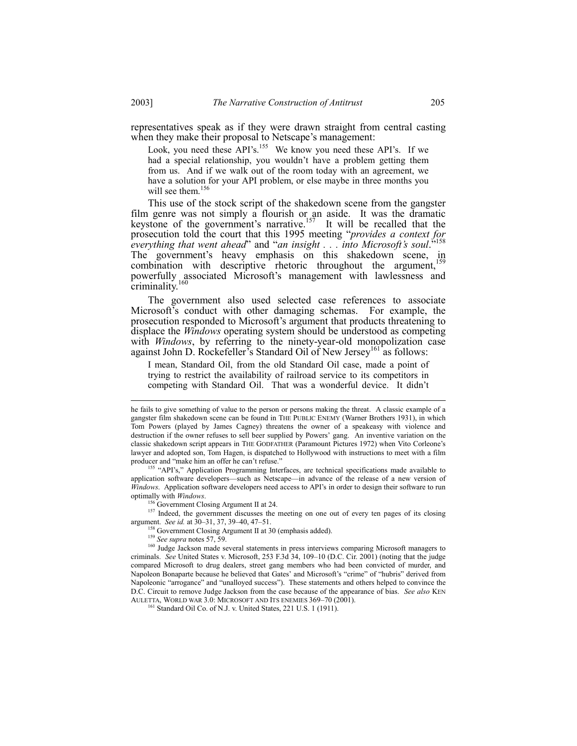representatives speak as if they were drawn straight from central casting when they make their proposal to Netscape's management:

> Look, you need these API's.[155] We know you need these API's. If we had a special relationship, you wouldn't have a problem getting them from us. And if we walk out of the room today with an agreement, we have a solution for your API problem, or else maybe in three months you will see them.[156]

This use of the stock script of the shakedown scene from the gangster film genre was not simply a flourish or an aside. It was the dramatic keystone of the government's narrative.[157] It will be recalled that the prosecution told the court that this 1995 meeting "*provides a context for everything that went ahead*" and "*an insight . . . into Microsoft's soul*."[158] The government's heavy emphasis on this shakedown scene, in combination with descriptive rhetoric throughout the argument,[159] powerfully associated Microsoft's management with lawlessness and criminality.[160]

The government also used selected case references to associate Microsoft's conduct with other damaging schemas. For example, the prosecution responded to Microsoft's argument that products threatening to displace the *Windows* operating system should be understood as competing with *Windows*, by referring to the ninety-year-old monopolization case against John D. Rockefeller's Standard Oil of New Jersey[161] as follows:

> I mean, Standard Oil, from the old Standard Oil case, made a point of trying to restrict the availability of railroad service to its competitors in competing with Standard Oil. That was a wonderful device. It didn't

---

he fails to give something of value to the person or persons making the threat. A classic example of a gangster film shakedown scene can be found in THE PUBLIC ENEMY (Warner Brothers 1931), in which Tom Powers (played by James Cagney) threatens the owner of a speakeasy with violence and destruction if the owner refuses to sell beer supplied by Powers' gang. An inventive variation on the classic shakedown script appears in THE GODFATHER (Paramount Pictures 1972) when Vito Corleone's lawyer and adopted son, Tom Hagen, is dispatched to Hollywood with instructions to meet with a film producer and "make him an offer he can't refuse."

[155] "API's," Application Programming Interfaces, are technical specifications made available to application software developers—such as Netscape—in advance of the release of a new version of *Windows*. Application software developers need access to API's in order to design their software to run optimally with *Windows*.

[156] Government Closing Argument II at 24.

[157] Indeed, the government discusses the meeting on one out of every ten pages of its closing argument. *See id.* at 30–31, 37, 39–40, 47–51.

[158] Government Closing Argument II at 30 (emphasis added).

[159] *See supra* notes 57, 59.

[160] Judge Jackson made several statements in press interviews comparing Microsoft managers to criminals. *See* United States v. Microsoft, 253 F.3d 34, 109–10 (D.C. Cir. 2001) (noting that the judge compared Microsoft to drug dealers, street gang members who had been convicted of murder, and Napoleon Bonaparte because he believed that Gates' and Microsoft's "crime" of "hubris" derived from Napoleonic "arrogance" and "unalloyed success"). These statements and others helped to convince the D.C. Circuit to remove Judge Jackson from the case because of the appearance of bias. *See also* KEN AULETTA, WORLD WAR 3.0: MICROSOFT AND ITS ENEMIES 369–70 (2001).

[161] Standard Oil Co. of N.J. v. United States, 221 U.S. 1 (1911).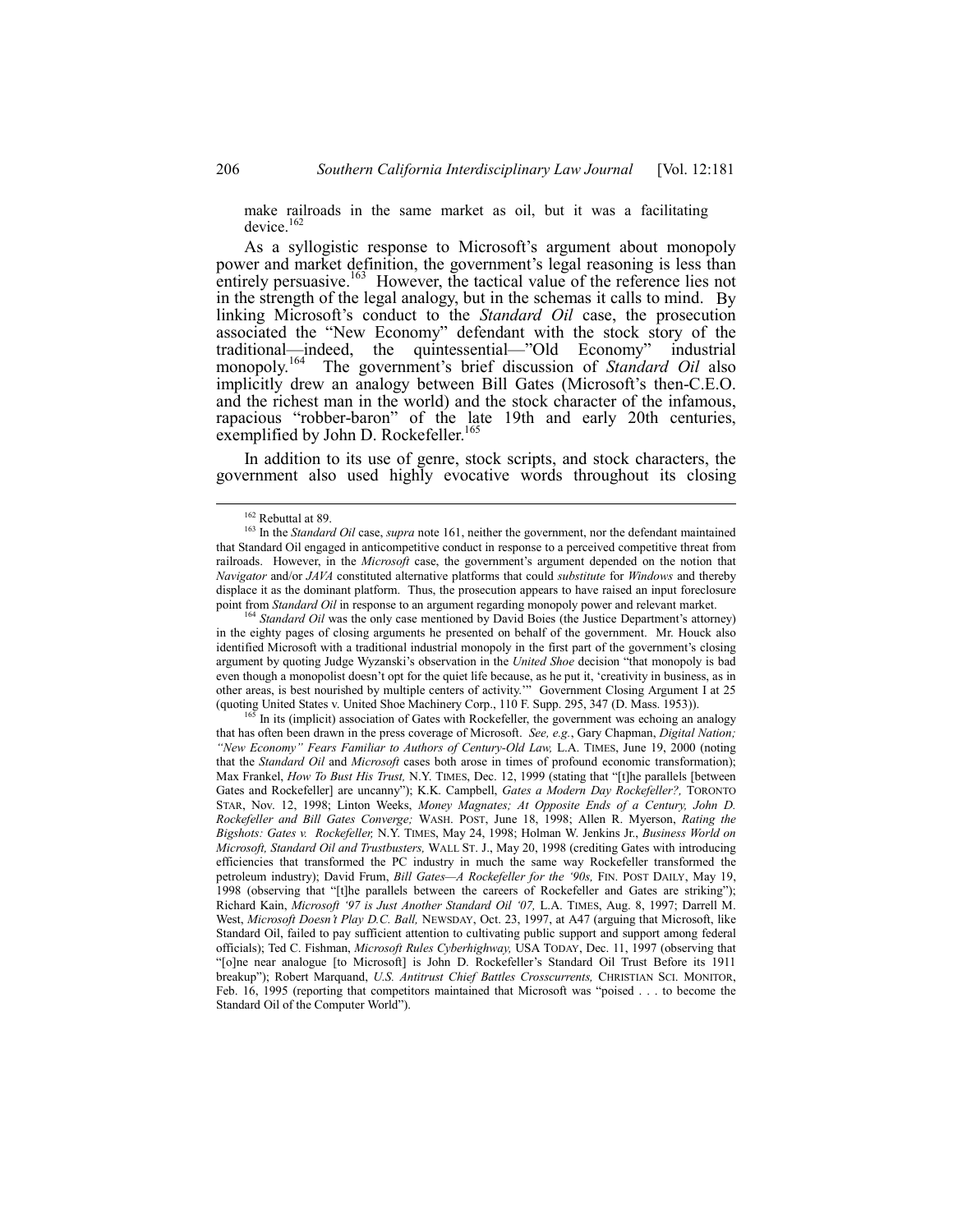> make railroads in the same market as oil, but it was a facilitating device.[162]

As a syllogistic response to Microsoft's argument about monopoly power and market definition, the government's legal reasoning is less than entirely persuasive.[163] However, the tactical value of the reference lies not in the strength of the legal analogy, but in the schemas it calls to mind. By linking Microsoft's conduct to the *Standard Oil* case, the prosecution associated the "New Economy" defendant with the stock story of the traditional—indeed, the quintessential—"Old Economy" industrial monopoly.[164] The government's brief discussion of *Standard Oil* also implicitly drew an analogy between Bill Gates (Microsoft's then-C.E.O. and the richest man in the world) and the stock character of the infamous, rapacious "robber-baron" of the late 19th and early 20th centuries, exemplified by John D. Rockefeller.[165]

In addition to its use of genre, stock scripts, and stock characters, the government also used highly evocative words throughout its closing

---

[162] Rebuttal at 89.

[163] In the *Standard Oil* case, *supra* note 161, neither the government, nor the defendant maintained that Standard Oil engaged in anticompetitive conduct in response to a perceived competitive threat from railroads. However, in the *Microsoft* case, the government's argument depended on the notion that *Navigator* and/or *JAVA* constituted alternative platforms that could *substitute* for *Windows* and thereby displace it as the dominant platform. Thus, the prosecution appears to have raised an input foreclosure point from *Standard Oil* in response to an argument regarding monopoly power and relevant market.

[164] *Standard Oil* was the only case mentioned by David Boies (the Justice Department's attorney) in the eighty pages of closing arguments he presented on behalf of the government. Mr. Houck also identified Microsoft with a traditional industrial monopoly in the first part of the government's closing argument by quoting Judge Wyzanski's observation in the *United Shoe* decision "that monopoly is bad even though a monopolist doesn't opt for the quiet life because, as he put it, 'creativity in business, as in other areas, is best nourished by multiple centers of activity.'" Government Closing Argument I at 25 (quoting United States v. United Shoe Machinery Corp., 110 F. Supp. 295, 347 (D. Mass. 1953)).

[165] In its (implicit) association of Gates with Rockefeller, the government was echoing an analogy that has often been drawn in the press coverage of Microsoft. *See, e.g.*, Gary Chapman, *Digital Nation; "New Economy" Fears Familiar to Authors of Century-Old Law,* L.A. TIMES, June 19, 2000 (noting that the *Standard Oil* and *Microsoft* cases both arose in times of profound economic transformation); Max Frankel, *How To Bust His Trust,* N.Y. TIMES, Dec. 12, 1999 (stating that "[t]he parallels [between Gates and Rockefeller] are uncanny"); K.K. Campbell, *Gates a Modern Day Rockefeller?,* TORONTO STAR, Nov. 12, 1998; Linton Weeks, *Money Magnates; At Opposite Ends of a Century, John D. Rockefeller and Bill Gates Converge;* WASH. POST, June 18, 1998; Allen R. Myerson, *Rating the Bigshots: Gates v. Rockefeller,* N.Y. TIMES, May 24, 1998; Holman W. Jenkins Jr., *Business World on Microsoft, Standard Oil and Trustbusters,* WALL ST. J., May 20, 1998 (crediting Gates with introducing efficiencies that transformed the PC industry in much the same way Rockefeller transformed the petroleum industry); David Frum, *Bill Gates—A Rockefeller for the '90s,* FIN. POST DAILY, May 19, 1998 (observing that "[t]he parallels between the careers of Rockefeller and Gates are striking"); Richard Kain, *Microsoft '97 is Just Another Standard Oil '07,* L.A. TIMES, Aug. 8, 1997; Darrell M. West, *Microsoft Doesn't Play D.C. Ball,* NEWSDAY, Oct. 23, 1997, at A47 (arguing that Microsoft, like Standard Oil, failed to pay sufficient attention to cultivating public support and support among federal officials); Ted C. Fishman, *Microsoft Rules Cyberhighway,* USA TODAY, Dec. 11, 1997 (observing that "[o]ne near analogue [to Microsoft] is John D. Rockefeller's Standard Oil Trust Before its 1911 breakup"); Robert Marquand, *U.S. Antitrust Chief Battles Crosscurrents,* CHRISTIAN SCI. MONITOR, Feb. 16, 1995 (reporting that competitors maintained that Microsoft was "poised . . . to become the Standard Oil of the Computer World").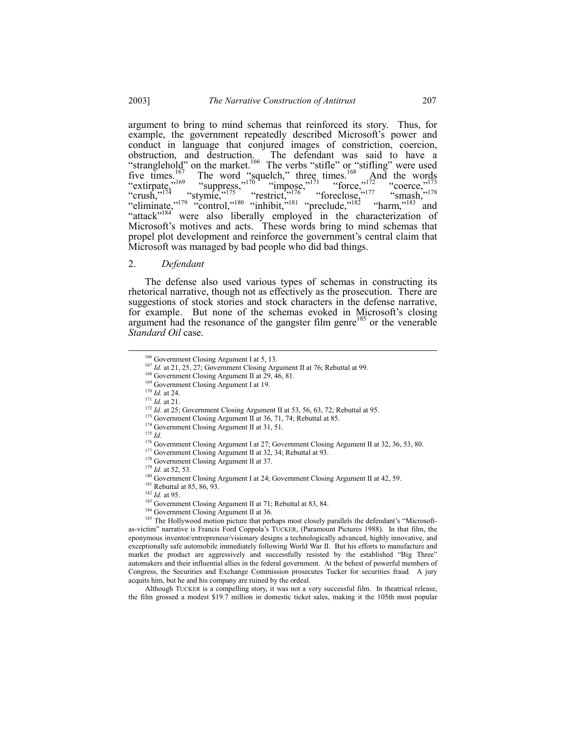argument to bring to mind schemas that reinforced its story. Thus, for example, the government repeatedly described Microsoft's power and conduct in language that conjured images of constriction, coercion, obstruction, and destruction. The defendant was said to have a "stranglehold" on the market.[166] The verbs "stifle" or "stifling" were used five times.[167] The word "squelch," three times.[168] And the words "extirpate,"[169] "suppress,"[170] "impose,"[171] "force,"[172] "coerce,"[173] "crush,"[174] "stymie,"[175] "restrict,"[176] "foreclose,"[177] "smash,"[178] "eliminate,"[179] "control,"[180] "inhibit,"[181] "preclude,"[182] "harm,"[183] and "attack"[184] were also liberally employed in the characterization of Microsoft's motives and acts. These words bring to mind schemas that propel plot development and reinforce the government's central claim that Microsoft was managed by bad people who did bad things.

### 2. *Defendant*

The defense also used various types of schemas in constructing its rhetorical narrative, though not as effectively as the prosecution. There are suggestions of stock stories and stock characters in the defense narrative, for example. But none of the schemas evoked in Microsoft's closing argument had the resonance of the gangster film genre[185] or the venerable *Standard Oil* case.

---

[166] Government Closing Argument I at 5, 13.

[167] *Id.* at 21, 25, 27; Government Closing Argument II at 76; Rebuttal at 99.

[168] Government Closing Argument II at 29, 46, 81.

[169] Government Closing Argument I at 19.

[170] *Id.* at 24.

[171] *Id.* at 21.

[172] *Id.* at 25; Government Closing Argument II at 53, 56, 63, 72; Rebuttal at 95.

[173] Government Closing Argument II at 36, 71, 74; Rebuttal at 85.

[174] Government Closing Argument II at 31, 51.

[175] *Id.*

[176] Government Closing Argument I at 27; Government Closing Argument II at 32, 36, 53, 80.

[177] Government Closing Argument II at 32, 34; Rebuttal at 93.

[178] Government Closing Argument II at 37.

[179] *Id.* at 52, 53.

[180] Government Closing Argument I at 24; Government Closing Argument II at 42, 59.

[181] Rebuttal at 85, 86, 93.

[182] *Id.* at 95.

[183] Government Closing Argument II at 71; Rebuttal at 83, 84.

[184] Government Closing Argument II at 36.

[185] The Hollywood motion picture that perhaps most closely parallels the defendant's "Microsoft-as-victim" narrative is Francis Ford Coppola's TUCKER, (Paramount Pictures 1988). In that film, the eponymous inventor/entrepreneur/visionary designs a technologically advanced, highly innovative, and exceptionally safe automobile immediately following World War II. But his efforts to manufacture and market the product are aggressively and successfully resisted by the established "Big Three" automakers and their influential allies in the federal government. At the behest of powerful members of Congress, the Securities and Exchange Commission prosecutes Tucker for securities fraud. A jury acquits him, but he and his company are ruined by the ordeal.

Although TUCKER is a compelling story, it was not a very successful film. In theatrical release, the film grossed a modest $19.7 million in domestic ticket sales, making it the 105th most popular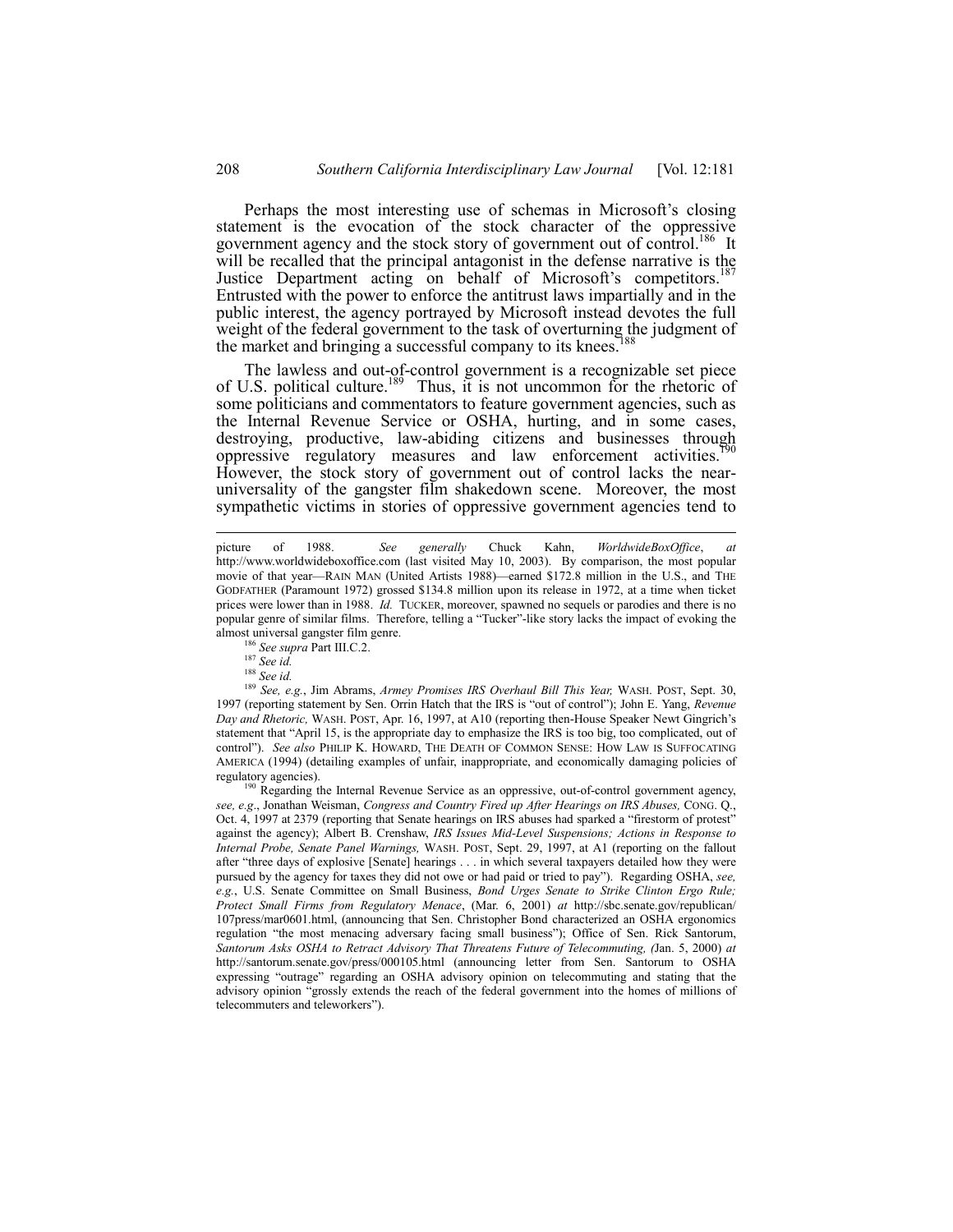Perhaps the most interesting use of schemas in Microsoft's closing statement is the evocation of the stock character of the oppressive government agency and the stock story of government out of control.[186] It will be recalled that the principal antagonist in the defense narrative is the Justice Department acting on behalf of Microsoft's competitors.[187] Entrusted with the power to enforce the antitrust laws impartially and in the public interest, the agency portrayed by Microsoft instead devotes the full weight of the federal government to the task of overturning the judgment of the market and bringing a successful company to its knees.[188]

The lawless and out-of-control government is a recognizable set piece of U.S. political culture.[189] Thus, it is not uncommon for the rhetoric of some politicians and commentators to feature government agencies, such as the Internal Revenue Service or OSHA, hurting, and in some cases, destroying, productive, law-abiding citizens and businesses through oppressive regulatory measures and law enforcement activities.[190] However, the stock story of government out of control lacks the near-universality of the gangster film shakedown scene. Moreover, the most sympathetic victims in stories of oppressive government agencies tend to

---

picture of 1988. *See generally* Chuck Kahn, *WorldwideBoxOffice*, *at* http://www.worldwideboxoffice.com (last visited May 10, 2003). By comparison, the most popular movie of that year—RAIN MAN (United Artists 1988)—earned $172.8 million in the U.S., and THE GODFATHER (Paramount 1972) grossed $134.8 million upon its release in 1972, at a time when ticket prices were lower than in 1988. *Id.* TUCKER, moreover, spawned no sequels or parodies and there is no popular genre of similar films. Therefore, telling a "Tucker"-like story lacks the impact of evoking the almost universal gangster film genre.

[186] *See supra* Part III.C.2.

[187] *See id.*

[188] *See id.*

[189] *See, e.g.*, Jim Abrams, *Armey Promises IRS Overhaul Bill This Year,* WASH. POST, Sept. 30, 1997 (reporting statement by Sen. Orrin Hatch that the IRS is "out of control"); John E. Yang, *Revenue Day and Rhetoric,* WASH. POST, Apr. 16, 1997, at A10 (reporting then-House Speaker Newt Gingrich's statement that "April 15, is the appropriate day to emphasize the IRS is too big, too complicated, out of control"). *See also* PHILIP K. HOWARD, THE DEATH OF COMMON SENSE: HOW LAW IS SUFFOCATING AMERICA (1994) (detailing examples of unfair, inappropriate, and economically damaging policies of regulatory agencies).

[190] Regarding the Internal Revenue Service as an oppressive, out-of-control government agency, *see, e.g*., Jonathan Weisman, *Congress and Country Fired up After Hearings on IRS Abuses,* CONG. Q., Oct. 4, 1997 at 2379 (reporting that Senate hearings on IRS abuses had sparked a "firestorm of protest" against the agency); Albert B. Crenshaw, *IRS Issues Mid-Level Suspensions; Actions in Response to Internal Probe, Senate Panel Warnings,* WASH. POST, Sept. 29, 1997, at A1 (reporting on the fallout after "three days of explosive [Senate] hearings . . . in which several taxpayers detailed how they were pursued by the agency for taxes they did not owe or had paid or tried to pay"). Regarding OSHA, *see, e.g.*, U.S. Senate Committee on Small Business, *Bond Urges Senate to Strike Clinton Ergo Rule; Protect Small Firms from Regulatory Menace*, (Mar. 6, 2001) *at* http://sbc.senate.gov/republican/107press/mar0601.html, (announcing that Sen. Christopher Bond characterized an OSHA ergonomics regulation "the most menacing adversary facing small business"); Office of Sen. Rick Santorum, *Santorum Asks OSHA to Retract Advisory That Threatens Future of Telecommuting, (*Jan. 5, 2000) *at* http://santorum.senate.gov/press/000105.html (announcing letter from Sen. Santorum to OSHA expressing "outrage" regarding an OSHA advisory opinion on telecommuting and stating that the advisory opinion "grossly extends the reach of the federal government into the homes of millions of telecommuters and teleworkers").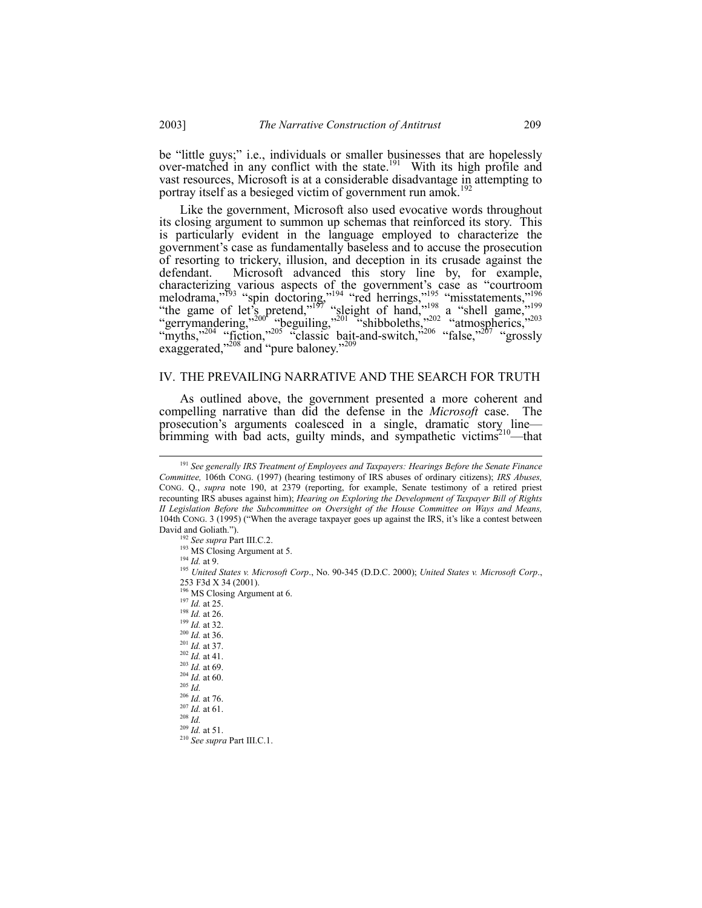be "little guys;" i.e., individuals or smaller businesses that are hopelessly over-matched in any conflict with the state.[191] With its high profile and vast resources, Microsoft is at a considerable disadvantage in attempting to portray itself as a besieged victim of government run amok.[192]

Like the government, Microsoft also used evocative words throughout its closing argument to summon up schemas that reinforced its story. This is particularly evident in the language employed to characterize the government's case as fundamentally baseless and to accuse the prosecution of resorting to trickery, illusion, and deception in its crusade against the defendant. Microsoft advanced this story line by, for example, characterizing various aspects of the government's case as "courtroom melodrama,"[193] "spin doctoring,"[194] "red herrings,"[195] "misstatements,"[196] "the game of let's pretend,"[197] "sleight of hand,"[198] a "shell game,"[199] "gerrymandering,"[200] "beguiling,"[201] "shibboleths,"[202] "atmospherics,"[203] "myths,"[204] "fiction,"[205] "classic bait-and-switch,"[206] "false,"[207] "grossly exaggerated,"[208] and "pure baloney."[209]

## IV. THE PREVAILING NARRATIVE AND THE SEARCH FOR TRUTH

As outlined above, the government presented a more coherent and compelling narrative than did the defense in the *Microsoft* case. The prosecution's arguments coalesced in a single, dramatic story line—brimming with bad acts, guilty minds, and sympathetic victims[210]—that

---

[191] *See generally IRS Treatment of Employees and Taxpayers: Hearings Before the Senate Finance Committee,* 106th CONG. (1997) (hearing testimony of IRS abuses of ordinary citizens); *IRS Abuses,* CONG. Q., *supra* note 190, at 2379 (reporting, for example, Senate testimony of a retired priest recounting IRS abuses against him); *Hearing on Exploring the Development of Taxpayer Bill of Rights II Legislation Before the Subcommittee on Oversight of the House Committee on Ways and Means,* 104th CONG. 3 (1995) ("When the average taxpayer goes up against the IRS, it's like a contest between David and Goliath.").

[192] *See supra* Part III.C.2.

[193] MS Closing Argument at 5.

[194] *Id.* at 9.

[195] *United States v. Microsoft Corp*., No. 90-345 (D.D.C. 2000); *United States v. Microsoft Corp*., 253 F3d X 34 (2001).

[196] MS Closing Argument at 6.

[197] *Id.* at 25.

[198] *Id.* at 26.

[199] *Id.* at 32.

[200] *Id.* at 36.

[201] *Id.* at 37.

[202] *Id.* at 41.

[203] *Id.* at 69.

[204] *Id.* at 60.

[205] *Id.*

[206] *Id.* at 76.

[207] *Id.* at 61.

[208] *Id.*

[209] *Id.* at 51.

[210] *See supra* Part III.C.1.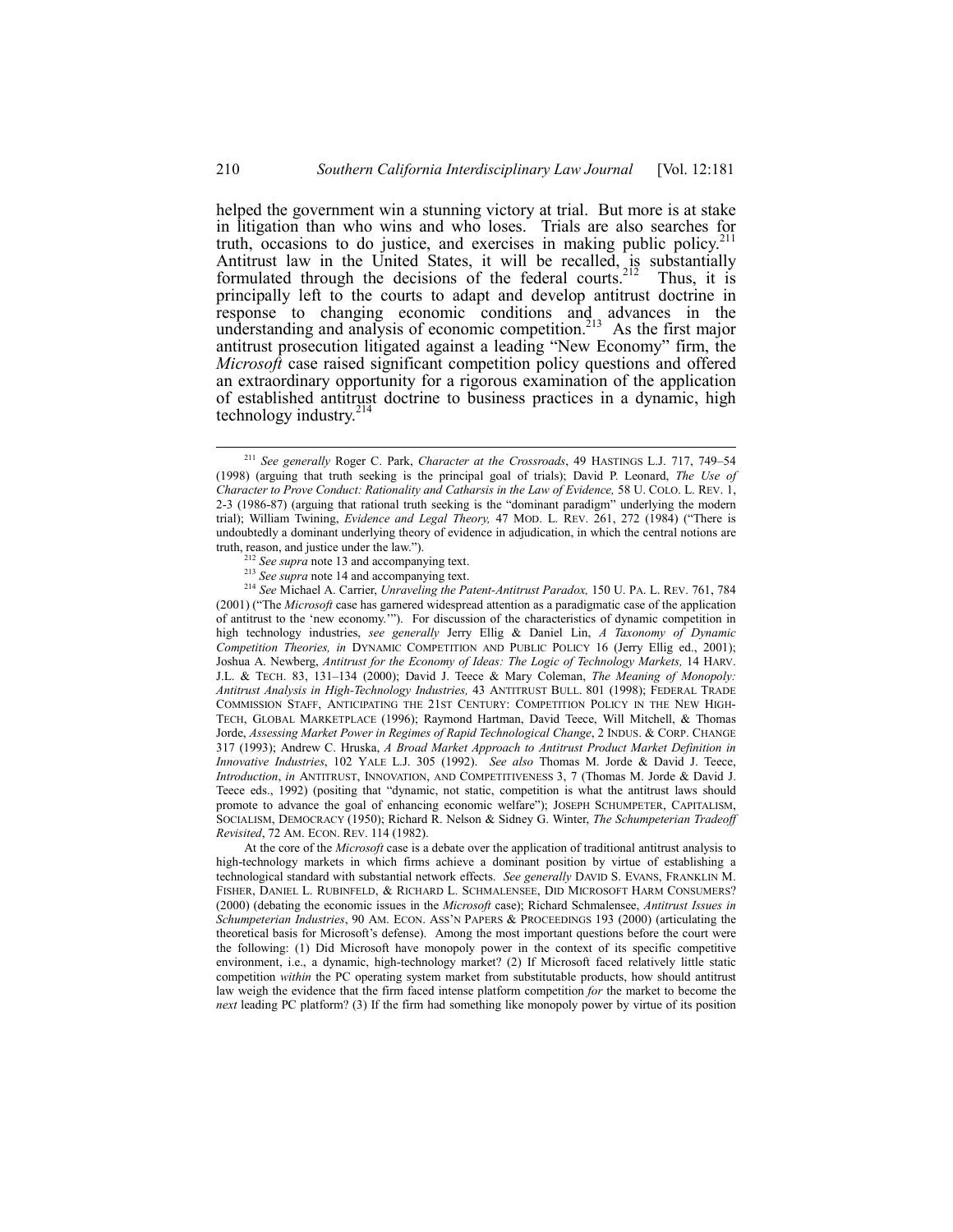helped the government win a stunning victory at trial. But more is at stake in litigation than who wins and who loses. Trials are also searches for truth, occasions to do justice, and exercises in making public policy.[211] Antitrust law in the United States, it will be recalled, is substantially formulated through the decisions of the federal courts.[212] Thus, it is principally left to the courts to adapt and develop antitrust doctrine in response to changing economic conditions and advances in the understanding and analysis of economic competition.[213] As the first major antitrust prosecution litigated against a leading "New Economy" firm, the *Microsoft* case raised significant competition policy questions and offered an extraordinary opportunity for a rigorous examination of the application of established antitrust doctrine to business practices in a dynamic, high technology industry.[214]

---

[211] *See generally* Roger C. Park, *Character at the Crossroads*, 49 HASTINGS L.J. 717, 749–54 (1998) (arguing that truth seeking is the principal goal of trials); David P. Leonard, *The Use of Character to Prove Conduct: Rationality and Catharsis in the Law of Evidence,* 58 U. COLO. L. REV. 1, 2-3 (1986-87) (arguing that rational truth seeking is the "dominant paradigm" underlying the modern trial); William Twining, *Evidence and Legal Theory,* 47 MOD. L. REV. 261, 272 (1984) ("There is undoubtedly a dominant underlying theory of evidence in adjudication, in which the central notions are truth, reason, and justice under the law.").

[212] *See supra* note 13 and accompanying text.

[213] *See supra* note 14 and accompanying text.

[214] *See* Michael A. Carrier, *Unraveling the Patent-Antitrust Paradox,* 150 U. PA. L. REV. 761, 784 (2001) ("The *Microsoft* case has garnered widespread attention as a paradigmatic case of the application of antitrust to the 'new economy.'"). For discussion of the characteristics of dynamic competition in high technology industries, *see generally* Jerry Ellig & Daniel Lin, *A Taxonomy of Dynamic Competition Theories, in* DYNAMIC COMPETITION AND PUBLIC POLICY 16 (Jerry Ellig ed., 2001); Joshua A. Newberg, *Antitrust for the Economy of Ideas: The Logic of Technology Markets,* 14 HARV. J.L. & TECH. 83, 131–134 (2000); David J. Teece & Mary Coleman, *The Meaning of Monopoly: Antitrust Analysis in High-Technology Industries,* 43 ANTITRUST BULL. 801 (1998); FEDERAL TRADE COMMISSION STAFF, ANTICIPATING THE 21ST CENTURY: COMPETITION POLICY IN THE NEW HIGH-TECH, GLOBAL MARKETPLACE (1996); Raymond Hartman, David Teece, Will Mitchell, & Thomas Jorde, *Assessing Market Power in Regimes of Rapid Technological Change*, 2 INDUS. & CORP. CHANGE 317 (1993); Andrew C. Hruska, *A Broad Market Approach to Antitrust Product Market Definition in Innovative Industries*, 102 YALE L.J. 305 (1992). *See also* Thomas M. Jorde & David J. Teece, *Introduction*, *in* ANTITRUST, INNOVATION, AND COMPETITIVENESS 3, 7 (Thomas M. Jorde & David J. Teece eds., 1992) (positing that "dynamic, not static, competition is what the antitrust laws should promote to advance the goal of enhancing economic welfare"); JOSEPH SCHUMPETER, CAPITALISM, SOCIALISM, DEMOCRACY (1950); Richard R. Nelson & Sidney G. Winter, *The Schumpeterian Tradeoff Revisited*, 72 AM. ECON. REV. 114 (1982).

At the core of the *Microsoft* case is a debate over the application of traditional antitrust analysis to high-technology markets in which firms achieve a dominant position by virtue of establishing a technological standard with substantial network effects. *See generally* DAVID S. EVANS, FRANKLIN M. FISHER, DANIEL L. RUBINFELD, & RICHARD L. SCHMALENSEE, DID MICROSOFT HARM CONSUMERS? (2000) (debating the economic issues in the *Microsoft* case); Richard Schmalensee, *Antitrust Issues in Schumpeterian Industries*, 90 AM. ECON. ASS'N PAPERS & PROCEEDINGS 193 (2000) (articulating the theoretical basis for Microsoft's defense). Among the most important questions before the court were the following: (1) Did Microsoft have monopoly power in the context of its specific competitive environment, i.e., a dynamic, high-technology market? (2) If Microsoft faced relatively little static competition *within* the PC operating system market from substitutable products, how should antitrust law weigh the evidence that the firm faced intense platform competition *for* the market to become the *next* leading PC platform? (3) If the firm had something like monopoly power by virtue of its position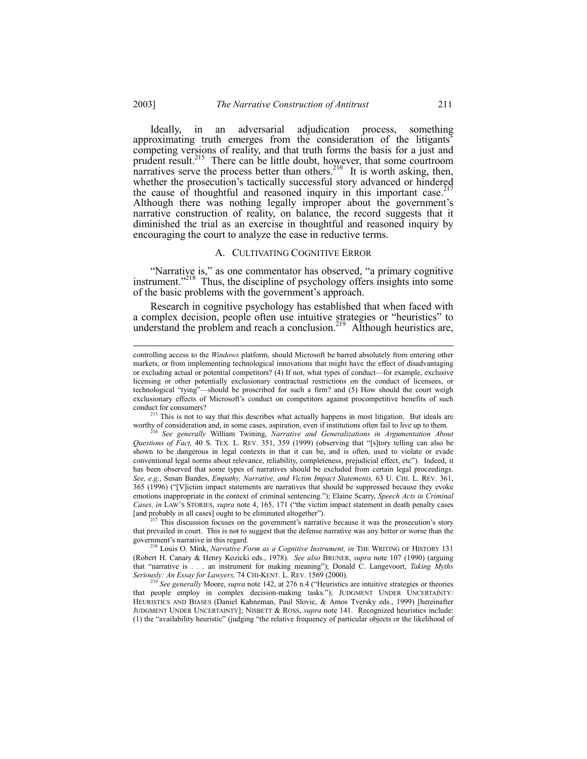Ideally, in an adversarial adjudication process, something approximating truth emerges from the consideration of the litigants' competing versions of reality, and that truth forms the basis for a just and prudent result.[215] There can be little doubt, however, that some courtroom narratives serve the process better than others.[216] It is worth asking, then, whether the prosecution's tactically successful story advanced or hindered the cause of thoughtful and reasoned inquiry in this important case.[217] Although there was nothing legally improper about the government's narrative construction of reality, on balance, the record suggests that it diminished the trial as an exercise in thoughtful and reasoned inquiry by encouraging the court to analyze the case in reductive terms.

### A. CULTIVATING COGNITIVE ERROR

"Narrative is," as one commentator has observed, "a primary cognitive instrument."[218] Thus, the discipline of psychology offers insights into some of the basic problems with the government's approach.

Research in cognitive psychology has established that when faced with a complex decision, people often use intuitive strategies or "heuristics" to understand the problem and reach a conclusion.[219] Although heuristics are,

---

controlling access to the *Windows* platform, should Microsoft be barred absolutely from entering other markets, or from implementing technological innovations that might have the effect of disadvantaging or excluding actual or potential competitors? (4) If not, what types of conduct—for example, exclusive licensing or other potentially exclusionary contractual restrictions on the conduct of licensees, or technological "tying"—should be proscribed for such a firm? and (5) How should the court weigh exclusionary effects of Microsoft's conduct on competitors against procompetitive benefits of such conduct for consumers?

[215] This is not to say that this describes what actually happens in most litigation. But ideals are worthy of consideration and, in some cases, aspiration, even if institutions often fail to live up to them.

[216] *See generally* William Twining, *Narrative and Generalizations in Argumentation About Questions of Fact,* 40 S. TEX. L. REV. 351, 359 (1999) (observing that "[s]tory telling can also be shown to be dangerous in legal contexts in that it can be, and is often, used to violate or evade conventional legal norms about relevance, reliability, completeness, prejudicial effect, etc"). Indeed, it has been observed that some types of narratives should be excluded from certain legal proceedings. *See, e.g.*, Susan Bandes, *Empathy, Narrative, and Victim Impact Statements,* 63 U. CHI. L. REV. 361, 365 (1996) ("[V]ictim impact statements are narratives that should be suppressed because they evoke emotions inappropriate in the context of criminal sentencing."); Elaine Scarry, *Speech Acts in Criminal Cases, in* LAW'S STORIES, *supra* note 4, 165, 171 ("the victim impact statement in death penalty cases [and probably in all cases] ought to be eliminated altogether").

[217] This discussion focuses on the government's narrative because it was the prosecution's story that prevailed in court. This is not to suggest that the defense narrative was any better or worse than the government's narrative in this regard.

[218] Louis O. Mink, *Narrative Form as a Cognitive Instrument, in* THE WRITING OF HISTORY 131 (Robert H. Canary & Henry Kozicki eds., 1978). *See also* BRUNER, *supra* note 107 (1990) (arguing that "narrative is . . . an instrument for making meaning"); Donald C. Langevoort, *Taking Myths Seriously: An Essay for Lawyers,* 74 CHI-KENT. L. REV. 1569 (2000).

[219] *See generally* Moore, *supra* note 142, at 276 n.4 ("Heuristics are intuitive strategies or theories that people employ in complex decision-making tasks."); JUDGMENT UNDER UNCERTAINTY: HEURISTICS AND BIASES (Daniel Kahneman, Paul Slovic, & Amos Tversky eds., 1999) [hereinafter JUDGMENT UNDER UNCERTAINTY]; NISBETT & ROSS, *supra* note 141. Recognized heuristics include: (1) the "availability heuristic" (judging "the relative frequency of particular objects or the likelihood of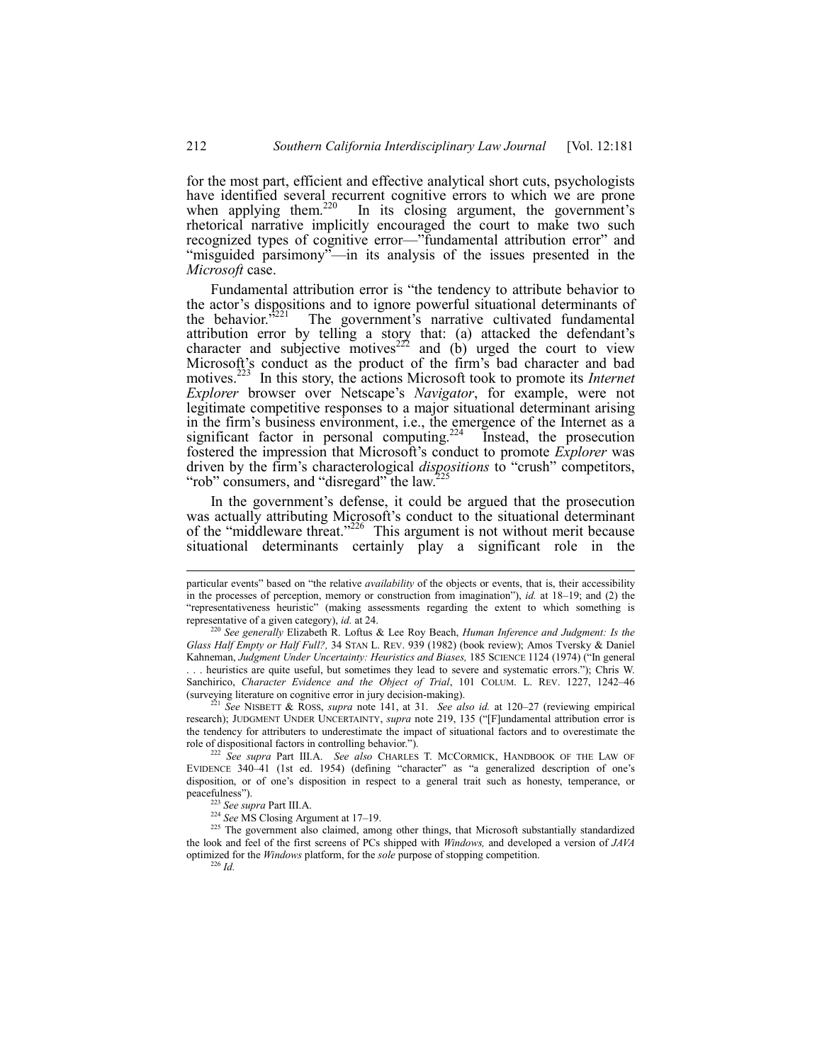for the most part, efficient and effective analytical short cuts, psychologists have identified several recurrent cognitive errors to which we are prone when applying them.[220] In its closing argument, the government's rhetorical narrative implicitly encouraged the court to make two such recognized types of cognitive error—"fundamental attribution error" and "misguided parsimony"—in its analysis of the issues presented in the *Microsoft* case.

Fundamental attribution error is "the tendency to attribute behavior to the actor's dispositions and to ignore powerful situational determinants of the behavior."[221] The government's narrative cultivated fundamental attribution error by telling a story that: (a) attacked the defendant's character and subjective motives[222] and (b) urged the court to view Microsoft's conduct as the product of the firm's bad character and bad motives.[223] In this story, the actions Microsoft took to promote its *Internet Explorer* browser over Netscape's *Navigator*, for example, were not legitimate competitive responses to a major situational determinant arising in the firm's business environment, i.e., the emergence of the Internet as a significant factor in personal computing.[224] Instead, the prosecution fostered the impression that Microsoft's conduct to promote *Explorer* was driven by the firm's characterological *dispositions* to "crush" competitors, "rob" consumers, and "disregard" the law.[225]

In the government's defense, it could be argued that the prosecution was actually attributing Microsoft's conduct to the situational determinant of the "middleware threat."[226] This argument is not without merit because situational determinants certainly play a significant role in the

---

particular events" based on "the relative *availability* of the objects or events, that is, their accessibility in the processes of perception, memory or construction from imagination"), *id.* at 18–19; and (2) the "representativeness heuristic" (making assessments regarding the extent to which something is representative of a given category), *id.* at 24.

[220] *See generally* Elizabeth R. Loftus & Lee Roy Beach, *Human Inference and Judgment: Is the Glass Half Empty or Half Full?,* 34 STAN L. REV. 939 (1982) (book review); Amos Tversky & Daniel Kahneman, *Judgment Under Uncertainty: Heuristics and Biases,* 185 SCIENCE 1124 (1974) ("In general . . . heuristics are quite useful, but sometimes they lead to severe and systematic errors."); Chris W. Sanchirico, *Character Evidence and the Object of Trial*, 101 COLUM. L. REV. 1227, 1242–46 (surveying literature on cognitive error in jury decision-making).

[221] *See* NISBETT & ROSS, *supra* note 141, at 31. *See also id.* at 120–27 (reviewing empirical research); JUDGMENT UNDER UNCERTAINTY, *supra* note 219, 135 ("[F]undamental attribution error is the tendency for attributers to underestimate the impact of situational factors and to overestimate the role of dispositional factors in controlling behavior.").

[222] *See supra* Part III.A. *See also* CHARLES T. MCCORMICK, HANDBOOK OF THE LAW OF EVIDENCE 340–41 (1st ed. 1954) (defining "character" as "a generalized description of one's disposition, or of one's disposition in respect to a general trait such as honesty, temperance, or peacefulness").

[223] *See supra* Part III.A.

[224] *See* MS Closing Argument at 17–19.

[225] The government also claimed, among other things, that Microsoft substantially standardized the look and feel of the first screens of PCs shipped with *Windows,* and developed a version of *JAVA* optimized for the *Windows* platform, for the *sole* purpose of stopping competition.

[226] *Id.*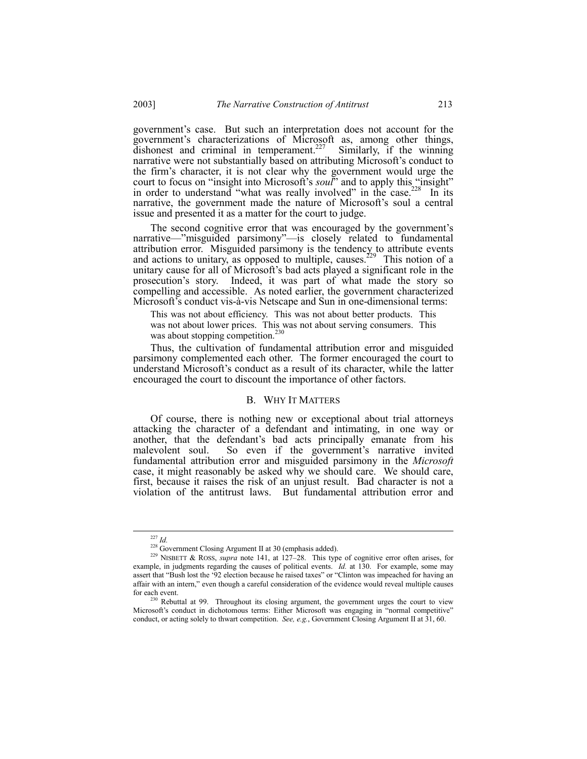government's case. But such an interpretation does not account for the government's characterizations of Microsoft as, among other things, dishonest and criminal in temperament.[227] Similarly, if the winning narrative were not substantially based on attributing Microsoft's conduct to the firm's character, it is not clear why the government would urge the court to focus on "insight into Microsoft's *soul*" and to apply this "insight" in order to understand "what was really involved" in the case.[228] In its narrative, the government made the nature of Microsoft's soul a central issue and presented it as a matter for the court to judge.

The second cognitive error that was encouraged by the government's narrative—"misguided parsimony"—is closely related to fundamental attribution error. Misguided parsimony is the tendency to attribute events and actions to unitary, as opposed to multiple, causes.[229] This notion of a unitary cause for all of Microsoft's bad acts played a significant role in the prosecution's story. Indeed, it was part of what made the story so compelling and accessible. As noted earlier, the government characterized Microsoft's conduct vis-à-vis Netscape and Sun in one-dimensional terms:

> This was not about efficiency. This was not about better products. This was not about lower prices. This was not about serving consumers. This was about stopping competition.[230]

Thus, the cultivation of fundamental attribution error and misguided parsimony complemented each other. The former encouraged the court to understand Microsoft's conduct as a result of its character, while the latter encouraged the court to discount the importance of other factors.

## B. Why It Matters

Of course, there is nothing new or exceptional about trial attorneys attacking the character of a defendant and intimating, in one way or another, that the defendant's bad acts principally emanate from his malevolent soul. So even if the government's narrative invited fundamental attribution error and misguided parsimony in the *Microsoft* case, it might reasonably be asked why we should care. We should care, first, because it raises the risk of an unjust result. Bad character is not a violation of the antitrust laws. But fundamental attribution error and

---

[227] *Id.*

[228] Government Closing Argument II at 30 (emphasis added).

[229] NISBETT & ROSS, *supra* note 141, at 127–28. This type of cognitive error often arises, for example, in judgments regarding the causes of political events. *Id.* at 130. For example, some may assert that "Bush lost the '92 election because he raised taxes" or "Clinton was impeached for having an affair with an intern," even though a careful consideration of the evidence would reveal multiple causes for each event.

[230] Rebuttal at 99. Throughout its closing argument, the government urges the court to view Microsoft's conduct in dichotomous terms: Either Microsoft was engaging in "normal competitive" conduct, or acting solely to thwart competition. *See, e.g.*, Government Closing Argument II at 31, 60.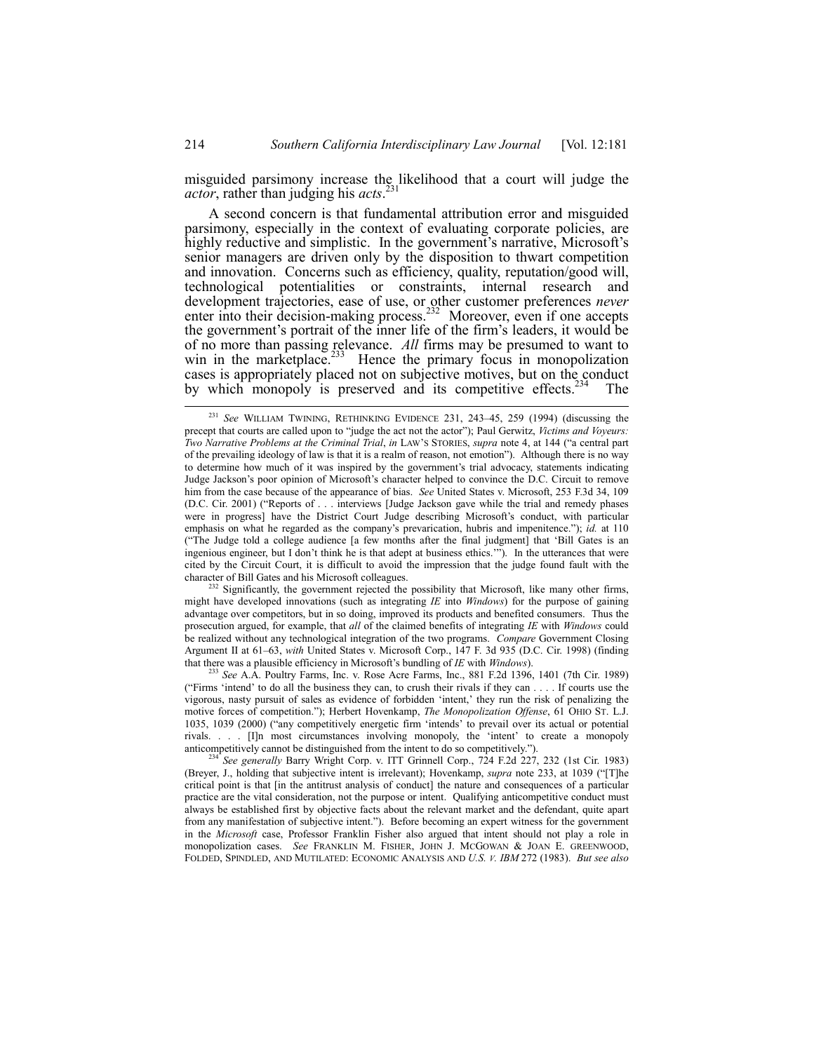misguided parsimony increase the likelihood that a court will judge the *actor*, rather than judging his *acts*.[231]

A second concern is that fundamental attribution error and misguided parsimony, especially in the context of evaluating corporate policies, are highly reductive and simplistic. In the government's narrative, Microsoft's senior managers are driven only by the disposition to thwart competition and innovation. Concerns such as efficiency, quality, reputation/good will, technological potentialities or constraints, internal research and development trajectories, ease of use, or other customer preferences *never* enter into their decision-making process.[232] Moreover, even if one accepts the government's portrait of the inner life of the firm's leaders, it would be of no more than passing relevance. *All* firms may be presumed to want to win in the marketplace.[233] Hence the primary focus in monopolization cases is appropriately placed not on subjective motives, but on the conduct by which monopoly is preserved and its competitive effects.[234] The

---

[231] *See* WILLIAM TWINING, RETHINKING EVIDENCE 231, 243–45, 259 (1994) (discussing the precept that courts are called upon to "judge the act not the actor"); Paul Gerwitz, *Victims and Voyeurs: Two Narrative Problems at the Criminal Trial*, *in* LAW'S STORIES, *supra* note 4, at 144 ("a central part of the prevailing ideology of law is that it is a realm of reason, not emotion"). Although there is no way to determine how much of it was inspired by the government's trial advocacy, statements indicating Judge Jackson's poor opinion of Microsoft's character helped to convince the D.C. Circuit to remove him from the case because of the appearance of bias. *See* United States v. Microsoft, 253 F.3d 34, 109 (D.C. Cir. 2001) ("Reports of . . . interviews [Judge Jackson gave while the trial and remedy phases were in progress] have the District Court Judge describing Microsoft's conduct, with particular emphasis on what he regarded as the company's prevarication, hubris and impenitence."); *id.* at 110 ("The Judge told a college audience [a few months after the final judgment] that 'Bill Gates is an ingenious engineer, but I don't think he is that adept at business ethics.'"). In the utterances that were cited by the Circuit Court, it is difficult to avoid the impression that the judge found fault with the character of Bill Gates and his Microsoft colleagues.

[232] Significantly, the government rejected the possibility that Microsoft, like many other firms, might have developed innovations (such as integrating *IE* into *Windows*) for the purpose of gaining advantage over competitors, but in so doing, improved its products and benefited consumers. Thus the prosecution argued, for example, that *all* of the claimed benefits of integrating *IE* with *Windows* could be realized without any technological integration of the two programs. *Compare* Government Closing Argument II at 61–63, *with* United States v. Microsoft Corp., 147 F. 3d 935 (D.C. Cir. 1998) (finding that there was a plausible efficiency in Microsoft's bundling of *IE* with *Windows*).

[233] *See* A.A. Poultry Farms, Inc. v. Rose Acre Farms, Inc., 881 F.2d 1396, 1401 (7th Cir. 1989) ("Firms 'intend' to do all the business they can, to crush their rivals if they can . . . . If courts use the vigorous, nasty pursuit of sales as evidence of forbidden 'intent,' they run the risk of penalizing the motive forces of competition."); Herbert Hovenkamp, *The Monopolization Offense*, 61 OHIO ST. L.J. 1035, 1039 (2000) ("any competitively energetic firm 'intends' to prevail over its actual or potential rivals. . . . [I]n most circumstances involving monopoly, the 'intent' to create a monopoly anticompetitively cannot be distinguished from the intent to do so competitively.").

[234] *See generally* Barry Wright Corp. v. ITT Grinnell Corp., 724 F.2d 227, 232 (1st Cir. 1983) (Breyer, J., holding that subjective intent is irrelevant); Hovenkamp, *supra* note 233, at 1039 ("[T]he critical point is that [in the antitrust analysis of conduct] the nature and consequences of a particular practice are the vital consideration, not the purpose or intent. Qualifying anticompetitive conduct must always be established first by objective facts about the relevant market and the defendant, quite apart from any manifestation of subjective intent."). Before becoming an expert witness for the government in the *Microsoft* case, Professor Franklin Fisher also argued that intent should not play a role in monopolization cases. *See* FRANKLIN M. FISHER, JOHN J. MCGOWAN & JOAN E. GREENWOOD, FOLDED, SPINDLED, AND MUTILATED: ECONOMIC ANALYSIS AND *U.S. V. IBM* 272 (1983). *But see also*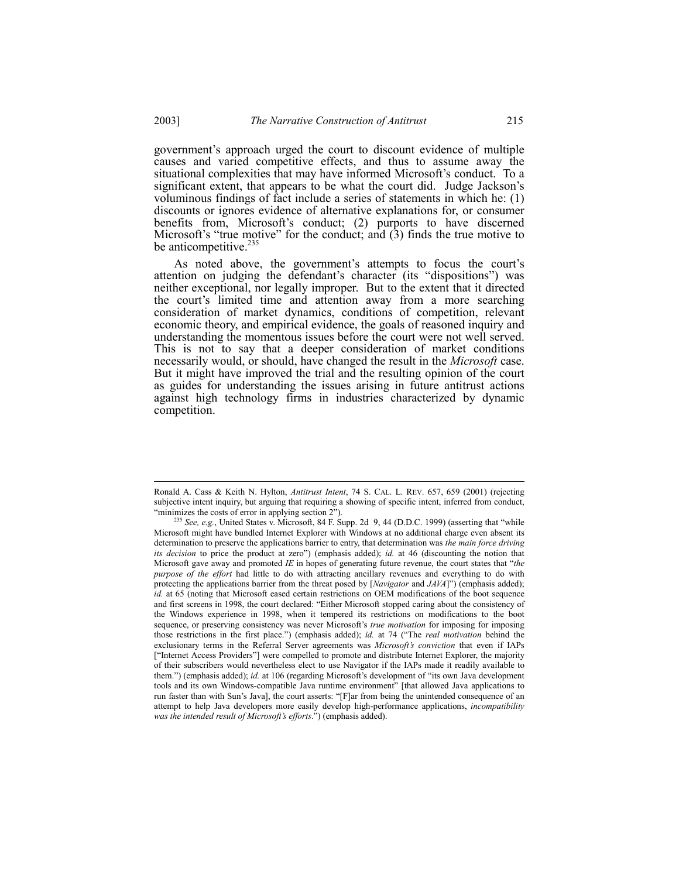government's approach urged the court to discount evidence of multiple causes and varied competitive effects, and thus to assume away the situational complexities that may have informed Microsoft's conduct. To a significant extent, that appears to be what the court did. Judge Jackson's voluminous findings of fact include a series of statements in which he: (1) discounts or ignores evidence of alternative explanations for, or consumer benefits from, Microsoft's conduct; (2) purports to have discerned Microsoft's "true motive" for the conduct; and (3) finds the true motive to be anticompetitive.[235]

As noted above, the government's attempts to focus the court's attention on judging the defendant's character (its "dispositions") was neither exceptional, nor legally improper. But to the extent that it directed the court's limited time and attention away from a more searching consideration of market dynamics, conditions of competition, relevant economic theory, and empirical evidence, the goals of reasoned inquiry and understanding the momentous issues before the court were not well served. This is not to say that a deeper consideration of market conditions necessarily would, or should, have changed the result in the *Microsoft* case. But it might have improved the trial and the resulting opinion of the court as guides for understanding the issues arising in future antitrust actions against high technology firms in industries characterized by dynamic competition.

---

Ronald A. Cass & Keith N. Hylton, *Antitrust Intent*, 74 S. CAL. L. REV. 657, 659 (2001) (rejecting subjective intent inquiry, but arguing that requiring a showing of specific intent, inferred from conduct, "minimizes the costs of error in applying section 2").

[235] *See, e.g.*, United States v. Microsoft, 84 F. Supp. 2d 9, 44 (D.D.C. 1999) (asserting that "while Microsoft might have bundled Internet Explorer with Windows at no additional charge even absent its determination to preserve the applications barrier to entry, that determination was *the main force driving its decision* to price the product at zero") (emphasis added); *id.* at 46 (discounting the notion that Microsoft gave away and promoted *IE* in hopes of generating future revenue, the court states that "*the purpose of the effort* had little to do with attracting ancillary revenues and everything to do with protecting the applications barrier from the threat posed by [*Navigator* and *JAVA*]") (emphasis added); *id.* at 65 (noting that Microsoft eased certain restrictions on OEM modifications of the boot sequence and first screens in 1998, the court declared: "Either Microsoft stopped caring about the consistency of the Windows experience in 1998, when it tempered its restrictions on modifications to the boot sequence, or preserving consistency was never Microsoft's *true motivation* for imposing for imposing those restrictions in the first place.") (emphasis added); *id.* at 74 ("The *real motivation* behind the exclusionary terms in the Referral Server agreements was *Microsoft's conviction* that even if IAPs ["Internet Access Providers"] were compelled to promote and distribute Internet Explorer, the majority of their subscribers would nevertheless elect to use Navigator if the IAPs made it readily available to them.") (emphasis added); *id.* at 106 (regarding Microsoft's development of "its own Java development tools and its own Windows-compatible Java runtime environment" [that allowed Java applications to run faster than with Sun's Java], the court asserts: "[F]ar from being the unintended consequence of an attempt to help Java developers more easily develop high-performance applications, *incompatibility was the intended result of Microsoft's efforts*.") (emphasis added).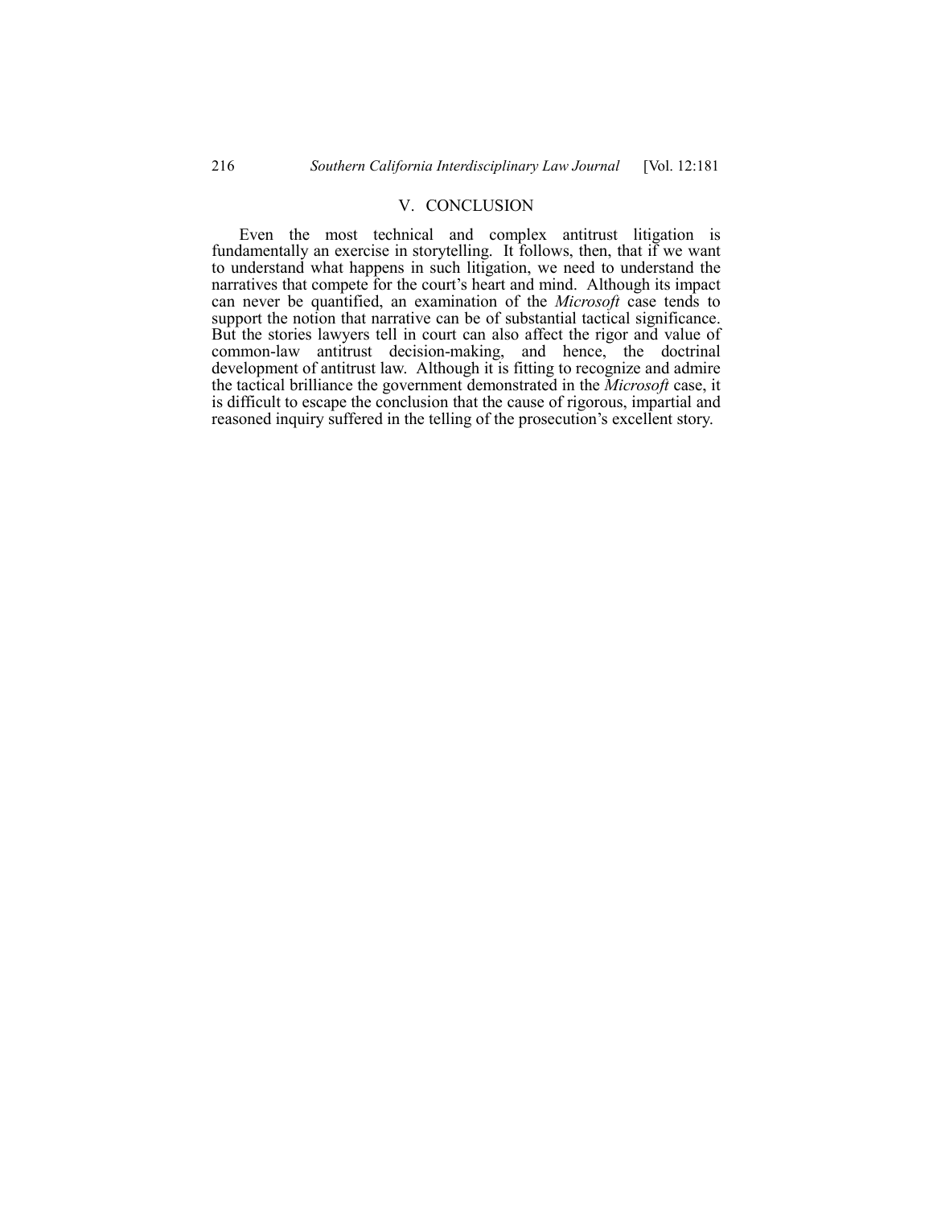## V. CONCLUSION

Even the most technical and complex antitrust litigation is fundamentally an exercise in storytelling. It follows, then, that if we want to understand what happens in such litigation, we need to understand the narratives that compete for the court's heart and mind. Although its impact can never be quantified, an examination of the *Microsoft* case tends to support the notion that narrative can be of substantial tactical significance. But the stories lawyers tell in court can also affect the rigor and value of common-law antitrust decision-making, and hence, the doctrinal development of antitrust law. Although it is fitting to recognize and admire the tactical brilliance the government demonstrated in the *Microsoft* case, it is difficult to escape the conclusion that the cause of rigorous, impartial and reasoned inquiry suffered in the telling of the prosecution's excellent story.